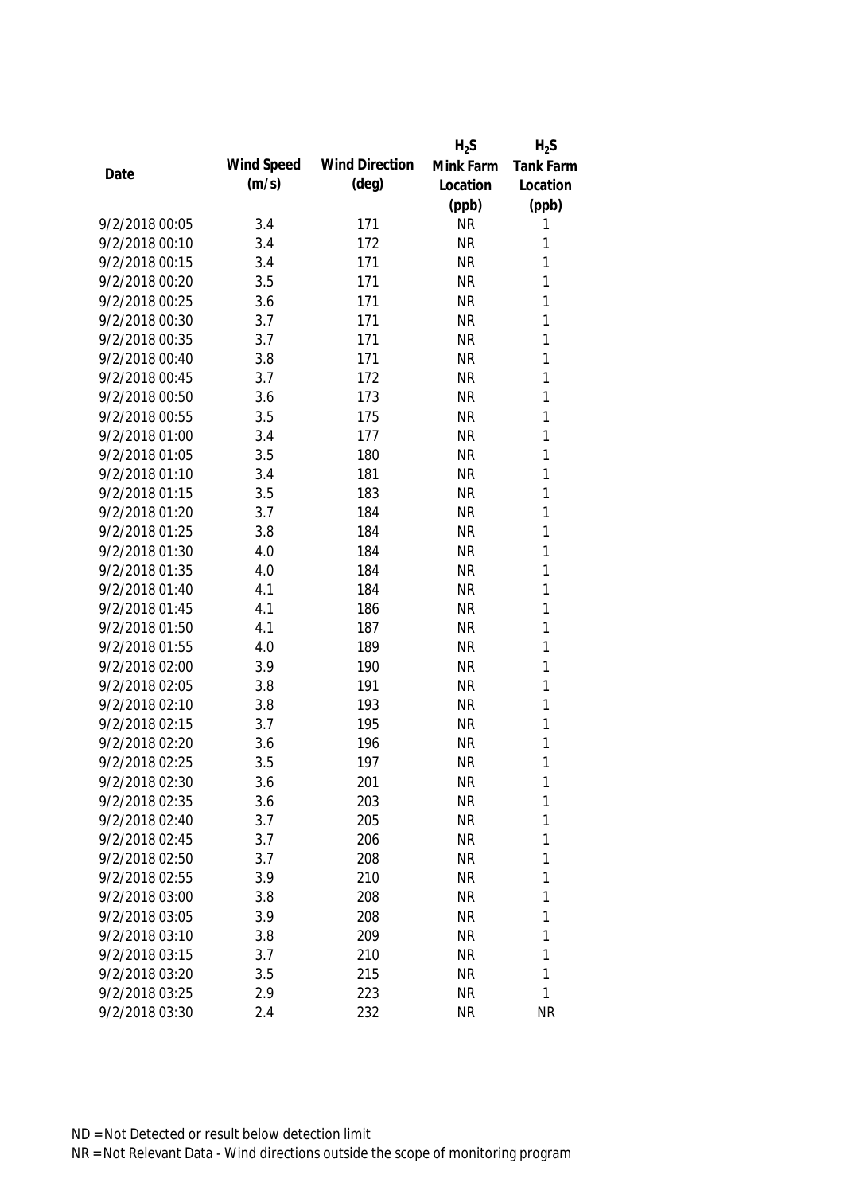| Date | Wind Speed (m/s) | Wind Direction (deg) | $H_2S$ Mink Farm Location (ppb) | $H_2S$ Tank Farm Location (ppb) |
|---|---|---|---|---|
| 9/2/2018 00:05 | 3.4 | 171 | NR | 1 |
| 9/2/2018 00:10 | 3.4 | 172 | NR | 1 |
| 9/2/2018 00:15 | 3.4 | 171 | NR | 1 |
| 9/2/2018 00:20 | 3.5 | 171 | NR | 1 |
| 9/2/2018 00:25 | 3.6 | 171 | NR | 1 |
| 9/2/2018 00:30 | 3.7 | 171 | NR | 1 |
| 9/2/2018 00:35 | 3.7 | 171 | NR | 1 |
| 9/2/2018 00:40 | 3.8 | 171 | NR | 1 |
| 9/2/2018 00:45 | 3.7 | 172 | NR | 1 |
| 9/2/2018 00:50 | 3.6 | 173 | NR | 1 |
| 9/2/2018 00:55 | 3.5 | 175 | NR | 1 |
| 9/2/2018 01:00 | 3.4 | 177 | NR | 1 |
| 9/2/2018 01:05 | 3.5 | 180 | NR | 1 |
| 9/2/2018 01:10 | 3.4 | 181 | NR | 1 |
| 9/2/2018 01:15 | 3.5 | 183 | NR | 1 |
| 9/2/2018 01:20 | 3.7 | 184 | NR | 1 |
| 9/2/2018 01:25 | 3.8 | 184 | NR | 1 |
| 9/2/2018 01:30 | 4.0 | 184 | NR | 1 |
| 9/2/2018 01:35 | 4.0 | 184 | NR | 1 |
| 9/2/2018 01:40 | 4.1 | 184 | NR | 1 |
| 9/2/2018 01:45 | 4.1 | 186 | NR | 1 |
| 9/2/2018 01:50 | 4.1 | 187 | NR | 1 |
| 9/2/2018 01:55 | 4.0 | 189 | NR | 1 |
| 9/2/2018 02:00 | 3.9 | 190 | NR | 1 |
| 9/2/2018 02:05 | 3.8 | 191 | NR | 1 |
| 9/2/2018 02:10 | 3.8 | 193 | NR | 1 |
| 9/2/2018 02:15 | 3.7 | 195 | NR | 1 |
| 9/2/2018 02:20 | 3.6 | 196 | NR | 1 |
| 9/2/2018 02:25 | 3.5 | 197 | NR | 1 |
| 9/2/2018 02:30 | 3.6 | 201 | NR | 1 |
| 9/2/2018 02:35 | 3.6 | 203 | NR | 1 |
| 9/2/2018 02:40 | 3.7 | 205 | NR | 1 |
| 9/2/2018 02:45 | 3.7 | 206 | NR | 1 |
| 9/2/2018 02:50 | 3.7 | 208 | NR | 1 |
| 9/2/2018 02:55 | 3.9 | 210 | NR | 1 |
| 9/2/2018 03:00 | 3.8 | 208 | NR | 1 |
| 9/2/2018 03:05 | 3.9 | 208 | NR | 1 |
| 9/2/2018 03:10 | 3.8 | 209 | NR | 1 |
| 9/2/2018 03:15 | 3.7 | 210 | NR | 1 |
| 9/2/2018 03:20 | 3.5 | 215 | NR | 1 |
| 9/2/2018 03:25 | 2.9 | 223 | NR | 1 |
| 9/2/2018 03:30 | 2.4 | 232 | NR | NR |

ND = Not Detected or result below detection limit

NR = Not Relevant Data - Wind directions outside the scope of monitoring program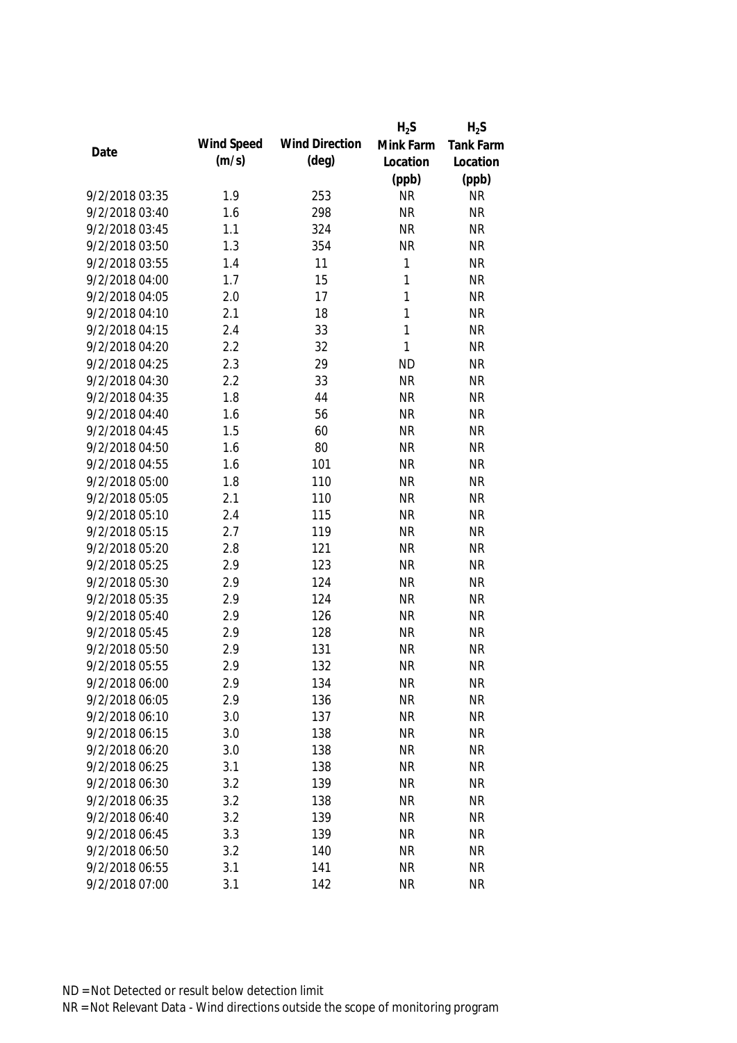| Date | Wind Speed (m/s) | Wind Direction (deg) | $H_2S$ Mink Farm Location (ppb) | $H_2S$ Tank Farm Location (ppb) |
|---|---|---|---|---|
| 9/2/2018 03:35 | 1.9 | 253 | NR | NR |
| 9/2/2018 03:40 | 1.6 | 298 | NR | NR |
| 9/2/2018 03:45 | 1.1 | 324 | NR | NR |
| 9/2/2018 03:50 | 1.3 | 354 | NR | NR |
| 9/2/2018 03:55 | 1.4 | 11 | 1 | NR |
| 9/2/2018 04:00 | 1.7 | 15 | 1 | NR |
| 9/2/2018 04:05 | 2.0 | 17 | 1 | NR |
| 9/2/2018 04:10 | 2.1 | 18 | 1 | NR |
| 9/2/2018 04:15 | 2.4 | 33 | 1 | NR |
| 9/2/2018 04:20 | 2.2 | 32 | 1 | NR |
| 9/2/2018 04:25 | 2.3 | 29 | ND | NR |
| 9/2/2018 04:30 | 2.2 | 33 | NR | NR |
| 9/2/2018 04:35 | 1.8 | 44 | NR | NR |
| 9/2/2018 04:40 | 1.6 | 56 | NR | NR |
| 9/2/2018 04:45 | 1.5 | 60 | NR | NR |
| 9/2/2018 04:50 | 1.6 | 80 | NR | NR |
| 9/2/2018 04:55 | 1.6 | 101 | NR | NR |
| 9/2/2018 05:00 | 1.8 | 110 | NR | NR |
| 9/2/2018 05:05 | 2.1 | 110 | NR | NR |
| 9/2/2018 05:10 | 2.4 | 115 | NR | NR |
| 9/2/2018 05:15 | 2.7 | 119 | NR | NR |
| 9/2/2018 05:20 | 2.8 | 121 | NR | NR |
| 9/2/2018 05:25 | 2.9 | 123 | NR | NR |
| 9/2/2018 05:30 | 2.9 | 124 | NR | NR |
| 9/2/2018 05:35 | 2.9 | 124 | NR | NR |
| 9/2/2018 05:40 | 2.9 | 126 | NR | NR |
| 9/2/2018 05:45 | 2.9 | 128 | NR | NR |
| 9/2/2018 05:50 | 2.9 | 131 | NR | NR |
| 9/2/2018 05:55 | 2.9 | 132 | NR | NR |
| 9/2/2018 06:00 | 2.9 | 134 | NR | NR |
| 9/2/2018 06:05 | 2.9 | 136 | NR | NR |
| 9/2/2018 06:10 | 3.0 | 137 | NR | NR |
| 9/2/2018 06:15 | 3.0 | 138 | NR | NR |
| 9/2/2018 06:20 | 3.0 | 138 | NR | NR |
| 9/2/2018 06:25 | 3.1 | 138 | NR | NR |
| 9/2/2018 06:30 | 3.2 | 139 | NR | NR |
| 9/2/2018 06:35 | 3.2 | 138 | NR | NR |
| 9/2/2018 06:40 | 3.2 | 139 | NR | NR |
| 9/2/2018 06:45 | 3.3 | 139 | NR | NR |
| 9/2/2018 06:50 | 3.2 | 140 | NR | NR |
| 9/2/2018 06:55 | 3.1 | 141 | NR | NR |
| 9/2/2018 07:00 | 3.1 | 142 | NR | NR |

ND = Not Detected or result below detection limit

NR = Not Relevant Data - Wind directions outside the scope of monitoring program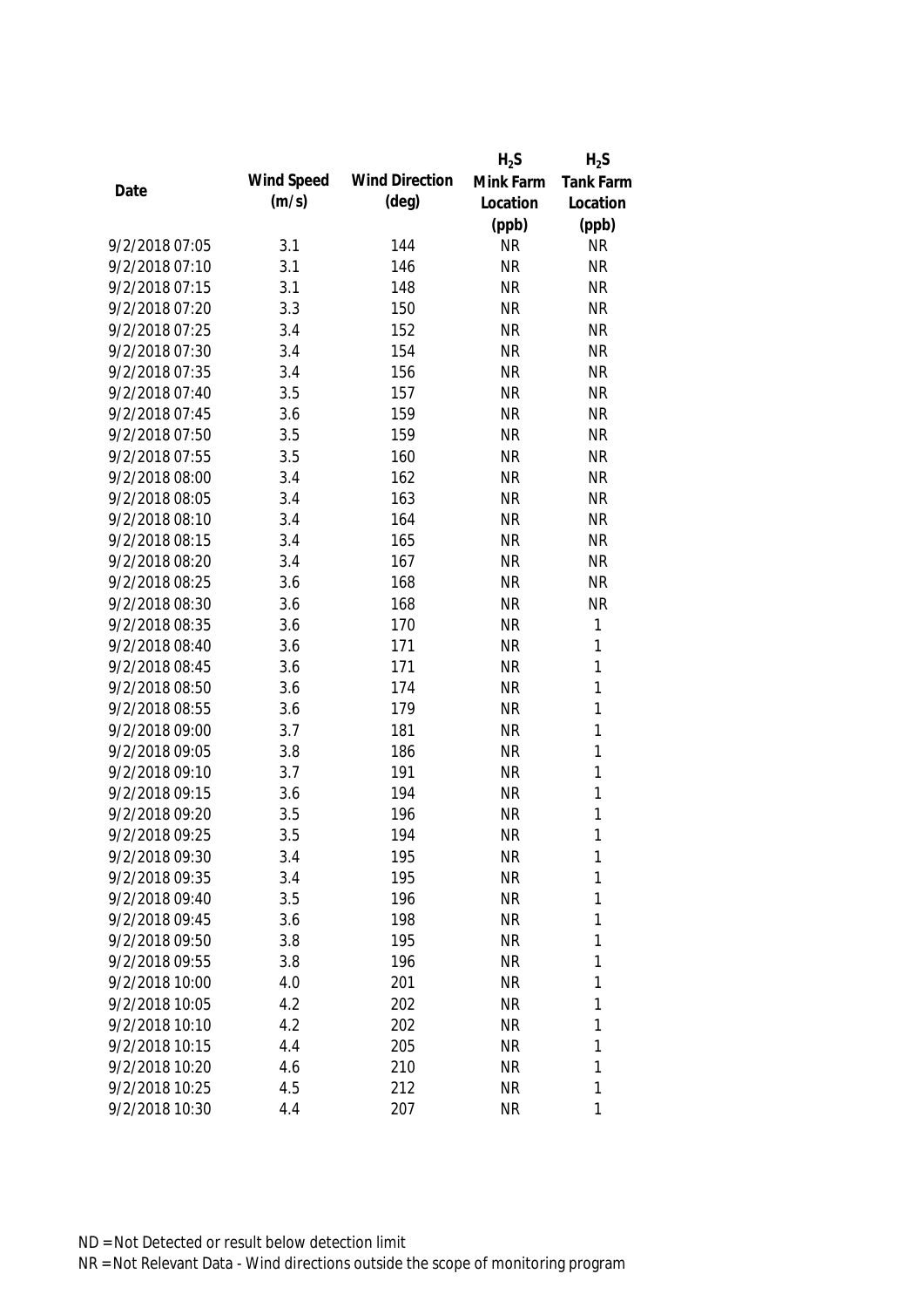| Date | Wind Speed (m/s) | Wind Direction (deg) | $H_2S$ Mink Farm Location (ppb) | $H_2S$ Tank Farm Location (ppb) |
|---|---|---|---|---|
| 9/2/2018 07:05 | 3.1 | 144 | NR | NR |
| 9/2/2018 07:10 | 3.1 | 146 | NR | NR |
| 9/2/2018 07:15 | 3.1 | 148 | NR | NR |
| 9/2/2018 07:20 | 3.3 | 150 | NR | NR |
| 9/2/2018 07:25 | 3.4 | 152 | NR | NR |
| 9/2/2018 07:30 | 3.4 | 154 | NR | NR |
| 9/2/2018 07:35 | 3.4 | 156 | NR | NR |
| 9/2/2018 07:40 | 3.5 | 157 | NR | NR |
| 9/2/2018 07:45 | 3.6 | 159 | NR | NR |
| 9/2/2018 07:50 | 3.5 | 159 | NR | NR |
| 9/2/2018 07:55 | 3.5 | 160 | NR | NR |
| 9/2/2018 08:00 | 3.4 | 162 | NR | NR |
| 9/2/2018 08:05 | 3.4 | 163 | NR | NR |
| 9/2/2018 08:10 | 3.4 | 164 | NR | NR |
| 9/2/2018 08:15 | 3.4 | 165 | NR | NR |
| 9/2/2018 08:20 | 3.4 | 167 | NR | NR |
| 9/2/2018 08:25 | 3.6 | 168 | NR | NR |
| 9/2/2018 08:30 | 3.6 | 168 | NR | NR |
| 9/2/2018 08:35 | 3.6 | 170 | NR | 1 |
| 9/2/2018 08:40 | 3.6 | 171 | NR | 1 |
| 9/2/2018 08:45 | 3.6 | 171 | NR | 1 |
| 9/2/2018 08:50 | 3.6 | 174 | NR | 1 |
| 9/2/2018 08:55 | 3.6 | 179 | NR | 1 |
| 9/2/2018 09:00 | 3.7 | 181 | NR | 1 |
| 9/2/2018 09:05 | 3.8 | 186 | NR | 1 |
| 9/2/2018 09:10 | 3.7 | 191 | NR | 1 |
| 9/2/2018 09:15 | 3.6 | 194 | NR | 1 |
| 9/2/2018 09:20 | 3.5 | 196 | NR | 1 |
| 9/2/2018 09:25 | 3.5 | 194 | NR | 1 |
| 9/2/2018 09:30 | 3.4 | 195 | NR | 1 |
| 9/2/2018 09:35 | 3.4 | 195 | NR | 1 |
| 9/2/2018 09:40 | 3.5 | 196 | NR | 1 |
| 9/2/2018 09:45 | 3.6 | 198 | NR | 1 |
| 9/2/2018 09:50 | 3.8 | 195 | NR | 1 |
| 9/2/2018 09:55 | 3.8 | 196 | NR | 1 |
| 9/2/2018 10:00 | 4.0 | 201 | NR | 1 |
| 9/2/2018 10:05 | 4.2 | 202 | NR | 1 |
| 9/2/2018 10:10 | 4.2 | 202 | NR | 1 |
| 9/2/2018 10:15 | 4.4 | 205 | NR | 1 |
| 9/2/2018 10:20 | 4.6 | 210 | NR | 1 |
| 9/2/2018 10:25 | 4.5 | 212 | NR | 1 |
| 9/2/2018 10:30 | 4.4 | 207 | NR | 1 |

ND = Not Detected or result below detection limit
NR = Not Relevant Data - Wind directions outside the scope of monitoring program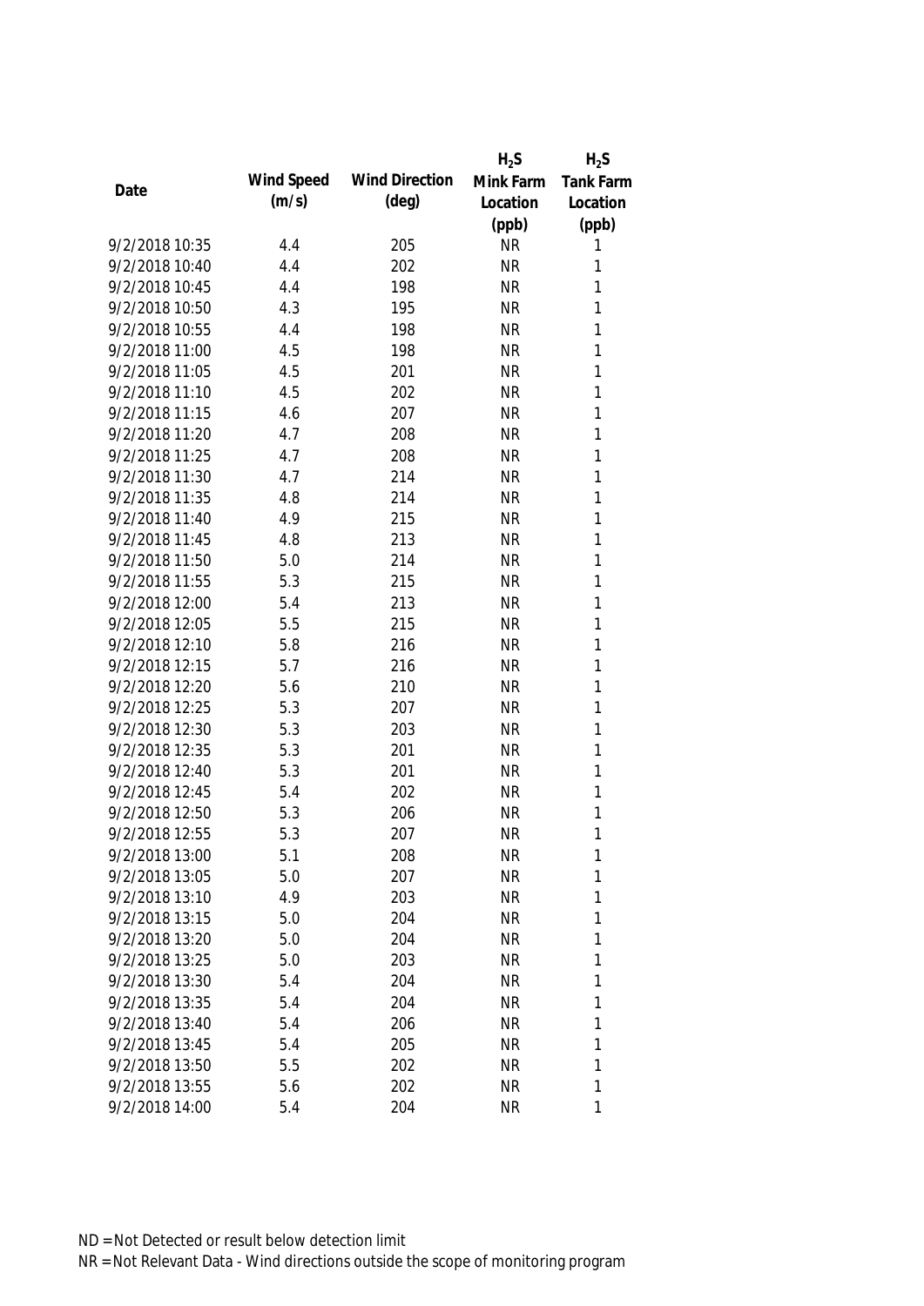| Date | Wind Speed (m/s) | Wind Direction (deg) | $H_2S$ Mink Farm Location (ppb) | $H_2S$ Tank Farm Location (ppb) |
|---|---|---|---|---|
| 9/2/2018 10:35 | 4.4 | 205 | NR | 1 |
| 9/2/2018 10:40 | 4.4 | 202 | NR | 1 |
| 9/2/2018 10:45 | 4.4 | 198 | NR | 1 |
| 9/2/2018 10:50 | 4.3 | 195 | NR | 1 |
| 9/2/2018 10:55 | 4.4 | 198 | NR | 1 |
| 9/2/2018 11:00 | 4.5 | 198 | NR | 1 |
| 9/2/2018 11:05 | 4.5 | 201 | NR | 1 |
| 9/2/2018 11:10 | 4.5 | 202 | NR | 1 |
| 9/2/2018 11:15 | 4.6 | 207 | NR | 1 |
| 9/2/2018 11:20 | 4.7 | 208 | NR | 1 |
| 9/2/2018 11:25 | 4.7 | 208 | NR | 1 |
| 9/2/2018 11:30 | 4.7 | 214 | NR | 1 |
| 9/2/2018 11:35 | 4.8 | 214 | NR | 1 |
| 9/2/2018 11:40 | 4.9 | 215 | NR | 1 |
| 9/2/2018 11:45 | 4.8 | 213 | NR | 1 |
| 9/2/2018 11:50 | 5.0 | 214 | NR | 1 |
| 9/2/2018 11:55 | 5.3 | 215 | NR | 1 |
| 9/2/2018 12:00 | 5.4 | 213 | NR | 1 |
| 9/2/2018 12:05 | 5.5 | 215 | NR | 1 |
| 9/2/2018 12:10 | 5.8 | 216 | NR | 1 |
| 9/2/2018 12:15 | 5.7 | 216 | NR | 1 |
| 9/2/2018 12:20 | 5.6 | 210 | NR | 1 |
| 9/2/2018 12:25 | 5.3 | 207 | NR | 1 |
| 9/2/2018 12:30 | 5.3 | 203 | NR | 1 |
| 9/2/2018 12:35 | 5.3 | 201 | NR | 1 |
| 9/2/2018 12:40 | 5.3 | 201 | NR | 1 |
| 9/2/2018 12:45 | 5.4 | 202 | NR | 1 |
| 9/2/2018 12:50 | 5.3 | 206 | NR | 1 |
| 9/2/2018 12:55 | 5.3 | 207 | NR | 1 |
| 9/2/2018 13:00 | 5.1 | 208 | NR | 1 |
| 9/2/2018 13:05 | 5.0 | 207 | NR | 1 |
| 9/2/2018 13:10 | 4.9 | 203 | NR | 1 |
| 9/2/2018 13:15 | 5.0 | 204 | NR | 1 |
| 9/2/2018 13:20 | 5.0 | 204 | NR | 1 |
| 9/2/2018 13:25 | 5.0 | 203 | NR | 1 |
| 9/2/2018 13:30 | 5.4 | 204 | NR | 1 |
| 9/2/2018 13:35 | 5.4 | 204 | NR | 1 |
| 9/2/2018 13:40 | 5.4 | 206 | NR | 1 |
| 9/2/2018 13:45 | 5.4 | 205 | NR | 1 |
| 9/2/2018 13:50 | 5.5 | 202 | NR | 1 |
| 9/2/2018 13:55 | 5.6 | 202 | NR | 1 |
| 9/2/2018 14:00 | 5.4 | 204 | NR | 1 |

ND = Not Detected or result below detection limit

NR = Not Relevant Data - Wind directions outside the scope of monitoring program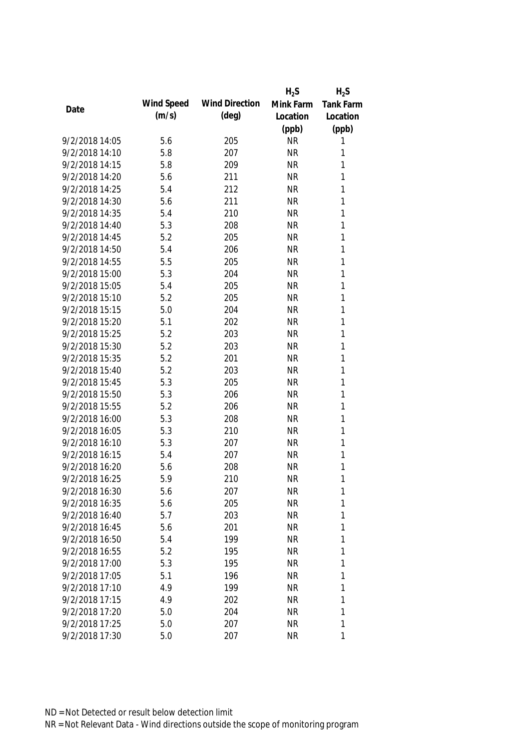| Date | Wind Speed (m/s) | Wind Direction (deg) | $H_2S$ Mink Farm Location (ppb) | $H_2S$ Tank Farm Location (ppb) |
|---|---|---|---|---|
| 9/2/2018 14:05 | 5.6 | 205 | NR | 1 |
| 9/2/2018 14:10 | 5.8 | 207 | NR | 1 |
| 9/2/2018 14:15 | 5.8 | 209 | NR | 1 |
| 9/2/2018 14:20 | 5.6 | 211 | NR | 1 |
| 9/2/2018 14:25 | 5.4 | 212 | NR | 1 |
| 9/2/2018 14:30 | 5.6 | 211 | NR | 1 |
| 9/2/2018 14:35 | 5.4 | 210 | NR | 1 |
| 9/2/2018 14:40 | 5.3 | 208 | NR | 1 |
| 9/2/2018 14:45 | 5.2 | 205 | NR | 1 |
| 9/2/2018 14:50 | 5.4 | 206 | NR | 1 |
| 9/2/2018 14:55 | 5.5 | 205 | NR | 1 |
| 9/2/2018 15:00 | 5.3 | 204 | NR | 1 |
| 9/2/2018 15:05 | 5.4 | 205 | NR | 1 |
| 9/2/2018 15:10 | 5.2 | 205 | NR | 1 |
| 9/2/2018 15:15 | 5.0 | 204 | NR | 1 |
| 9/2/2018 15:20 | 5.1 | 202 | NR | 1 |
| 9/2/2018 15:25 | 5.2 | 203 | NR | 1 |
| 9/2/2018 15:30 | 5.2 | 203 | NR | 1 |
| 9/2/2018 15:35 | 5.2 | 201 | NR | 1 |
| 9/2/2018 15:40 | 5.2 | 203 | NR | 1 |
| 9/2/2018 15:45 | 5.3 | 205 | NR | 1 |
| 9/2/2018 15:50 | 5.3 | 206 | NR | 1 |
| 9/2/2018 15:55 | 5.2 | 206 | NR | 1 |
| 9/2/2018 16:00 | 5.3 | 208 | NR | 1 |
| 9/2/2018 16:05 | 5.3 | 210 | NR | 1 |
| 9/2/2018 16:10 | 5.3 | 207 | NR | 1 |
| 9/2/2018 16:15 | 5.4 | 207 | NR | 1 |
| 9/2/2018 16:20 | 5.6 | 208 | NR | 1 |
| 9/2/2018 16:25 | 5.9 | 210 | NR | 1 |
| 9/2/2018 16:30 | 5.6 | 207 | NR | 1 |
| 9/2/2018 16:35 | 5.6 | 205 | NR | 1 |
| 9/2/2018 16:40 | 5.7 | 203 | NR | 1 |
| 9/2/2018 16:45 | 5.6 | 201 | NR | 1 |
| 9/2/2018 16:50 | 5.4 | 199 | NR | 1 |
| 9/2/2018 16:55 | 5.2 | 195 | NR | 1 |
| 9/2/2018 17:00 | 5.3 | 195 | NR | 1 |
| 9/2/2018 17:05 | 5.1 | 196 | NR | 1 |
| 9/2/2018 17:10 | 4.9 | 199 | NR | 1 |
| 9/2/2018 17:15 | 4.9 | 202 | NR | 1 |
| 9/2/2018 17:20 | 5.0 | 204 | NR | 1 |
| 9/2/2018 17:25 | 5.0 | 207 | NR | 1 |
| 9/2/2018 17:30 | 5.0 | 207 | NR | 1 |

ND = Not Detected or result below detection limit

NR = Not Relevant Data - Wind directions outside the scope of monitoring program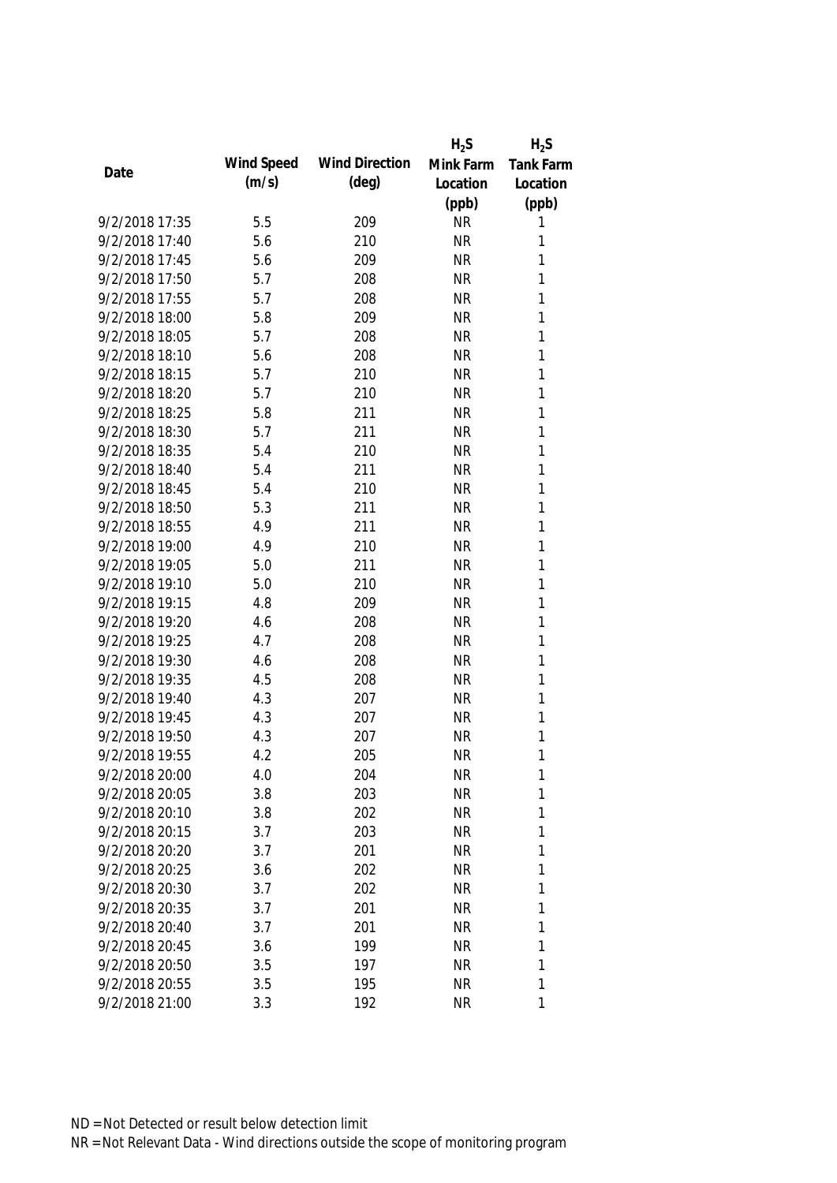| Date | Wind Speed (m/s) | Wind Direction (deg) | $H_2S$ Mink Farm Location (ppb) | $H_2S$ Tank Farm Location (ppb) |
|---|---|---|---|---|
| 9/2/2018 17:35 | 5.5 | 209 | NR | 1 |
| 9/2/2018 17:40 | 5.6 | 210 | NR | 1 |
| 9/2/2018 17:45 | 5.6 | 209 | NR | 1 |
| 9/2/2018 17:50 | 5.7 | 208 | NR | 1 |
| 9/2/2018 17:55 | 5.7 | 208 | NR | 1 |
| 9/2/2018 18:00 | 5.8 | 209 | NR | 1 |
| 9/2/2018 18:05 | 5.7 | 208 | NR | 1 |
| 9/2/2018 18:10 | 5.6 | 208 | NR | 1 |
| 9/2/2018 18:15 | 5.7 | 210 | NR | 1 |
| 9/2/2018 18:20 | 5.7 | 210 | NR | 1 |
| 9/2/2018 18:25 | 5.8 | 211 | NR | 1 |
| 9/2/2018 18:30 | 5.7 | 211 | NR | 1 |
| 9/2/2018 18:35 | 5.4 | 210 | NR | 1 |
| 9/2/2018 18:40 | 5.4 | 211 | NR | 1 |
| 9/2/2018 18:45 | 5.4 | 210 | NR | 1 |
| 9/2/2018 18:50 | 5.3 | 211 | NR | 1 |
| 9/2/2018 18:55 | 4.9 | 211 | NR | 1 |
| 9/2/2018 19:00 | 4.9 | 210 | NR | 1 |
| 9/2/2018 19:05 | 5.0 | 211 | NR | 1 |
| 9/2/2018 19:10 | 5.0 | 210 | NR | 1 |
| 9/2/2018 19:15 | 4.8 | 209 | NR | 1 |
| 9/2/2018 19:20 | 4.6 | 208 | NR | 1 |
| 9/2/2018 19:25 | 4.7 | 208 | NR | 1 |
| 9/2/2018 19:30 | 4.6 | 208 | NR | 1 |
| 9/2/2018 19:35 | 4.5 | 208 | NR | 1 |
| 9/2/2018 19:40 | 4.3 | 207 | NR | 1 |
| 9/2/2018 19:45 | 4.3 | 207 | NR | 1 |
| 9/2/2018 19:50 | 4.3 | 207 | NR | 1 |
| 9/2/2018 19:55 | 4.2 | 205 | NR | 1 |
| 9/2/2018 20:00 | 4.0 | 204 | NR | 1 |
| 9/2/2018 20:05 | 3.8 | 203 | NR | 1 |
| 9/2/2018 20:10 | 3.8 | 202 | NR | 1 |
| 9/2/2018 20:15 | 3.7 | 203 | NR | 1 |
| 9/2/2018 20:20 | 3.7 | 201 | NR | 1 |
| 9/2/2018 20:25 | 3.6 | 202 | NR | 1 |
| 9/2/2018 20:30 | 3.7 | 202 | NR | 1 |
| 9/2/2018 20:35 | 3.7 | 201 | NR | 1 |
| 9/2/2018 20:40 | 3.7 | 201 | NR | 1 |
| 9/2/2018 20:45 | 3.6 | 199 | NR | 1 |
| 9/2/2018 20:50 | 3.5 | 197 | NR | 1 |
| 9/2/2018 20:55 | 3.5 | 195 | NR | 1 |
| 9/2/2018 21:00 | 3.3 | 192 | NR | 1 |

ND = Not Detected or result below detection limit

NR = Not Relevant Data - Wind directions outside the scope of monitoring program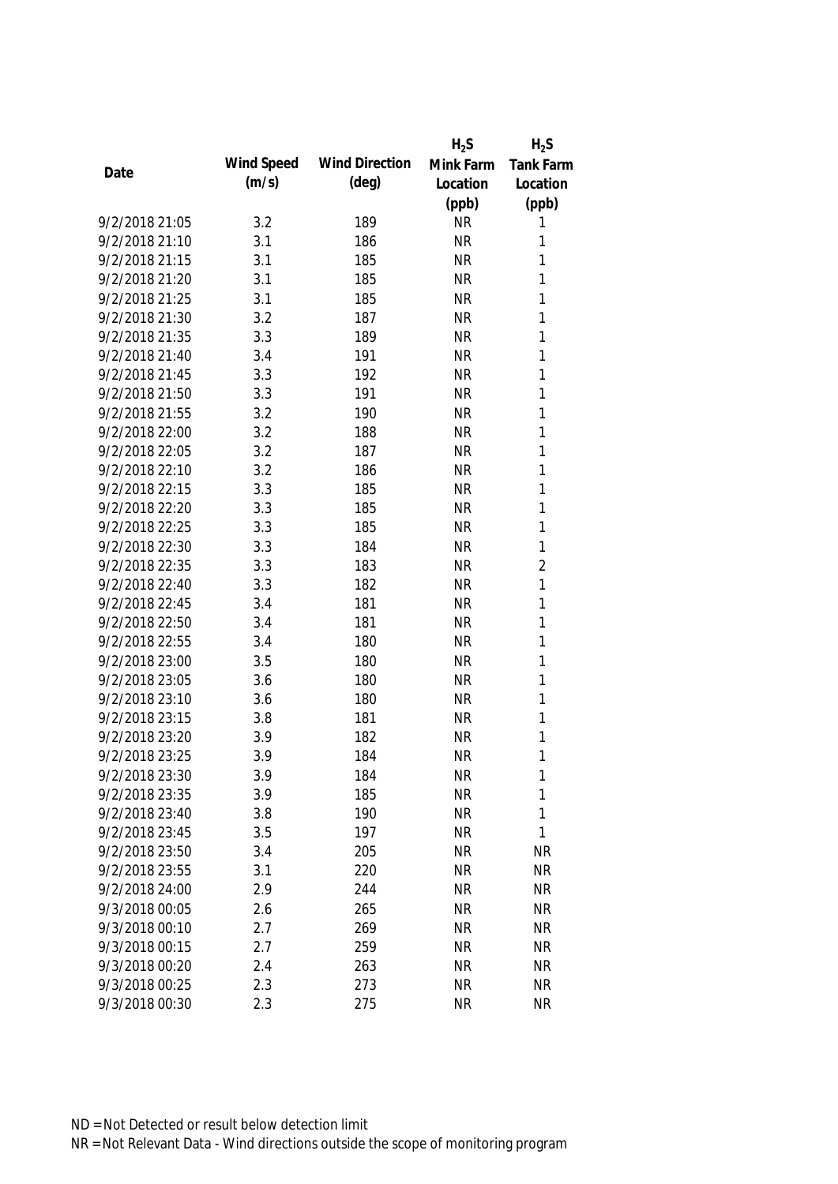| Date | Wind Speed (m/s) | Wind Direction (deg) | $H_2S$ Mink Farm Location (ppb) | $H_2S$ Tank Farm Location (ppb) |
|---|---|---|---|---|
| 9/2/2018 21:05 | 3.2 | 189 | NR | 1 |
| 9/2/2018 21:10 | 3.1 | 186 | NR | 1 |
| 9/2/2018 21:15 | 3.1 | 185 | NR | 1 |
| 9/2/2018 21:20 | 3.1 | 185 | NR | 1 |
| 9/2/2018 21:25 | 3.1 | 185 | NR | 1 |
| 9/2/2018 21:30 | 3.2 | 187 | NR | 1 |
| 9/2/2018 21:35 | 3.3 | 189 | NR | 1 |
| 9/2/2018 21:40 | 3.4 | 191 | NR | 1 |
| 9/2/2018 21:45 | 3.3 | 192 | NR | 1 |
| 9/2/2018 21:50 | 3.3 | 191 | NR | 1 |
| 9/2/2018 21:55 | 3.2 | 190 | NR | 1 |
| 9/2/2018 22:00 | 3.2 | 188 | NR | 1 |
| 9/2/2018 22:05 | 3.2 | 187 | NR | 1 |
| 9/2/2018 22:10 | 3.2 | 186 | NR | 1 |
| 9/2/2018 22:15 | 3.3 | 185 | NR | 1 |
| 9/2/2018 22:20 | 3.3 | 185 | NR | 1 |
| 9/2/2018 22:25 | 3.3 | 185 | NR | 1 |
| 9/2/2018 22:30 | 3.3 | 184 | NR | 1 |
| 9/2/2018 22:35 | 3.3 | 183 | NR | 2 |
| 9/2/2018 22:40 | 3.3 | 182 | NR | 1 |
| 9/2/2018 22:45 | 3.4 | 181 | NR | 1 |
| 9/2/2018 22:50 | 3.4 | 181 | NR | 1 |
| 9/2/2018 22:55 | 3.4 | 180 | NR | 1 |
| 9/2/2018 23:00 | 3.5 | 180 | NR | 1 |
| 9/2/2018 23:05 | 3.6 | 180 | NR | 1 |
| 9/2/2018 23:10 | 3.6 | 180 | NR | 1 |
| 9/2/2018 23:15 | 3.8 | 181 | NR | 1 |
| 9/2/2018 23:20 | 3.9 | 182 | NR | 1 |
| 9/2/2018 23:25 | 3.9 | 184 | NR | 1 |
| 9/2/2018 23:30 | 3.9 | 184 | NR | 1 |
| 9/2/2018 23:35 | 3.9 | 185 | NR | 1 |
| 9/2/2018 23:40 | 3.8 | 190 | NR | 1 |
| 9/2/2018 23:45 | 3.5 | 197 | NR | 1 |
| 9/2/2018 23:50 | 3.4 | 205 | NR | NR |
| 9/2/2018 23:55 | 3.1 | 220 | NR | NR |
| 9/2/2018 24:00 | 2.9 | 244 | NR | NR |
| 9/3/2018 00:05 | 2.6 | 265 | NR | NR |
| 9/3/2018 00:10 | 2.7 | 269 | NR | NR |
| 9/3/2018 00:15 | 2.7 | 259 | NR | NR |
| 9/3/2018 00:20 | 2.4 | 263 | NR | NR |
| 9/3/2018 00:25 | 2.3 | 273 | NR | NR |
| 9/3/2018 00:30 | 2.3 | 275 | NR | NR |

ND = Not Detected or result below detection limit

NR = Not Relevant Data - Wind directions outside the scope of monitoring program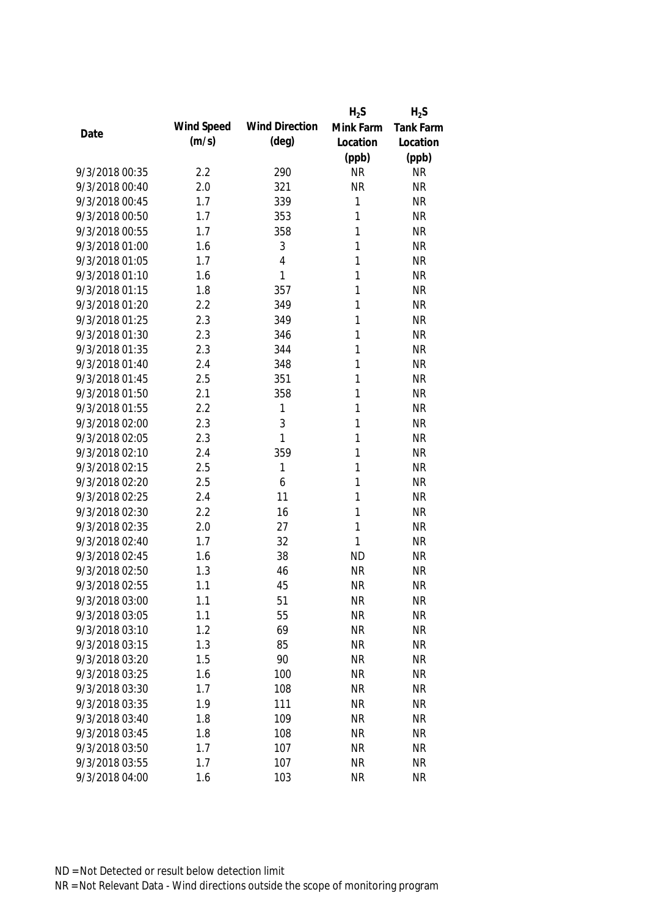| Date | Wind Speed (m/s) | Wind Direction (deg) | $H_2S$ Mink Farm Location (ppb) | $H_2S$ Tank Farm Location (ppb) |
|---|---|---|---|---|
| 9/3/2018 00:35 | 2.2 | 290 | NR | NR |
| 9/3/2018 00:40 | 2.0 | 321 | NR | NR |
| 9/3/2018 00:45 | 1.7 | 339 | 1 | NR |
| 9/3/2018 00:50 | 1.7 | 353 | 1 | NR |
| 9/3/2018 00:55 | 1.7 | 358 | 1 | NR |
| 9/3/2018 01:00 | 1.6 | 3 | 1 | NR |
| 9/3/2018 01:05 | 1.7 | 4 | 1 | NR |
| 9/3/2018 01:10 | 1.6 | 1 | 1 | NR |
| 9/3/2018 01:15 | 1.8 | 357 | 1 | NR |
| 9/3/2018 01:20 | 2.2 | 349 | 1 | NR |
| 9/3/2018 01:25 | 2.3 | 349 | 1 | NR |
| 9/3/2018 01:30 | 2.3 | 346 | 1 | NR |
| 9/3/2018 01:35 | 2.3 | 344 | 1 | NR |
| 9/3/2018 01:40 | 2.4 | 348 | 1 | NR |
| 9/3/2018 01:45 | 2.5 | 351 | 1 | NR |
| 9/3/2018 01:50 | 2.1 | 358 | 1 | NR |
| 9/3/2018 01:55 | 2.2 | 1 | 1 | NR |
| 9/3/2018 02:00 | 2.3 | 3 | 1 | NR |
| 9/3/2018 02:05 | 2.3 | 1 | 1 | NR |
| 9/3/2018 02:10 | 2.4 | 359 | 1 | NR |
| 9/3/2018 02:15 | 2.5 | 1 | 1 | NR |
| 9/3/2018 02:20 | 2.5 | 6 | 1 | NR |
| 9/3/2018 02:25 | 2.4 | 11 | 1 | NR |
| 9/3/2018 02:30 | 2.2 | 16 | 1 | NR |
| 9/3/2018 02:35 | 2.0 | 27 | 1 | NR |
| 9/3/2018 02:40 | 1.7 | 32 | 1 | NR |
| 9/3/2018 02:45 | 1.6 | 38 | ND | NR |
| 9/3/2018 02:50 | 1.3 | 46 | NR | NR |
| 9/3/2018 02:55 | 1.1 | 45 | NR | NR |
| 9/3/2018 03:00 | 1.1 | 51 | NR | NR |
| 9/3/2018 03:05 | 1.1 | 55 | NR | NR |
| 9/3/2018 03:10 | 1.2 | 69 | NR | NR |
| 9/3/2018 03:15 | 1.3 | 85 | NR | NR |
| 9/3/2018 03:20 | 1.5 | 90 | NR | NR |
| 9/3/2018 03:25 | 1.6 | 100 | NR | NR |
| 9/3/2018 03:30 | 1.7 | 108 | NR | NR |
| 9/3/2018 03:35 | 1.9 | 111 | NR | NR |
| 9/3/2018 03:40 | 1.8 | 109 | NR | NR |
| 9/3/2018 03:45 | 1.8 | 108 | NR | NR |
| 9/3/2018 03:50 | 1.7 | 107 | NR | NR |
| 9/3/2018 03:55 | 1.7 | 107 | NR | NR |
| 9/3/2018 04:00 | 1.6 | 103 | NR | NR |

ND = Not Detected or result below detection limit

NR = Not Relevant Data - Wind directions outside the scope of monitoring program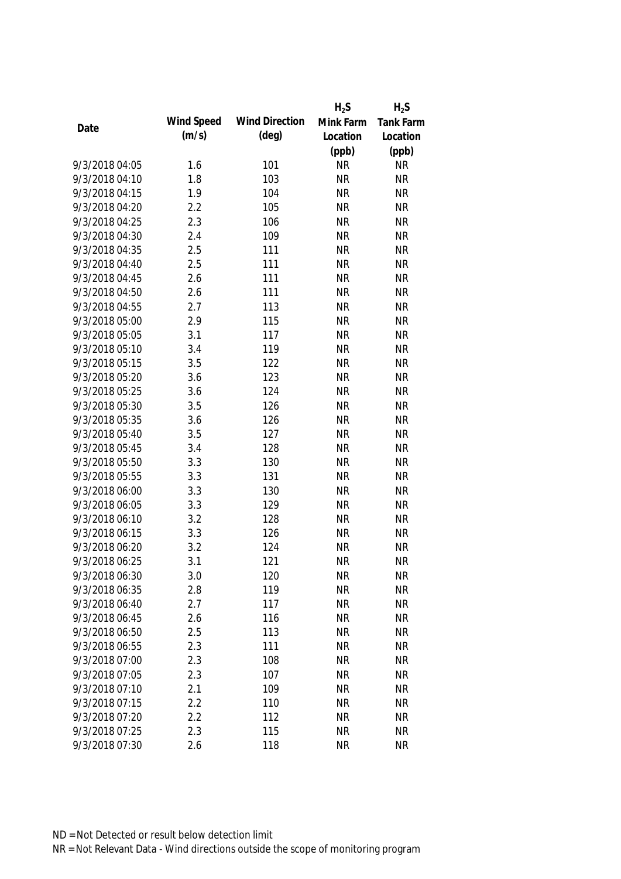| Date | Wind Speed (m/s) | Wind Direction (deg) | $H_2S$ Mink Farm Location (ppb) | $H_2S$ Tank Farm Location (ppb) |
|---|---|---|---|---|
| 9/3/2018 04:05 | 1.6 | 101 | NR | NR |
| 9/3/2018 04:10 | 1.8 | 103 | NR | NR |
| 9/3/2018 04:15 | 1.9 | 104 | NR | NR |
| 9/3/2018 04:20 | 2.2 | 105 | NR | NR |
| 9/3/2018 04:25 | 2.3 | 106 | NR | NR |
| 9/3/2018 04:30 | 2.4 | 109 | NR | NR |
| 9/3/2018 04:35 | 2.5 | 111 | NR | NR |
| 9/3/2018 04:40 | 2.5 | 111 | NR | NR |
| 9/3/2018 04:45 | 2.6 | 111 | NR | NR |
| 9/3/2018 04:50 | 2.6 | 111 | NR | NR |
| 9/3/2018 04:55 | 2.7 | 113 | NR | NR |
| 9/3/2018 05:00 | 2.9 | 115 | NR | NR |
| 9/3/2018 05:05 | 3.1 | 117 | NR | NR |
| 9/3/2018 05:10 | 3.4 | 119 | NR | NR |
| 9/3/2018 05:15 | 3.5 | 122 | NR | NR |
| 9/3/2018 05:20 | 3.6 | 123 | NR | NR |
| 9/3/2018 05:25 | 3.6 | 124 | NR | NR |
| 9/3/2018 05:30 | 3.5 | 126 | NR | NR |
| 9/3/2018 05:35 | 3.6 | 126 | NR | NR |
| 9/3/2018 05:40 | 3.5 | 127 | NR | NR |
| 9/3/2018 05:45 | 3.4 | 128 | NR | NR |
| 9/3/2018 05:50 | 3.3 | 130 | NR | NR |
| 9/3/2018 05:55 | 3.3 | 131 | NR | NR |
| 9/3/2018 06:00 | 3.3 | 130 | NR | NR |
| 9/3/2018 06:05 | 3.3 | 129 | NR | NR |
| 9/3/2018 06:10 | 3.2 | 128 | NR | NR |
| 9/3/2018 06:15 | 3.3 | 126 | NR | NR |
| 9/3/2018 06:20 | 3.2 | 124 | NR | NR |
| 9/3/2018 06:25 | 3.1 | 121 | NR | NR |
| 9/3/2018 06:30 | 3.0 | 120 | NR | NR |
| 9/3/2018 06:35 | 2.8 | 119 | NR | NR |
| 9/3/2018 06:40 | 2.7 | 117 | NR | NR |
| 9/3/2018 06:45 | 2.6 | 116 | NR | NR |
| 9/3/2018 06:50 | 2.5 | 113 | NR | NR |
| 9/3/2018 06:55 | 2.3 | 111 | NR | NR |
| 9/3/2018 07:00 | 2.3 | 108 | NR | NR |
| 9/3/2018 07:05 | 2.3 | 107 | NR | NR |
| 9/3/2018 07:10 | 2.1 | 109 | NR | NR |
| 9/3/2018 07:15 | 2.2 | 110 | NR | NR |
| 9/3/2018 07:20 | 2.2 | 112 | NR | NR |
| 9/3/2018 07:25 | 2.3 | 115 | NR | NR |
| 9/3/2018 07:30 | 2.6 | 118 | NR | NR |

ND = Not Detected or result below detection limit

NR = Not Relevant Data - Wind directions outside the scope of monitoring program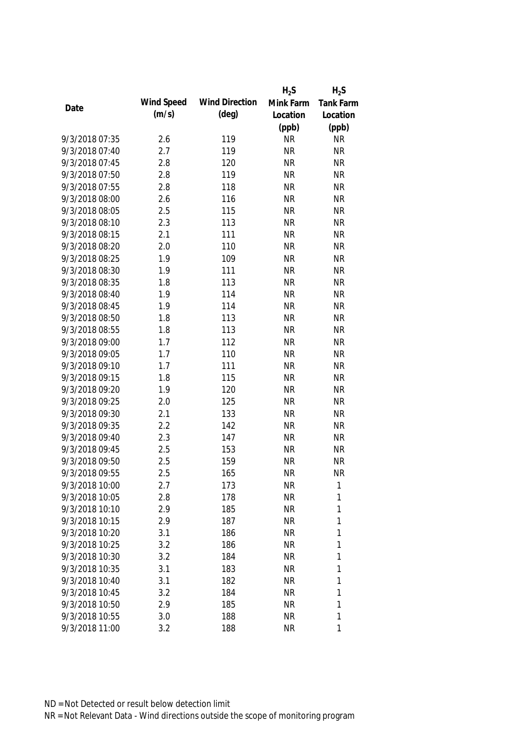| Date | Wind Speed (m/s) | Wind Direction (deg) | $H_2S$ Mink Farm Location (ppb) | $H_2S$ Tank Farm Location (ppb) |
|---|---|---|---|---|
| 9/3/2018 07:35 | 2.6 | 119 | NR | NR |
| 9/3/2018 07:40 | 2.7 | 119 | NR | NR |
| 9/3/2018 07:45 | 2.8 | 120 | NR | NR |
| 9/3/2018 07:50 | 2.8 | 119 | NR | NR |
| 9/3/2018 07:55 | 2.8 | 118 | NR | NR |
| 9/3/2018 08:00 | 2.6 | 116 | NR | NR |
| 9/3/2018 08:05 | 2.5 | 115 | NR | NR |
| 9/3/2018 08:10 | 2.3 | 113 | NR | NR |
| 9/3/2018 08:15 | 2.1 | 111 | NR | NR |
| 9/3/2018 08:20 | 2.0 | 110 | NR | NR |
| 9/3/2018 08:25 | 1.9 | 109 | NR | NR |
| 9/3/2018 08:30 | 1.9 | 111 | NR | NR |
| 9/3/2018 08:35 | 1.8 | 113 | NR | NR |
| 9/3/2018 08:40 | 1.9 | 114 | NR | NR |
| 9/3/2018 08:45 | 1.9 | 114 | NR | NR |
| 9/3/2018 08:50 | 1.8 | 113 | NR | NR |
| 9/3/2018 08:55 | 1.8 | 113 | NR | NR |
| 9/3/2018 09:00 | 1.7 | 112 | NR | NR |
| 9/3/2018 09:05 | 1.7 | 110 | NR | NR |
| 9/3/2018 09:10 | 1.7 | 111 | NR | NR |
| 9/3/2018 09:15 | 1.8 | 115 | NR | NR |
| 9/3/2018 09:20 | 1.9 | 120 | NR | NR |
| 9/3/2018 09:25 | 2.0 | 125 | NR | NR |
| 9/3/2018 09:30 | 2.1 | 133 | NR | NR |
| 9/3/2018 09:35 | 2.2 | 142 | NR | NR |
| 9/3/2018 09:40 | 2.3 | 147 | NR | NR |
| 9/3/2018 09:45 | 2.5 | 153 | NR | NR |
| 9/3/2018 09:50 | 2.5 | 159 | NR | NR |
| 9/3/2018 09:55 | 2.5 | 165 | NR | NR |
| 9/3/2018 10:00 | 2.7 | 173 | NR | 1 |
| 9/3/2018 10:05 | 2.8 | 178 | NR | 1 |
| 9/3/2018 10:10 | 2.9 | 185 | NR | 1 |
| 9/3/2018 10:15 | 2.9 | 187 | NR | 1 |
| 9/3/2018 10:20 | 3.1 | 186 | NR | 1 |
| 9/3/2018 10:25 | 3.2 | 186 | NR | 1 |
| 9/3/2018 10:30 | 3.2 | 184 | NR | 1 |
| 9/3/2018 10:35 | 3.1 | 183 | NR | 1 |
| 9/3/2018 10:40 | 3.1 | 182 | NR | 1 |
| 9/3/2018 10:45 | 3.2 | 184 | NR | 1 |
| 9/3/2018 10:50 | 2.9 | 185 | NR | 1 |
| 9/3/2018 10:55 | 3.0 | 188 | NR | 1 |
| 9/3/2018 11:00 | 3.2 | 188 | NR | 1 |

ND = Not Detected or result below detection limit
NR = Not Relevant Data - Wind directions outside the scope of monitoring program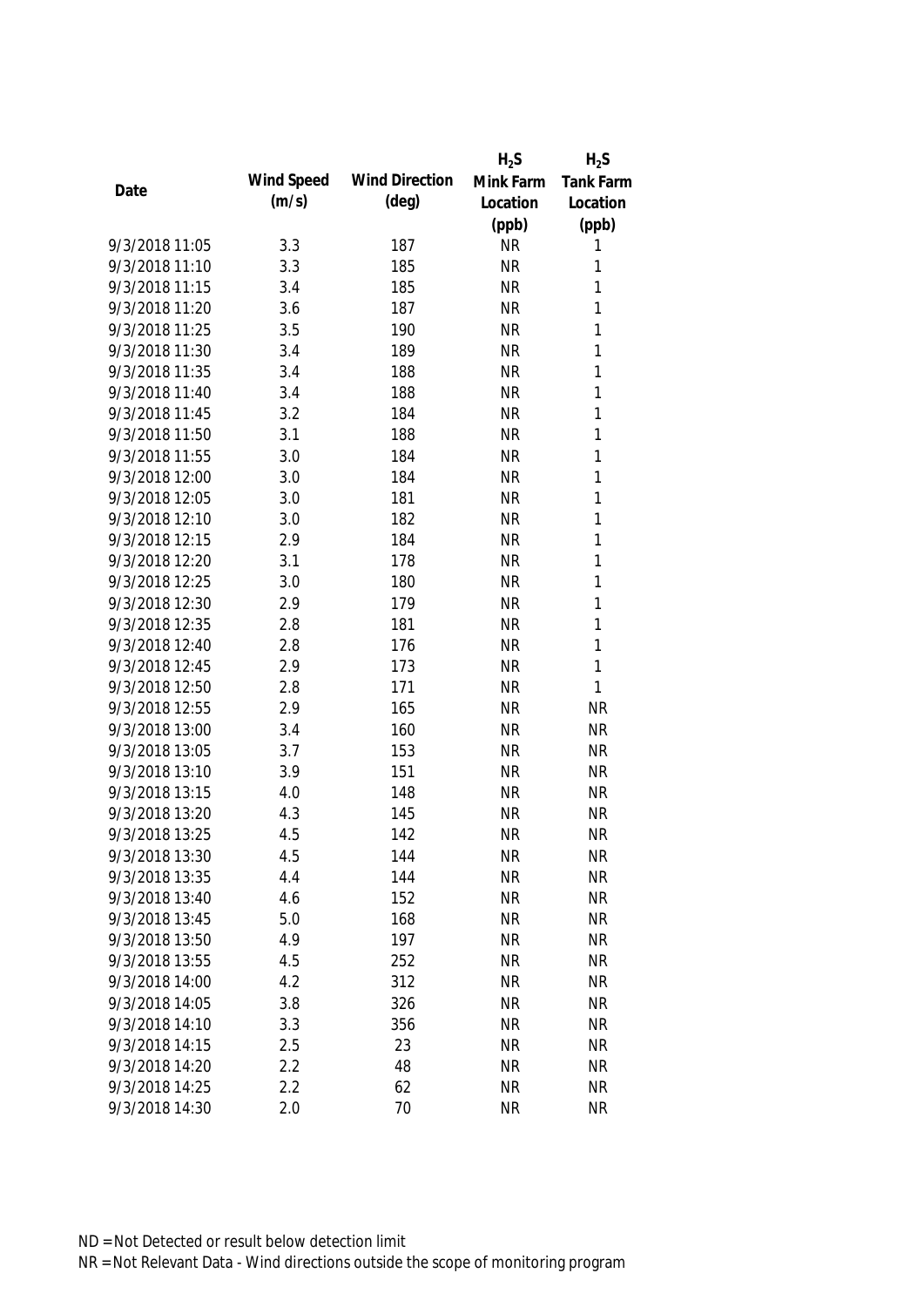| Date | Wind Speed (m/s) | Wind Direction (deg) | $H_2S$ Mink Farm Location (ppb) | $H_2S$ Tank Farm Location (ppb) |
|---|---|---|---|---|
| 9/3/2018 11:05 | 3.3 | 187 | NR | 1 |
| 9/3/2018 11:10 | 3.3 | 185 | NR | 1 |
| 9/3/2018 11:15 | 3.4 | 185 | NR | 1 |
| 9/3/2018 11:20 | 3.6 | 187 | NR | 1 |
| 9/3/2018 11:25 | 3.5 | 190 | NR | 1 |
| 9/3/2018 11:30 | 3.4 | 189 | NR | 1 |
| 9/3/2018 11:35 | 3.4 | 188 | NR | 1 |
| 9/3/2018 11:40 | 3.4 | 188 | NR | 1 |
| 9/3/2018 11:45 | 3.2 | 184 | NR | 1 |
| 9/3/2018 11:50 | 3.1 | 188 | NR | 1 |
| 9/3/2018 11:55 | 3.0 | 184 | NR | 1 |
| 9/3/2018 12:00 | 3.0 | 184 | NR | 1 |
| 9/3/2018 12:05 | 3.0 | 181 | NR | 1 |
| 9/3/2018 12:10 | 3.0 | 182 | NR | 1 |
| 9/3/2018 12:15 | 2.9 | 184 | NR | 1 |
| 9/3/2018 12:20 | 3.1 | 178 | NR | 1 |
| 9/3/2018 12:25 | 3.0 | 180 | NR | 1 |
| 9/3/2018 12:30 | 2.9 | 179 | NR | 1 |
| 9/3/2018 12:35 | 2.8 | 181 | NR | 1 |
| 9/3/2018 12:40 | 2.8 | 176 | NR | 1 |
| 9/3/2018 12:45 | 2.9 | 173 | NR | 1 |
| 9/3/2018 12:50 | 2.8 | 171 | NR | 1 |
| 9/3/2018 12:55 | 2.9 | 165 | NR | NR |
| 9/3/2018 13:00 | 3.4 | 160 | NR | NR |
| 9/3/2018 13:05 | 3.7 | 153 | NR | NR |
| 9/3/2018 13:10 | 3.9 | 151 | NR | NR |
| 9/3/2018 13:15 | 4.0 | 148 | NR | NR |
| 9/3/2018 13:20 | 4.3 | 145 | NR | NR |
| 9/3/2018 13:25 | 4.5 | 142 | NR | NR |
| 9/3/2018 13:30 | 4.5 | 144 | NR | NR |
| 9/3/2018 13:35 | 4.4 | 144 | NR | NR |
| 9/3/2018 13:40 | 4.6 | 152 | NR | NR |
| 9/3/2018 13:45 | 5.0 | 168 | NR | NR |
| 9/3/2018 13:50 | 4.9 | 197 | NR | NR |
| 9/3/2018 13:55 | 4.5 | 252 | NR | NR |
| 9/3/2018 14:00 | 4.2 | 312 | NR | NR |
| 9/3/2018 14:05 | 3.8 | 326 | NR | NR |
| 9/3/2018 14:10 | 3.3 | 356 | NR | NR |
| 9/3/2018 14:15 | 2.5 | 23 | NR | NR |
| 9/3/2018 14:20 | 2.2 | 48 | NR | NR |
| 9/3/2018 14:25 | 2.2 | 62 | NR | NR |
| 9/3/2018 14:30 | 2.0 | 70 | NR | NR |

ND = Not Detected or result below detection limit

NR = Not Relevant Data - Wind directions outside the scope of monitoring program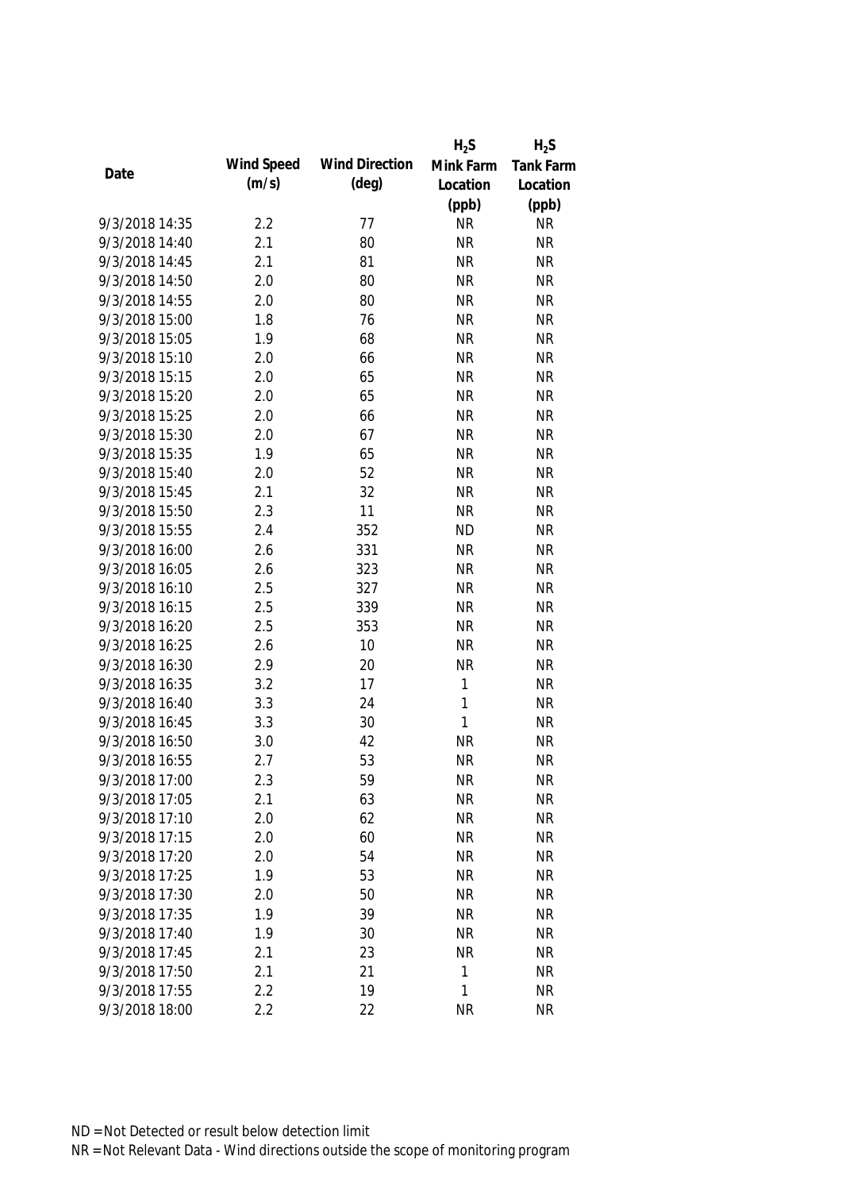| Date | Wind Speed (m/s) | Wind Direction (deg) | $H_2S$ Mink Farm Location (ppb) | $H_2S$ Tank Farm Location (ppb) |
|---|---|---|---|---|
| 9/3/2018 14:35 | 2.2 | 77 | NR | NR |
| 9/3/2018 14:40 | 2.1 | 80 | NR | NR |
| 9/3/2018 14:45 | 2.1 | 81 | NR | NR |
| 9/3/2018 14:50 | 2.0 | 80 | NR | NR |
| 9/3/2018 14:55 | 2.0 | 80 | NR | NR |
| 9/3/2018 15:00 | 1.8 | 76 | NR | NR |
| 9/3/2018 15:05 | 1.9 | 68 | NR | NR |
| 9/3/2018 15:10 | 2.0 | 66 | NR | NR |
| 9/3/2018 15:15 | 2.0 | 65 | NR | NR |
| 9/3/2018 15:20 | 2.0 | 65 | NR | NR |
| 9/3/2018 15:25 | 2.0 | 66 | NR | NR |
| 9/3/2018 15:30 | 2.0 | 67 | NR | NR |
| 9/3/2018 15:35 | 1.9 | 65 | NR | NR |
| 9/3/2018 15:40 | 2.0 | 52 | NR | NR |
| 9/3/2018 15:45 | 2.1 | 32 | NR | NR |
| 9/3/2018 15:50 | 2.3 | 11 | NR | NR |
| 9/3/2018 15:55 | 2.4 | 352 | ND | NR |
| 9/3/2018 16:00 | 2.6 | 331 | NR | NR |
| 9/3/2018 16:05 | 2.6 | 323 | NR | NR |
| 9/3/2018 16:10 | 2.5 | 327 | NR | NR |
| 9/3/2018 16:15 | 2.5 | 339 | NR | NR |
| 9/3/2018 16:20 | 2.5 | 353 | NR | NR |
| 9/3/2018 16:25 | 2.6 | 10 | NR | NR |
| 9/3/2018 16:30 | 2.9 | 20 | NR | NR |
| 9/3/2018 16:35 | 3.2 | 17 | 1 | NR |
| 9/3/2018 16:40 | 3.3 | 24 | 1 | NR |
| 9/3/2018 16:45 | 3.3 | 30 | 1 | NR |
| 9/3/2018 16:50 | 3.0 | 42 | NR | NR |
| 9/3/2018 16:55 | 2.7 | 53 | NR | NR |
| 9/3/2018 17:00 | 2.3 | 59 | NR | NR |
| 9/3/2018 17:05 | 2.1 | 63 | NR | NR |
| 9/3/2018 17:10 | 2.0 | 62 | NR | NR |
| 9/3/2018 17:15 | 2.0 | 60 | NR | NR |
| 9/3/2018 17:20 | 2.0 | 54 | NR | NR |
| 9/3/2018 17:25 | 1.9 | 53 | NR | NR |
| 9/3/2018 17:30 | 2.0 | 50 | NR | NR |
| 9/3/2018 17:35 | 1.9 | 39 | NR | NR |
| 9/3/2018 17:40 | 1.9 | 30 | NR | NR |
| 9/3/2018 17:45 | 2.1 | 23 | NR | NR |
| 9/3/2018 17:50 | 2.1 | 21 | 1 | NR |
| 9/3/2018 17:55 | 2.2 | 19 | 1 | NR |
| 9/3/2018 18:00 | 2.2 | 22 | NR | NR |

ND = Not Detected or result below detection limit

NR = Not Relevant Data - Wind directions outside the scope of monitoring program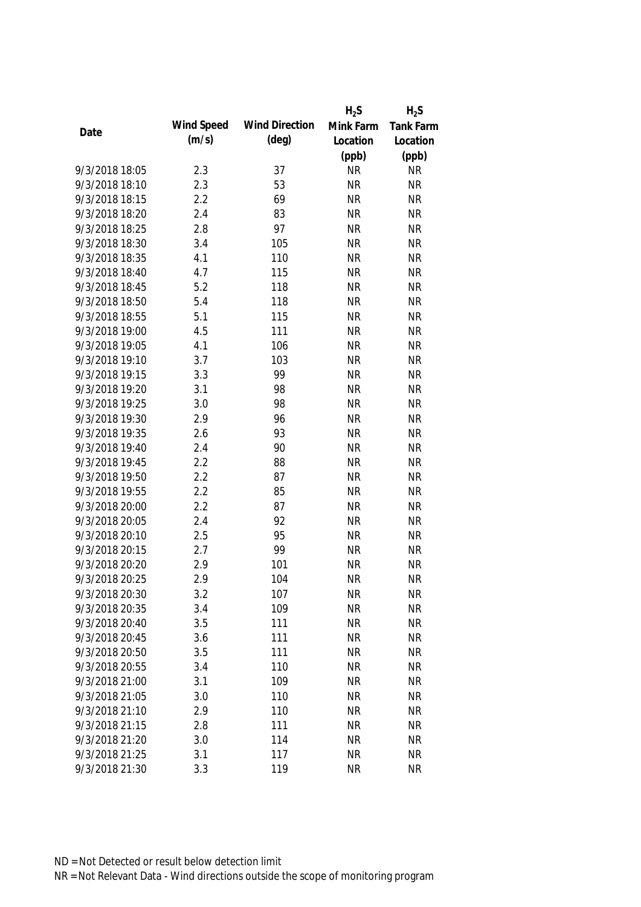| Date | Wind Speed (m/s) | Wind Direction (deg) | $H_2S$ Mink Farm Location (ppb) | $H_2S$ Tank Farm Location (ppb) |
|---|---|---|---|---|
| 9/3/2018 18:05 | 2.3 | 37 | NR | NR |
| 9/3/2018 18:10 | 2.3 | 53 | NR | NR |
| 9/3/2018 18:15 | 2.2 | 69 | NR | NR |
| 9/3/2018 18:20 | 2.4 | 83 | NR | NR |
| 9/3/2018 18:25 | 2.8 | 97 | NR | NR |
| 9/3/2018 18:30 | 3.4 | 105 | NR | NR |
| 9/3/2018 18:35 | 4.1 | 110 | NR | NR |
| 9/3/2018 18:40 | 4.7 | 115 | NR | NR |
| 9/3/2018 18:45 | 5.2 | 118 | NR | NR |
| 9/3/2018 18:50 | 5.4 | 118 | NR | NR |
| 9/3/2018 18:55 | 5.1 | 115 | NR | NR |
| 9/3/2018 19:00 | 4.5 | 111 | NR | NR |
| 9/3/2018 19:05 | 4.1 | 106 | NR | NR |
| 9/3/2018 19:10 | 3.7 | 103 | NR | NR |
| 9/3/2018 19:15 | 3.3 | 99 | NR | NR |
| 9/3/2018 19:20 | 3.1 | 98 | NR | NR |
| 9/3/2018 19:25 | 3.0 | 98 | NR | NR |
| 9/3/2018 19:30 | 2.9 | 96 | NR | NR |
| 9/3/2018 19:35 | 2.6 | 93 | NR | NR |
| 9/3/2018 19:40 | 2.4 | 90 | NR | NR |
| 9/3/2018 19:45 | 2.2 | 88 | NR | NR |
| 9/3/2018 19:50 | 2.2 | 87 | NR | NR |
| 9/3/2018 19:55 | 2.2 | 85 | NR | NR |
| 9/3/2018 20:00 | 2.2 | 87 | NR | NR |
| 9/3/2018 20:05 | 2.4 | 92 | NR | NR |
| 9/3/2018 20:10 | 2.5 | 95 | NR | NR |
| 9/3/2018 20:15 | 2.7 | 99 | NR | NR |
| 9/3/2018 20:20 | 2.9 | 101 | NR | NR |
| 9/3/2018 20:25 | 2.9 | 104 | NR | NR |
| 9/3/2018 20:30 | 3.2 | 107 | NR | NR |
| 9/3/2018 20:35 | 3.4 | 109 | NR | NR |
| 9/3/2018 20:40 | 3.5 | 111 | NR | NR |
| 9/3/2018 20:45 | 3.6 | 111 | NR | NR |
| 9/3/2018 20:50 | 3.5 | 111 | NR | NR |
| 9/3/2018 20:55 | 3.4 | 110 | NR | NR |
| 9/3/2018 21:00 | 3.1 | 109 | NR | NR |
| 9/3/2018 21:05 | 3.0 | 110 | NR | NR |
| 9/3/2018 21:10 | 2.9 | 110 | NR | NR |
| 9/3/2018 21:15 | 2.8 | 111 | NR | NR |
| 9/3/2018 21:20 | 3.0 | 114 | NR | NR |
| 9/3/2018 21:25 | 3.1 | 117 | NR | NR |
| 9/3/2018 21:30 | 3.3 | 119 | NR | NR |

ND = Not Detected or result below detection limit

NR = Not Relevant Data - Wind directions outside the scope of monitoring program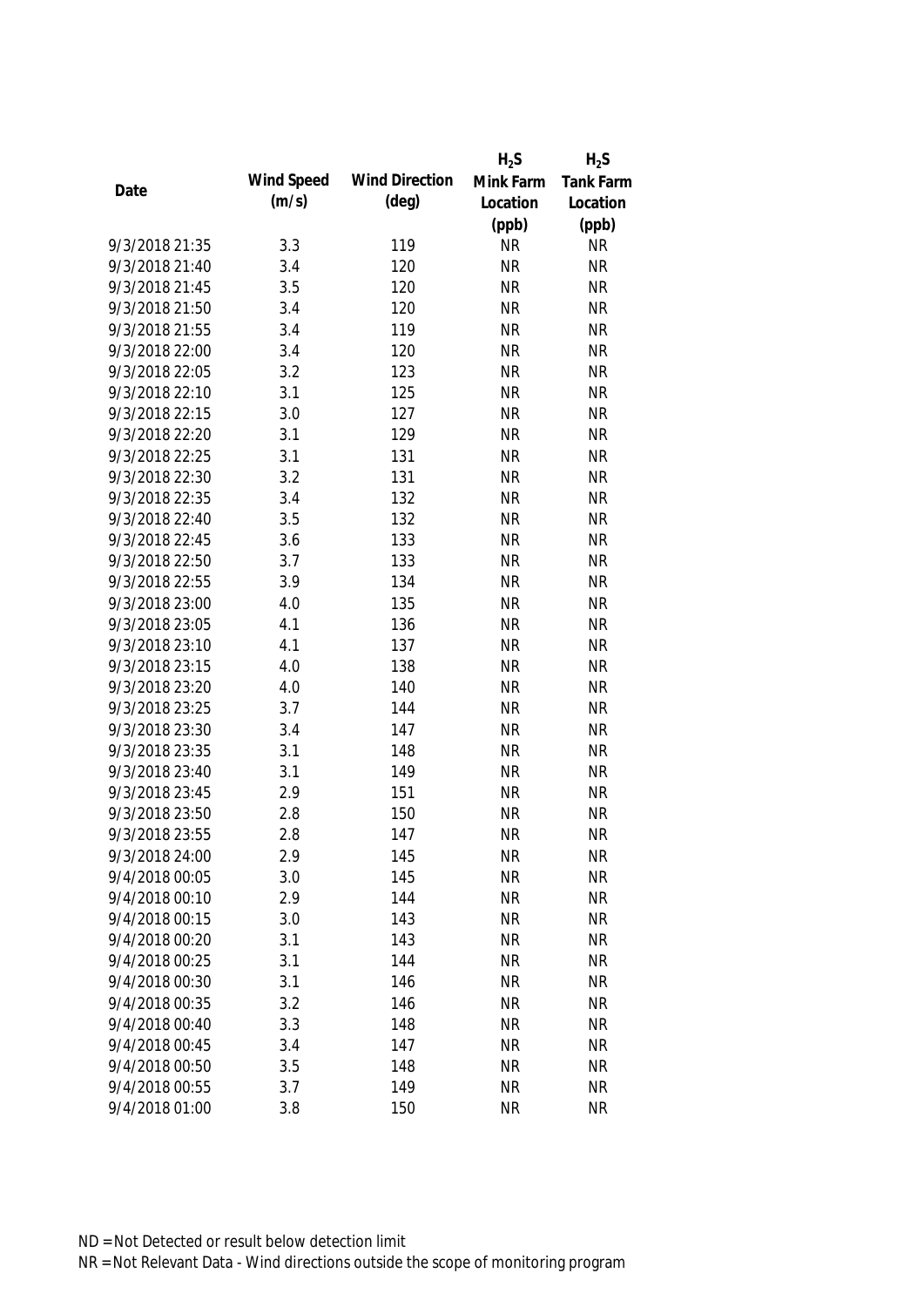| Date | Wind Speed (m/s) | Wind Direction (deg) | $H_2S$ Mink Farm Location (ppb) | $H_2S$ Tank Farm Location (ppb) |
|---|---|---|---|---|
| 9/3/2018 21:35 | 3.3 | 119 | NR | NR |
| 9/3/2018 21:40 | 3.4 | 120 | NR | NR |
| 9/3/2018 21:45 | 3.5 | 120 | NR | NR |
| 9/3/2018 21:50 | 3.4 | 120 | NR | NR |
| 9/3/2018 21:55 | 3.4 | 119 | NR | NR |
| 9/3/2018 22:00 | 3.4 | 120 | NR | NR |
| 9/3/2018 22:05 | 3.2 | 123 | NR | NR |
| 9/3/2018 22:10 | 3.1 | 125 | NR | NR |
| 9/3/2018 22:15 | 3.0 | 127 | NR | NR |
| 9/3/2018 22:20 | 3.1 | 129 | NR | NR |
| 9/3/2018 22:25 | 3.1 | 131 | NR | NR |
| 9/3/2018 22:30 | 3.2 | 131 | NR | NR |
| 9/3/2018 22:35 | 3.4 | 132 | NR | NR |
| 9/3/2018 22:40 | 3.5 | 132 | NR | NR |
| 9/3/2018 22:45 | 3.6 | 133 | NR | NR |
| 9/3/2018 22:50 | 3.7 | 133 | NR | NR |
| 9/3/2018 22:55 | 3.9 | 134 | NR | NR |
| 9/3/2018 23:00 | 4.0 | 135 | NR | NR |
| 9/3/2018 23:05 | 4.1 | 136 | NR | NR |
| 9/3/2018 23:10 | 4.1 | 137 | NR | NR |
| 9/3/2018 23:15 | 4.0 | 138 | NR | NR |
| 9/3/2018 23:20 | 4.0 | 140 | NR | NR |
| 9/3/2018 23:25 | 3.7 | 144 | NR | NR |
| 9/3/2018 23:30 | 3.4 | 147 | NR | NR |
| 9/3/2018 23:35 | 3.1 | 148 | NR | NR |
| 9/3/2018 23:40 | 3.1 | 149 | NR | NR |
| 9/3/2018 23:45 | 2.9 | 151 | NR | NR |
| 9/3/2018 23:50 | 2.8 | 150 | NR | NR |
| 9/3/2018 23:55 | 2.8 | 147 | NR | NR |
| 9/3/2018 24:00 | 2.9 | 145 | NR | NR |
| 9/4/2018 00:05 | 3.0 | 145 | NR | NR |
| 9/4/2018 00:10 | 2.9 | 144 | NR | NR |
| 9/4/2018 00:15 | 3.0 | 143 | NR | NR |
| 9/4/2018 00:20 | 3.1 | 143 | NR | NR |
| 9/4/2018 00:25 | 3.1 | 144 | NR | NR |
| 9/4/2018 00:30 | 3.1 | 146 | NR | NR |
| 9/4/2018 00:35 | 3.2 | 146 | NR | NR |
| 9/4/2018 00:40 | 3.3 | 148 | NR | NR |
| 9/4/2018 00:45 | 3.4 | 147 | NR | NR |
| 9/4/2018 00:50 | 3.5 | 148 | NR | NR |
| 9/4/2018 00:55 | 3.7 | 149 | NR | NR |
| 9/4/2018 01:00 | 3.8 | 150 | NR | NR |

ND = Not Detected or result below detection limit

NR = Not Relevant Data - Wind directions outside the scope of monitoring program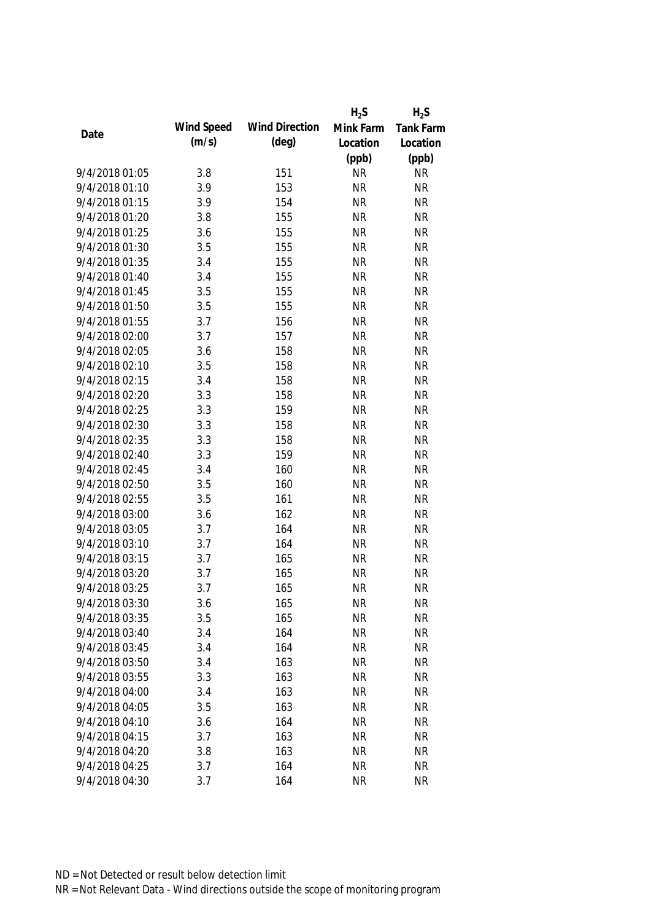| Date | Wind Speed (m/s) | Wind Direction (deg) | $H_2S$ Mink Farm Location (ppb) | $H_2S$ Tank Farm Location (ppb) |
|---|---|---|---|---|
| 9/4/2018 01:05 | 3.8 | 151 | NR | NR |
| 9/4/2018 01:10 | 3.9 | 153 | NR | NR |
| 9/4/2018 01:15 | 3.9 | 154 | NR | NR |
| 9/4/2018 01:20 | 3.8 | 155 | NR | NR |
| 9/4/2018 01:25 | 3.6 | 155 | NR | NR |
| 9/4/2018 01:30 | 3.5 | 155 | NR | NR |
| 9/4/2018 01:35 | 3.4 | 155 | NR | NR |
| 9/4/2018 01:40 | 3.4 | 155 | NR | NR |
| 9/4/2018 01:45 | 3.5 | 155 | NR | NR |
| 9/4/2018 01:50 | 3.5 | 155 | NR | NR |
| 9/4/2018 01:55 | 3.7 | 156 | NR | NR |
| 9/4/2018 02:00 | 3.7 | 157 | NR | NR |
| 9/4/2018 02:05 | 3.6 | 158 | NR | NR |
| 9/4/2018 02:10 | 3.5 | 158 | NR | NR |
| 9/4/2018 02:15 | 3.4 | 158 | NR | NR |
| 9/4/2018 02:20 | 3.3 | 158 | NR | NR |
| 9/4/2018 02:25 | 3.3 | 159 | NR | NR |
| 9/4/2018 02:30 | 3.3 | 158 | NR | NR |
| 9/4/2018 02:35 | 3.3 | 158 | NR | NR |
| 9/4/2018 02:40 | 3.3 | 159 | NR | NR |
| 9/4/2018 02:45 | 3.4 | 160 | NR | NR |
| 9/4/2018 02:50 | 3.5 | 160 | NR | NR |
| 9/4/2018 02:55 | 3.5 | 161 | NR | NR |
| 9/4/2018 03:00 | 3.6 | 162 | NR | NR |
| 9/4/2018 03:05 | 3.7 | 164 | NR | NR |
| 9/4/2018 03:10 | 3.7 | 164 | NR | NR |
| 9/4/2018 03:15 | 3.7 | 165 | NR | NR |
| 9/4/2018 03:20 | 3.7 | 165 | NR | NR |
| 9/4/2018 03:25 | 3.7 | 165 | NR | NR |
| 9/4/2018 03:30 | 3.6 | 165 | NR | NR |
| 9/4/2018 03:35 | 3.5 | 165 | NR | NR |
| 9/4/2018 03:40 | 3.4 | 164 | NR | NR |
| 9/4/2018 03:45 | 3.4 | 164 | NR | NR |
| 9/4/2018 03:50 | 3.4 | 163 | NR | NR |
| 9/4/2018 03:55 | 3.3 | 163 | NR | NR |
| 9/4/2018 04:00 | 3.4 | 163 | NR | NR |
| 9/4/2018 04:05 | 3.5 | 163 | NR | NR |
| 9/4/2018 04:10 | 3.6 | 164 | NR | NR |
| 9/4/2018 04:15 | 3.7 | 163 | NR | NR |
| 9/4/2018 04:20 | 3.8 | 163 | NR | NR |
| 9/4/2018 04:25 | 3.7 | 164 | NR | NR |
| 9/4/2018 04:30 | 3.7 | 164 | NR | NR |

ND = Not Detected or result below detection limit
NR = Not Relevant Data - Wind directions outside the scope of monitoring program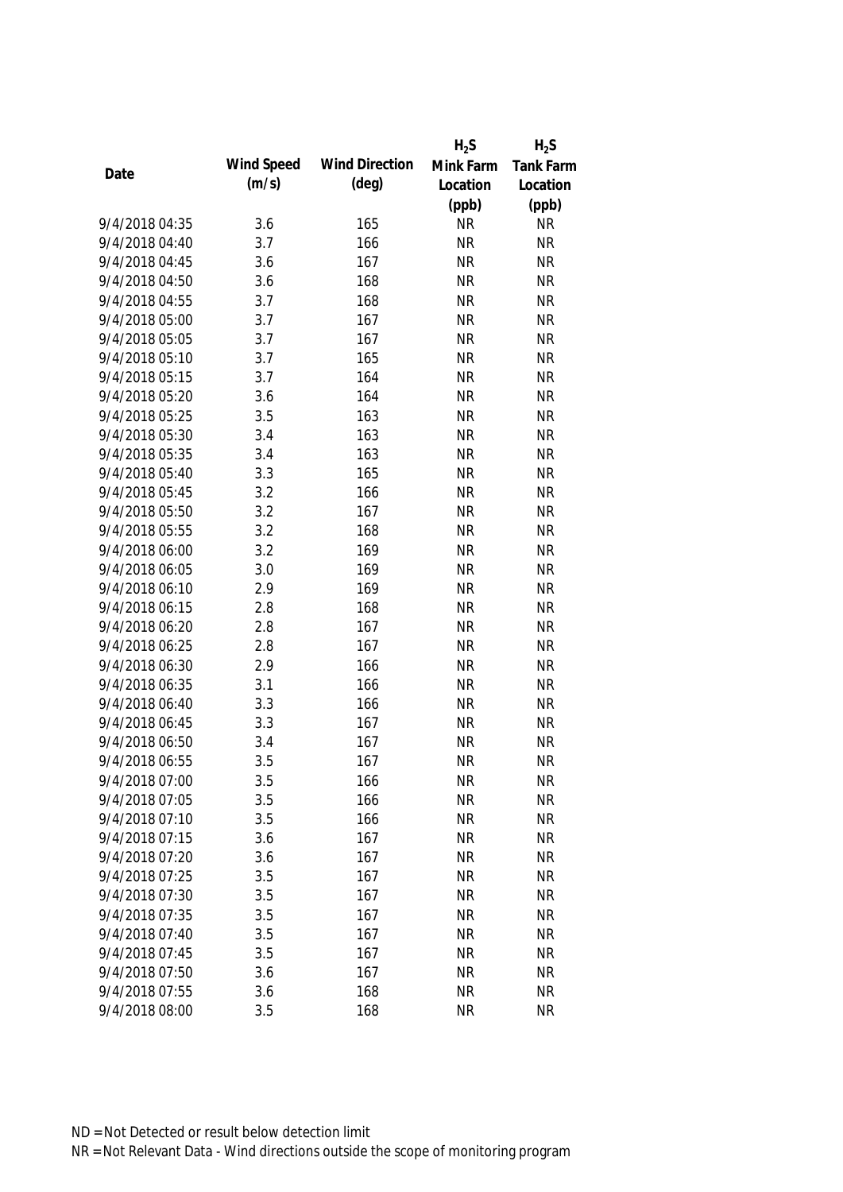| Date | Wind Speed (m/s) | Wind Direction (deg) | $H_2S$ Mink Farm Location (ppb) | $H_2S$ Tank Farm Location (ppb) |
|---|---|---|---|---|
| 9/4/2018 04:35 | 3.6 | 165 | NR | NR |
| 9/4/2018 04:40 | 3.7 | 166 | NR | NR |
| 9/4/2018 04:45 | 3.6 | 167 | NR | NR |
| 9/4/2018 04:50 | 3.6 | 168 | NR | NR |
| 9/4/2018 04:55 | 3.7 | 168 | NR | NR |
| 9/4/2018 05:00 | 3.7 | 167 | NR | NR |
| 9/4/2018 05:05 | 3.7 | 167 | NR | NR |
| 9/4/2018 05:10 | 3.7 | 165 | NR | NR |
| 9/4/2018 05:15 | 3.7 | 164 | NR | NR |
| 9/4/2018 05:20 | 3.6 | 164 | NR | NR |
| 9/4/2018 05:25 | 3.5 | 163 | NR | NR |
| 9/4/2018 05:30 | 3.4 | 163 | NR | NR |
| 9/4/2018 05:35 | 3.4 | 163 | NR | NR |
| 9/4/2018 05:40 | 3.3 | 165 | NR | NR |
| 9/4/2018 05:45 | 3.2 | 166 | NR | NR |
| 9/4/2018 05:50 | 3.2 | 167 | NR | NR |
| 9/4/2018 05:55 | 3.2 | 168 | NR | NR |
| 9/4/2018 06:00 | 3.2 | 169 | NR | NR |
| 9/4/2018 06:05 | 3.0 | 169 | NR | NR |
| 9/4/2018 06:10 | 2.9 | 169 | NR | NR |
| 9/4/2018 06:15 | 2.8 | 168 | NR | NR |
| 9/4/2018 06:20 | 2.8 | 167 | NR | NR |
| 9/4/2018 06:25 | 2.8 | 167 | NR | NR |
| 9/4/2018 06:30 | 2.9 | 166 | NR | NR |
| 9/4/2018 06:35 | 3.1 | 166 | NR | NR |
| 9/4/2018 06:40 | 3.3 | 166 | NR | NR |
| 9/4/2018 06:45 | 3.3 | 167 | NR | NR |
| 9/4/2018 06:50 | 3.4 | 167 | NR | NR |
| 9/4/2018 06:55 | 3.5 | 167 | NR | NR |
| 9/4/2018 07:00 | 3.5 | 166 | NR | NR |
| 9/4/2018 07:05 | 3.5 | 166 | NR | NR |
| 9/4/2018 07:10 | 3.5 | 166 | NR | NR |
| 9/4/2018 07:15 | 3.6 | 167 | NR | NR |
| 9/4/2018 07:20 | 3.6 | 167 | NR | NR |
| 9/4/2018 07:25 | 3.5 | 167 | NR | NR |
| 9/4/2018 07:30 | 3.5 | 167 | NR | NR |
| 9/4/2018 07:35 | 3.5 | 167 | NR | NR |
| 9/4/2018 07:40 | 3.5 | 167 | NR | NR |
| 9/4/2018 07:45 | 3.5 | 167 | NR | NR |
| 9/4/2018 07:50 | 3.6 | 167 | NR | NR |
| 9/4/2018 07:55 | 3.6 | 168 | NR | NR |
| 9/4/2018 08:00 | 3.5 | 168 | NR | NR |

ND = Not Detected or result below detection limit

NR = Not Relevant Data - Wind directions outside the scope of monitoring program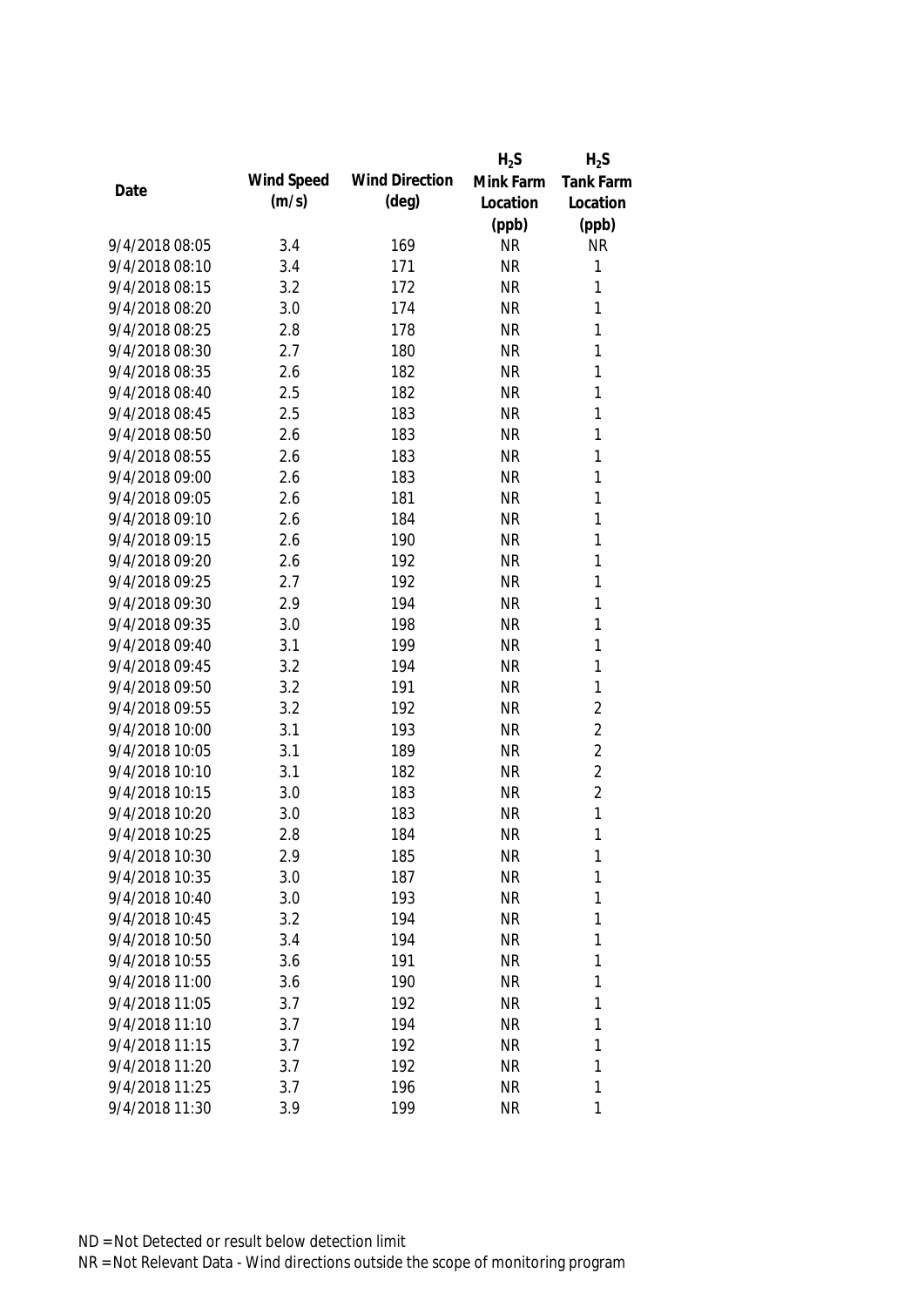| Date | Wind Speed (m/s) | Wind Direction (deg) | $H_2S$ Mink Farm Location (ppb) | $H_2S$ Tank Farm Location (ppb) |
|---|---|---|---|---|
| 9/4/2018 08:05 | 3.4 | 169 | NR | NR |
| 9/4/2018 08:10 | 3.4 | 171 | NR | 1 |
| 9/4/2018 08:15 | 3.2 | 172 | NR | 1 |
| 9/4/2018 08:20 | 3.0 | 174 | NR | 1 |
| 9/4/2018 08:25 | 2.8 | 178 | NR | 1 |
| 9/4/2018 08:30 | 2.7 | 180 | NR | 1 |
| 9/4/2018 08:35 | 2.6 | 182 | NR | 1 |
| 9/4/2018 08:40 | 2.5 | 182 | NR | 1 |
| 9/4/2018 08:45 | 2.5 | 183 | NR | 1 |
| 9/4/2018 08:50 | 2.6 | 183 | NR | 1 |
| 9/4/2018 08:55 | 2.6 | 183 | NR | 1 |
| 9/4/2018 09:00 | 2.6 | 183 | NR | 1 |
| 9/4/2018 09:05 | 2.6 | 181 | NR | 1 |
| 9/4/2018 09:10 | 2.6 | 184 | NR | 1 |
| 9/4/2018 09:15 | 2.6 | 190 | NR | 1 |
| 9/4/2018 09:20 | 2.6 | 192 | NR | 1 |
| 9/4/2018 09:25 | 2.7 | 192 | NR | 1 |
| 9/4/2018 09:30 | 2.9 | 194 | NR | 1 |
| 9/4/2018 09:35 | 3.0 | 198 | NR | 1 |
| 9/4/2018 09:40 | 3.1 | 199 | NR | 1 |
| 9/4/2018 09:45 | 3.2 | 194 | NR | 1 |
| 9/4/2018 09:50 | 3.2 | 191 | NR | 1 |
| 9/4/2018 09:55 | 3.2 | 192 | NR | 2 |
| 9/4/2018 10:00 | 3.1 | 193 | NR | 2 |
| 9/4/2018 10:05 | 3.1 | 189 | NR | 2 |
| 9/4/2018 10:10 | 3.1 | 182 | NR | 2 |
| 9/4/2018 10:15 | 3.0 | 183 | NR | 2 |
| 9/4/2018 10:20 | 3.0 | 183 | NR | 1 |
| 9/4/2018 10:25 | 2.8 | 184 | NR | 1 |
| 9/4/2018 10:30 | 2.9 | 185 | NR | 1 |
| 9/4/2018 10:35 | 3.0 | 187 | NR | 1 |
| 9/4/2018 10:40 | 3.0 | 193 | NR | 1 |
| 9/4/2018 10:45 | 3.2 | 194 | NR | 1 |
| 9/4/2018 10:50 | 3.4 | 194 | NR | 1 |
| 9/4/2018 10:55 | 3.6 | 191 | NR | 1 |
| 9/4/2018 11:00 | 3.6 | 190 | NR | 1 |
| 9/4/2018 11:05 | 3.7 | 192 | NR | 1 |
| 9/4/2018 11:10 | 3.7 | 194 | NR | 1 |
| 9/4/2018 11:15 | 3.7 | 192 | NR | 1 |
| 9/4/2018 11:20 | 3.7 | 192 | NR | 1 |
| 9/4/2018 11:25 | 3.7 | 196 | NR | 1 |
| 9/4/2018 11:30 | 3.9 | 199 | NR | 1 |

ND = Not Detected or result below detection limit

NR = Not Relevant Data - Wind directions outside the scope of monitoring program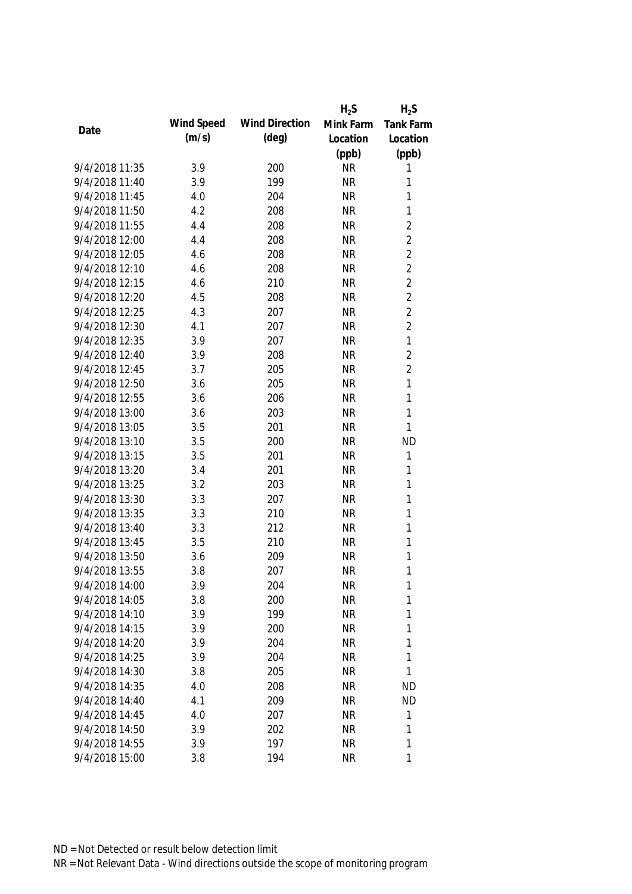| Date | Wind Speed (m/s) | Wind Direction (deg) | $H_2S$ Mink Farm Location (ppb) | $H_2S$ Tank Farm Location (ppb) |
|---|---|---|---|---|
| 9/4/2018 11:35 | 3.9 | 200 | NR | 1 |
| 9/4/2018 11:40 | 3.9 | 199 | NR | 1 |
| 9/4/2018 11:45 | 4.0 | 204 | NR | 1 |
| 9/4/2018 11:50 | 4.2 | 208 | NR | 1 |
| 9/4/2018 11:55 | 4.4 | 208 | NR | 2 |
| 9/4/2018 12:00 | 4.4 | 208 | NR | 2 |
| 9/4/2018 12:05 | 4.6 | 208 | NR | 2 |
| 9/4/2018 12:10 | 4.6 | 208 | NR | 2 |
| 9/4/2018 12:15 | 4.6 | 210 | NR | 2 |
| 9/4/2018 12:20 | 4.5 | 208 | NR | 2 |
| 9/4/2018 12:25 | 4.3 | 207 | NR | 2 |
| 9/4/2018 12:30 | 4.1 | 207 | NR | 2 |
| 9/4/2018 12:35 | 3.9 | 207 | NR | 1 |
| 9/4/2018 12:40 | 3.9 | 208 | NR | 2 |
| 9/4/2018 12:45 | 3.7 | 205 | NR | 2 |
| 9/4/2018 12:50 | 3.6 | 205 | NR | 1 |
| 9/4/2018 12:55 | 3.6 | 206 | NR | 1 |
| 9/4/2018 13:00 | 3.6 | 203 | NR | 1 |
| 9/4/2018 13:05 | 3.5 | 201 | NR | 1 |
| 9/4/2018 13:10 | 3.5 | 200 | NR | ND |
| 9/4/2018 13:15 | 3.5 | 201 | NR | 1 |
| 9/4/2018 13:20 | 3.4 | 201 | NR | 1 |
| 9/4/2018 13:25 | 3.2 | 203 | NR | 1 |
| 9/4/2018 13:30 | 3.3 | 207 | NR | 1 |
| 9/4/2018 13:35 | 3.3 | 210 | NR | 1 |
| 9/4/2018 13:40 | 3.3 | 212 | NR | 1 |
| 9/4/2018 13:45 | 3.5 | 210 | NR | 1 |
| 9/4/2018 13:50 | 3.6 | 209 | NR | 1 |
| 9/4/2018 13:55 | 3.8 | 207 | NR | 1 |
| 9/4/2018 14:00 | 3.9 | 204 | NR | 1 |
| 9/4/2018 14:05 | 3.8 | 200 | NR | 1 |
| 9/4/2018 14:10 | 3.9 | 199 | NR | 1 |
| 9/4/2018 14:15 | 3.9 | 200 | NR | 1 |
| 9/4/2018 14:20 | 3.9 | 204 | NR | 1 |
| 9/4/2018 14:25 | 3.9 | 204 | NR | 1 |
| 9/4/2018 14:30 | 3.8 | 205 | NR | 1 |
| 9/4/2018 14:35 | 4.0 | 208 | NR | ND |
| 9/4/2018 14:40 | 4.1 | 209 | NR | ND |
| 9/4/2018 14:45 | 4.0 | 207 | NR | 1 |
| 9/4/2018 14:50 | 3.9 | 202 | NR | 1 |
| 9/4/2018 14:55 | 3.9 | 197 | NR | 1 |
| 9/4/2018 15:00 | 3.8 | 194 | NR | 1 |

ND = Not Detected or result below detection limit

NR = Not Relevant Data - Wind directions outside the scope of monitoring program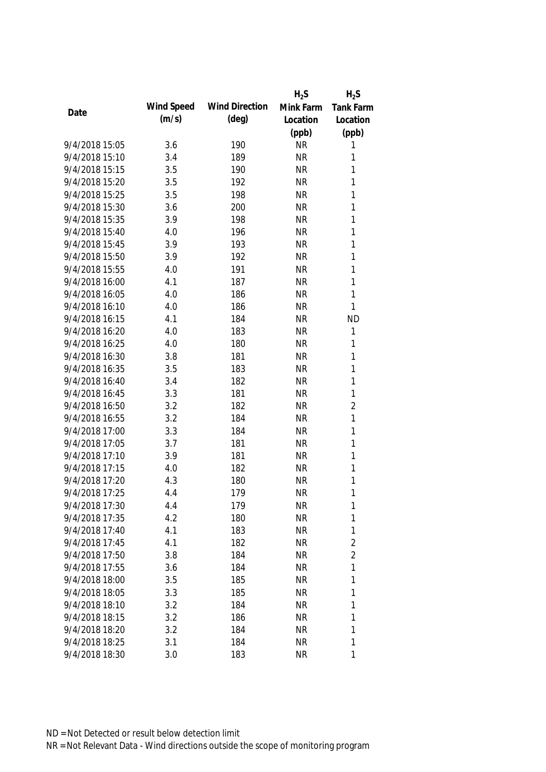| Date | Wind Speed (m/s) | Wind Direction (deg) | $H_2S$ Mink Farm Location (ppb) | $H_2S$ Tank Farm Location (ppb) |
|---|---|---|---|---|
| 9/4/2018 15:05 | 3.6 | 190 | NR | 1 |
| 9/4/2018 15:10 | 3.4 | 189 | NR | 1 |
| 9/4/2018 15:15 | 3.5 | 190 | NR | 1 |
| 9/4/2018 15:20 | 3.5 | 192 | NR | 1 |
| 9/4/2018 15:25 | 3.5 | 198 | NR | 1 |
| 9/4/2018 15:30 | 3.6 | 200 | NR | 1 |
| 9/4/2018 15:35 | 3.9 | 198 | NR | 1 |
| 9/4/2018 15:40 | 4.0 | 196 | NR | 1 |
| 9/4/2018 15:45 | 3.9 | 193 | NR | 1 |
| 9/4/2018 15:50 | 3.9 | 192 | NR | 1 |
| 9/4/2018 15:55 | 4.0 | 191 | NR | 1 |
| 9/4/2018 16:00 | 4.1 | 187 | NR | 1 |
| 9/4/2018 16:05 | 4.0 | 186 | NR | 1 |
| 9/4/2018 16:10 | 4.0 | 186 | NR | 1 |
| 9/4/2018 16:15 | 4.1 | 184 | NR | ND |
| 9/4/2018 16:20 | 4.0 | 183 | NR | 1 |
| 9/4/2018 16:25 | 4.0 | 180 | NR | 1 |
| 9/4/2018 16:30 | 3.8 | 181 | NR | 1 |
| 9/4/2018 16:35 | 3.5 | 183 | NR | 1 |
| 9/4/2018 16:40 | 3.4 | 182 | NR | 1 |
| 9/4/2018 16:45 | 3.3 | 181 | NR | 1 |
| 9/4/2018 16:50 | 3.2 | 182 | NR | 2 |
| 9/4/2018 16:55 | 3.2 | 184 | NR | 1 |
| 9/4/2018 17:00 | 3.3 | 184 | NR | 1 |
| 9/4/2018 17:05 | 3.7 | 181 | NR | 1 |
| 9/4/2018 17:10 | 3.9 | 181 | NR | 1 |
| 9/4/2018 17:15 | 4.0 | 182 | NR | 1 |
| 9/4/2018 17:20 | 4.3 | 180 | NR | 1 |
| 9/4/2018 17:25 | 4.4 | 179 | NR | 1 |
| 9/4/2018 17:30 | 4.4 | 179 | NR | 1 |
| 9/4/2018 17:35 | 4.2 | 180 | NR | 1 |
| 9/4/2018 17:40 | 4.1 | 183 | NR | 1 |
| 9/4/2018 17:45 | 4.1 | 182 | NR | 2 |
| 9/4/2018 17:50 | 3.8 | 184 | NR | 2 |
| 9/4/2018 17:55 | 3.6 | 184 | NR | 1 |
| 9/4/2018 18:00 | 3.5 | 185 | NR | 1 |
| 9/4/2018 18:05 | 3.3 | 185 | NR | 1 |
| 9/4/2018 18:10 | 3.2 | 184 | NR | 1 |
| 9/4/2018 18:15 | 3.2 | 186 | NR | 1 |
| 9/4/2018 18:20 | 3.2 | 184 | NR | 1 |
| 9/4/2018 18:25 | 3.1 | 184 | NR | 1 |
| 9/4/2018 18:30 | 3.0 | 183 | NR | 1 |

ND = Not Detected or result below detection limit

NR = Not Relevant Data - Wind directions outside the scope of monitoring program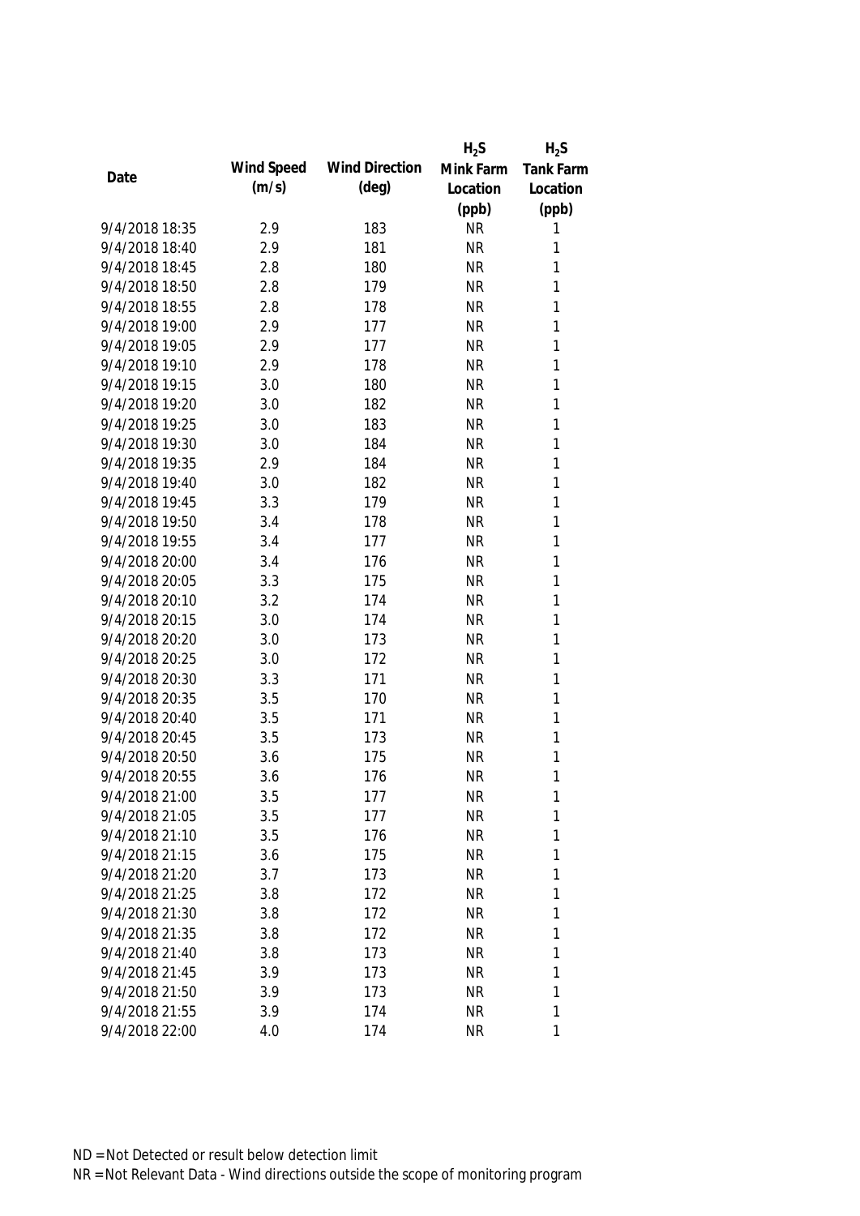| Date | Wind Speed (m/s) | Wind Direction (deg) | $H_2S$ Mink Farm Location (ppb) | $H_2S$ Tank Farm Location (ppb) |
|---|---|---|---|---|
| 9/4/2018 18:35 | 2.9 | 183 | NR | 1 |
| 9/4/2018 18:40 | 2.9 | 181 | NR | 1 |
| 9/4/2018 18:45 | 2.8 | 180 | NR | 1 |
| 9/4/2018 18:50 | 2.8 | 179 | NR | 1 |
| 9/4/2018 18:55 | 2.8 | 178 | NR | 1 |
| 9/4/2018 19:00 | 2.9 | 177 | NR | 1 |
| 9/4/2018 19:05 | 2.9 | 177 | NR | 1 |
| 9/4/2018 19:10 | 2.9 | 178 | NR | 1 |
| 9/4/2018 19:15 | 3.0 | 180 | NR | 1 |
| 9/4/2018 19:20 | 3.0 | 182 | NR | 1 |
| 9/4/2018 19:25 | 3.0 | 183 | NR | 1 |
| 9/4/2018 19:30 | 3.0 | 184 | NR | 1 |
| 9/4/2018 19:35 | 2.9 | 184 | NR | 1 |
| 9/4/2018 19:40 | 3.0 | 182 | NR | 1 |
| 9/4/2018 19:45 | 3.3 | 179 | NR | 1 |
| 9/4/2018 19:50 | 3.4 | 178 | NR | 1 |
| 9/4/2018 19:55 | 3.4 | 177 | NR | 1 |
| 9/4/2018 20:00 | 3.4 | 176 | NR | 1 |
| 9/4/2018 20:05 | 3.3 | 175 | NR | 1 |
| 9/4/2018 20:10 | 3.2 | 174 | NR | 1 |
| 9/4/2018 20:15 | 3.0 | 174 | NR | 1 |
| 9/4/2018 20:20 | 3.0 | 173 | NR | 1 |
| 9/4/2018 20:25 | 3.0 | 172 | NR | 1 |
| 9/4/2018 20:30 | 3.3 | 171 | NR | 1 |
| 9/4/2018 20:35 | 3.5 | 170 | NR | 1 |
| 9/4/2018 20:40 | 3.5 | 171 | NR | 1 |
| 9/4/2018 20:45 | 3.5 | 173 | NR | 1 |
| 9/4/2018 20:50 | 3.6 | 175 | NR | 1 |
| 9/4/2018 20:55 | 3.6 | 176 | NR | 1 |
| 9/4/2018 21:00 | 3.5 | 177 | NR | 1 |
| 9/4/2018 21:05 | 3.5 | 177 | NR | 1 |
| 9/4/2018 21:10 | 3.5 | 176 | NR | 1 |
| 9/4/2018 21:15 | 3.6 | 175 | NR | 1 |
| 9/4/2018 21:20 | 3.7 | 173 | NR | 1 |
| 9/4/2018 21:25 | 3.8 | 172 | NR | 1 |
| 9/4/2018 21:30 | 3.8 | 172 | NR | 1 |
| 9/4/2018 21:35 | 3.8 | 172 | NR | 1 |
| 9/4/2018 21:40 | 3.8 | 173 | NR | 1 |
| 9/4/2018 21:45 | 3.9 | 173 | NR | 1 |
| 9/4/2018 21:50 | 3.9 | 173 | NR | 1 |
| 9/4/2018 21:55 | 3.9 | 174 | NR | 1 |
| 9/4/2018 22:00 | 4.0 | 174 | NR | 1 |

ND = Not Detected or result below detection limit

NR = Not Relevant Data - Wind directions outside the scope of monitoring program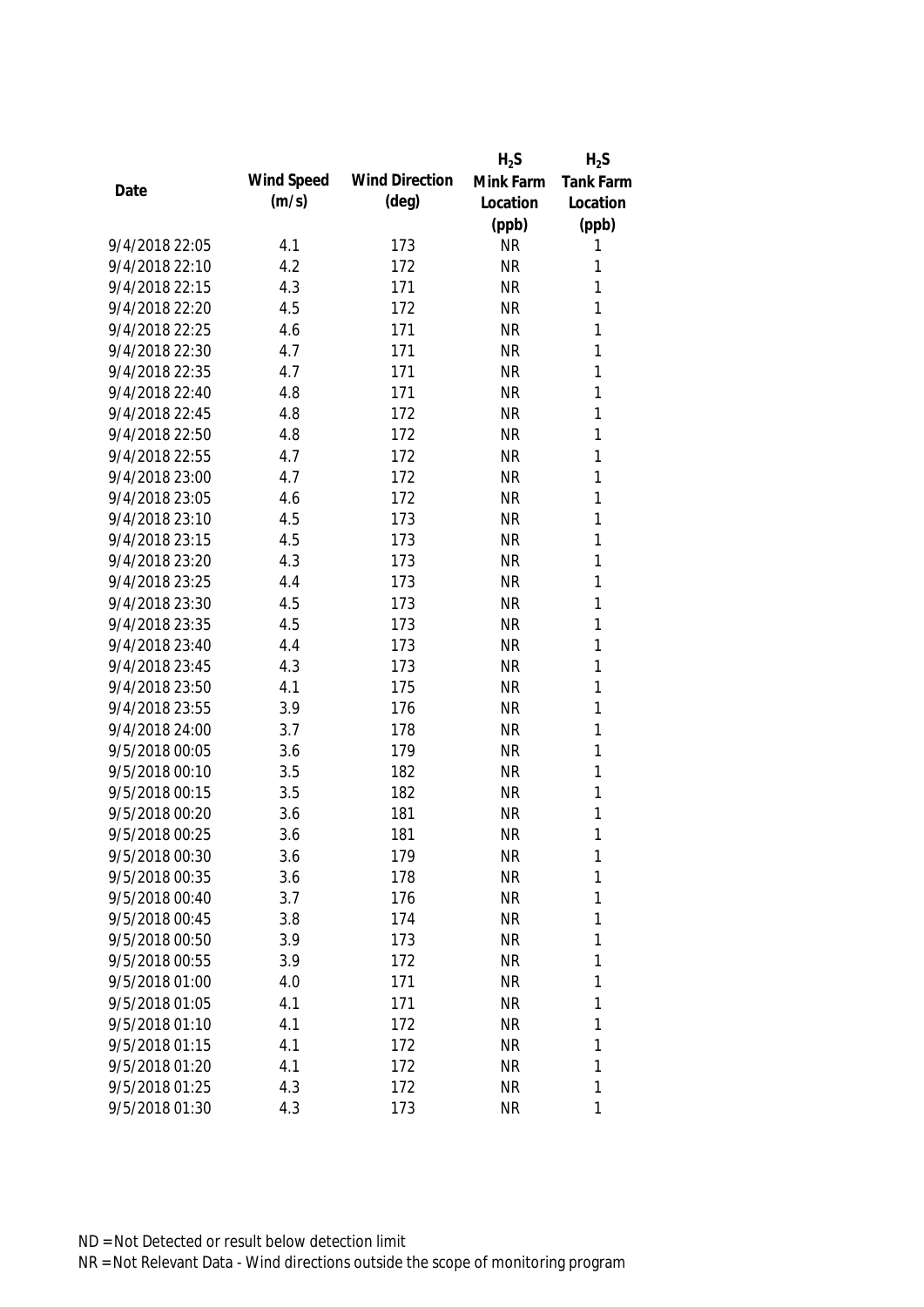| Date | Wind Speed (m/s) | Wind Direction (deg) | $H_2S$ Mink Farm Location (ppb) | $H_2S$ Tank Farm Location (ppb) |
|---|---|---|---|---|
| 9/4/2018 22:05 | 4.1 | 173 | NR | 1 |
| 9/4/2018 22:10 | 4.2 | 172 | NR | 1 |
| 9/4/2018 22:15 | 4.3 | 171 | NR | 1 |
| 9/4/2018 22:20 | 4.5 | 172 | NR | 1 |
| 9/4/2018 22:25 | 4.6 | 171 | NR | 1 |
| 9/4/2018 22:30 | 4.7 | 171 | NR | 1 |
| 9/4/2018 22:35 | 4.7 | 171 | NR | 1 |
| 9/4/2018 22:40 | 4.8 | 171 | NR | 1 |
| 9/4/2018 22:45 | 4.8 | 172 | NR | 1 |
| 9/4/2018 22:50 | 4.8 | 172 | NR | 1 |
| 9/4/2018 22:55 | 4.7 | 172 | NR | 1 |
| 9/4/2018 23:00 | 4.7 | 172 | NR | 1 |
| 9/4/2018 23:05 | 4.6 | 172 | NR | 1 |
| 9/4/2018 23:10 | 4.5 | 173 | NR | 1 |
| 9/4/2018 23:15 | 4.5 | 173 | NR | 1 |
| 9/4/2018 23:20 | 4.3 | 173 | NR | 1 |
| 9/4/2018 23:25 | 4.4 | 173 | NR | 1 |
| 9/4/2018 23:30 | 4.5 | 173 | NR | 1 |
| 9/4/2018 23:35 | 4.5 | 173 | NR | 1 |
| 9/4/2018 23:40 | 4.4 | 173 | NR | 1 |
| 9/4/2018 23:45 | 4.3 | 173 | NR | 1 |
| 9/4/2018 23:50 | 4.1 | 175 | NR | 1 |
| 9/4/2018 23:55 | 3.9 | 176 | NR | 1 |
| 9/4/2018 24:00 | 3.7 | 178 | NR | 1 |
| 9/5/2018 00:05 | 3.6 | 179 | NR | 1 |
| 9/5/2018 00:10 | 3.5 | 182 | NR | 1 |
| 9/5/2018 00:15 | 3.5 | 182 | NR | 1 |
| 9/5/2018 00:20 | 3.6 | 181 | NR | 1 |
| 9/5/2018 00:25 | 3.6 | 181 | NR | 1 |
| 9/5/2018 00:30 | 3.6 | 179 | NR | 1 |
| 9/5/2018 00:35 | 3.6 | 178 | NR | 1 |
| 9/5/2018 00:40 | 3.7 | 176 | NR | 1 |
| 9/5/2018 00:45 | 3.8 | 174 | NR | 1 |
| 9/5/2018 00:50 | 3.9 | 173 | NR | 1 |
| 9/5/2018 00:55 | 3.9 | 172 | NR | 1 |
| 9/5/2018 01:00 | 4.0 | 171 | NR | 1 |
| 9/5/2018 01:05 | 4.1 | 171 | NR | 1 |
| 9/5/2018 01:10 | 4.1 | 172 | NR | 1 |
| 9/5/2018 01:15 | 4.1 | 172 | NR | 1 |
| 9/5/2018 01:20 | 4.1 | 172 | NR | 1 |
| 9/5/2018 01:25 | 4.3 | 172 | NR | 1 |
| 9/5/2018 01:30 | 4.3 | 173 | NR | 1 |

ND = Not Detected or result below detection limit

NR = Not Relevant Data - Wind directions outside the scope of monitoring program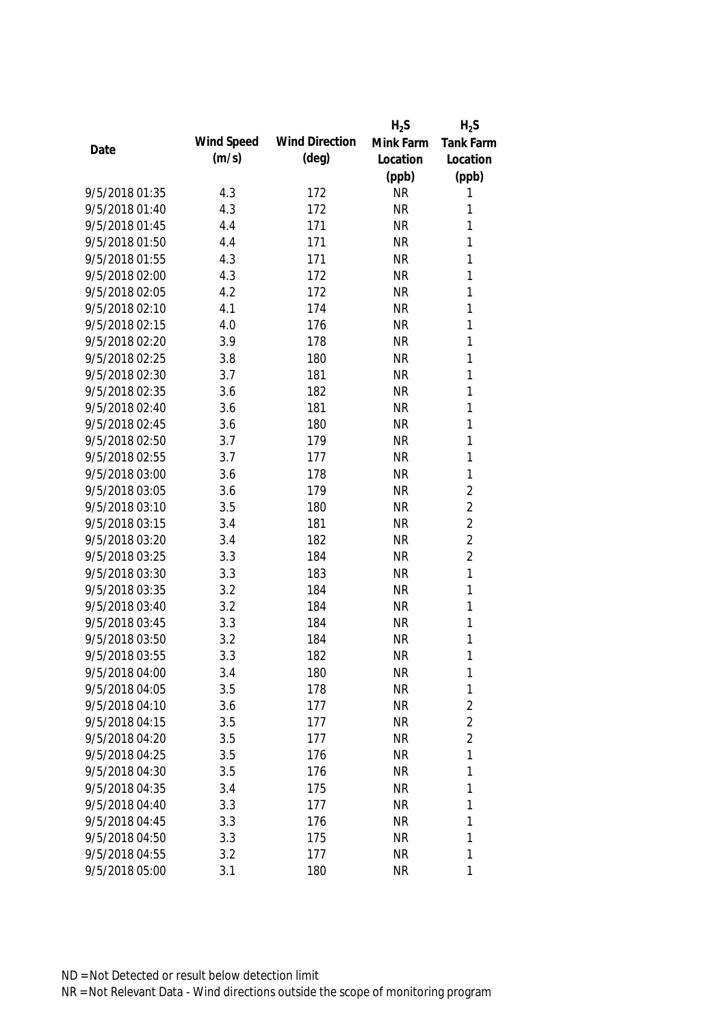| Date | Wind Speed (m/s) | Wind Direction (deg) | $H_2S$ Mink Farm Location (ppb) | $H_2S$ Tank Farm Location (ppb) |
|---|---|---|---|---|
| 9/5/2018 01:35 | 4.3 | 172 | NR | 1 |
| 9/5/2018 01:40 | 4.3 | 172 | NR | 1 |
| 9/5/2018 01:45 | 4.4 | 171 | NR | 1 |
| 9/5/2018 01:50 | 4.4 | 171 | NR | 1 |
| 9/5/2018 01:55 | 4.3 | 171 | NR | 1 |
| 9/5/2018 02:00 | 4.3 | 172 | NR | 1 |
| 9/5/2018 02:05 | 4.2 | 172 | NR | 1 |
| 9/5/2018 02:10 | 4.1 | 174 | NR | 1 |
| 9/5/2018 02:15 | 4.0 | 176 | NR | 1 |
| 9/5/2018 02:20 | 3.9 | 178 | NR | 1 |
| 9/5/2018 02:25 | 3.8 | 180 | NR | 1 |
| 9/5/2018 02:30 | 3.7 | 181 | NR | 1 |
| 9/5/2018 02:35 | 3.6 | 182 | NR | 1 |
| 9/5/2018 02:40 | 3.6 | 181 | NR | 1 |
| 9/5/2018 02:45 | 3.6 | 180 | NR | 1 |
| 9/5/2018 02:50 | 3.7 | 179 | NR | 1 |
| 9/5/2018 02:55 | 3.7 | 177 | NR | 1 |
| 9/5/2018 03:00 | 3.6 | 178 | NR | 1 |
| 9/5/2018 03:05 | 3.6 | 179 | NR | 2 |
| 9/5/2018 03:10 | 3.5 | 180 | NR | 2 |
| 9/5/2018 03:15 | 3.4 | 181 | NR | 2 |
| 9/5/2018 03:20 | 3.4 | 182 | NR | 2 |
| 9/5/2018 03:25 | 3.3 | 184 | NR | 2 |
| 9/5/2018 03:30 | 3.3 | 183 | NR | 1 |
| 9/5/2018 03:35 | 3.2 | 184 | NR | 1 |
| 9/5/2018 03:40 | 3.2 | 184 | NR | 1 |
| 9/5/2018 03:45 | 3.3 | 184 | NR | 1 |
| 9/5/2018 03:50 | 3.2 | 184 | NR | 1 |
| 9/5/2018 03:55 | 3.3 | 182 | NR | 1 |
| 9/5/2018 04:00 | 3.4 | 180 | NR | 1 |
| 9/5/2018 04:05 | 3.5 | 178 | NR | 1 |
| 9/5/2018 04:10 | 3.6 | 177 | NR | 2 |
| 9/5/2018 04:15 | 3.5 | 177 | NR | 2 |
| 9/5/2018 04:20 | 3.5 | 177 | NR | 2 |
| 9/5/2018 04:25 | 3.5 | 176 | NR | 1 |
| 9/5/2018 04:30 | 3.5 | 176 | NR | 1 |
| 9/5/2018 04:35 | 3.4 | 175 | NR | 1 |
| 9/5/2018 04:40 | 3.3 | 177 | NR | 1 |
| 9/5/2018 04:45 | 3.3 | 176 | NR | 1 |
| 9/5/2018 04:50 | 3.3 | 175 | NR | 1 |
| 9/5/2018 04:55 | 3.2 | 177 | NR | 1 |
| 9/5/2018 05:00 | 3.1 | 180 | NR | 1 |

ND = Not Detected or result below detection limit

NR = Not Relevant Data - Wind directions outside the scope of monitoring program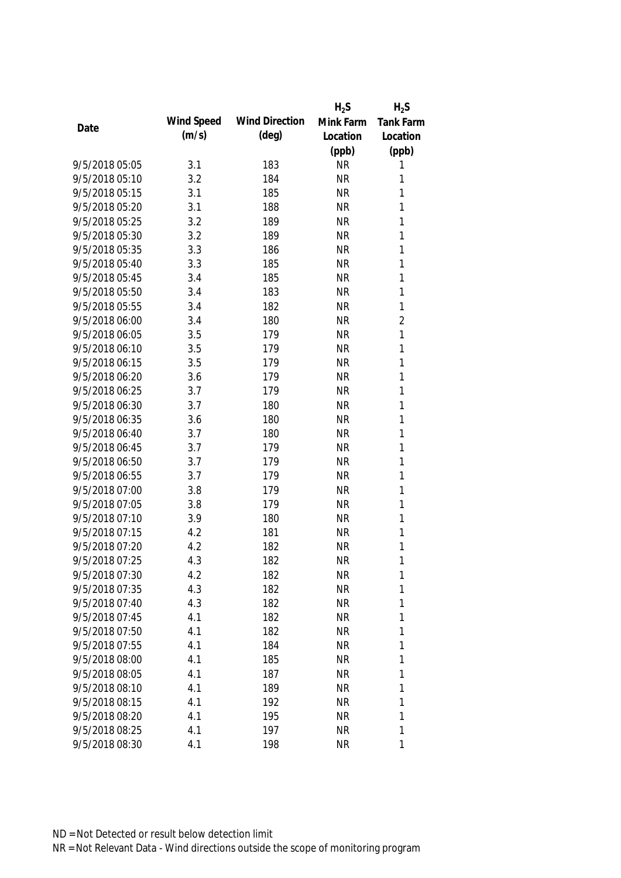| Date | Wind Speed (m/s) | Wind Direction (deg) | $H_2S$ Mink Farm Location (ppb) | $H_2S$ Tank Farm Location (ppb) |
|---|---|---|---|---|
| 9/5/2018 05:05 | 3.1 | 183 | NR | 1 |
| 9/5/2018 05:10 | 3.2 | 184 | NR | 1 |
| 9/5/2018 05:15 | 3.1 | 185 | NR | 1 |
| 9/5/2018 05:20 | 3.1 | 188 | NR | 1 |
| 9/5/2018 05:25 | 3.2 | 189 | NR | 1 |
| 9/5/2018 05:30 | 3.2 | 189 | NR | 1 |
| 9/5/2018 05:35 | 3.3 | 186 | NR | 1 |
| 9/5/2018 05:40 | 3.3 | 185 | NR | 1 |
| 9/5/2018 05:45 | 3.4 | 185 | NR | 1 |
| 9/5/2018 05:50 | 3.4 | 183 | NR | 1 |
| 9/5/2018 05:55 | 3.4 | 182 | NR | 1 |
| 9/5/2018 06:00 | 3.4 | 180 | NR | 2 |
| 9/5/2018 06:05 | 3.5 | 179 | NR | 1 |
| 9/5/2018 06:10 | 3.5 | 179 | NR | 1 |
| 9/5/2018 06:15 | 3.5 | 179 | NR | 1 |
| 9/5/2018 06:20 | 3.6 | 179 | NR | 1 |
| 9/5/2018 06:25 | 3.7 | 179 | NR | 1 |
| 9/5/2018 06:30 | 3.7 | 180 | NR | 1 |
| 9/5/2018 06:35 | 3.6 | 180 | NR | 1 |
| 9/5/2018 06:40 | 3.7 | 180 | NR | 1 |
| 9/5/2018 06:45 | 3.7 | 179 | NR | 1 |
| 9/5/2018 06:50 | 3.7 | 179 | NR | 1 |
| 9/5/2018 06:55 | 3.7 | 179 | NR | 1 |
| 9/5/2018 07:00 | 3.8 | 179 | NR | 1 |
| 9/5/2018 07:05 | 3.8 | 179 | NR | 1 |
| 9/5/2018 07:10 | 3.9 | 180 | NR | 1 |
| 9/5/2018 07:15 | 4.2 | 181 | NR | 1 |
| 9/5/2018 07:20 | 4.2 | 182 | NR | 1 |
| 9/5/2018 07:25 | 4.3 | 182 | NR | 1 |
| 9/5/2018 07:30 | 4.2 | 182 | NR | 1 |
| 9/5/2018 07:35 | 4.3 | 182 | NR | 1 |
| 9/5/2018 07:40 | 4.3 | 182 | NR | 1 |
| 9/5/2018 07:45 | 4.1 | 182 | NR | 1 |
| 9/5/2018 07:50 | 4.1 | 182 | NR | 1 |
| 9/5/2018 07:55 | 4.1 | 184 | NR | 1 |
| 9/5/2018 08:00 | 4.1 | 185 | NR | 1 |
| 9/5/2018 08:05 | 4.1 | 187 | NR | 1 |
| 9/5/2018 08:10 | 4.1 | 189 | NR | 1 |
| 9/5/2018 08:15 | 4.1 | 192 | NR | 1 |
| 9/5/2018 08:20 | 4.1 | 195 | NR | 1 |
| 9/5/2018 08:25 | 4.1 | 197 | NR | 1 |
| 9/5/2018 08:30 | 4.1 | 198 | NR | 1 |

ND = Not Detected or result below detection limit

NR = Not Relevant Data - Wind directions outside the scope of monitoring program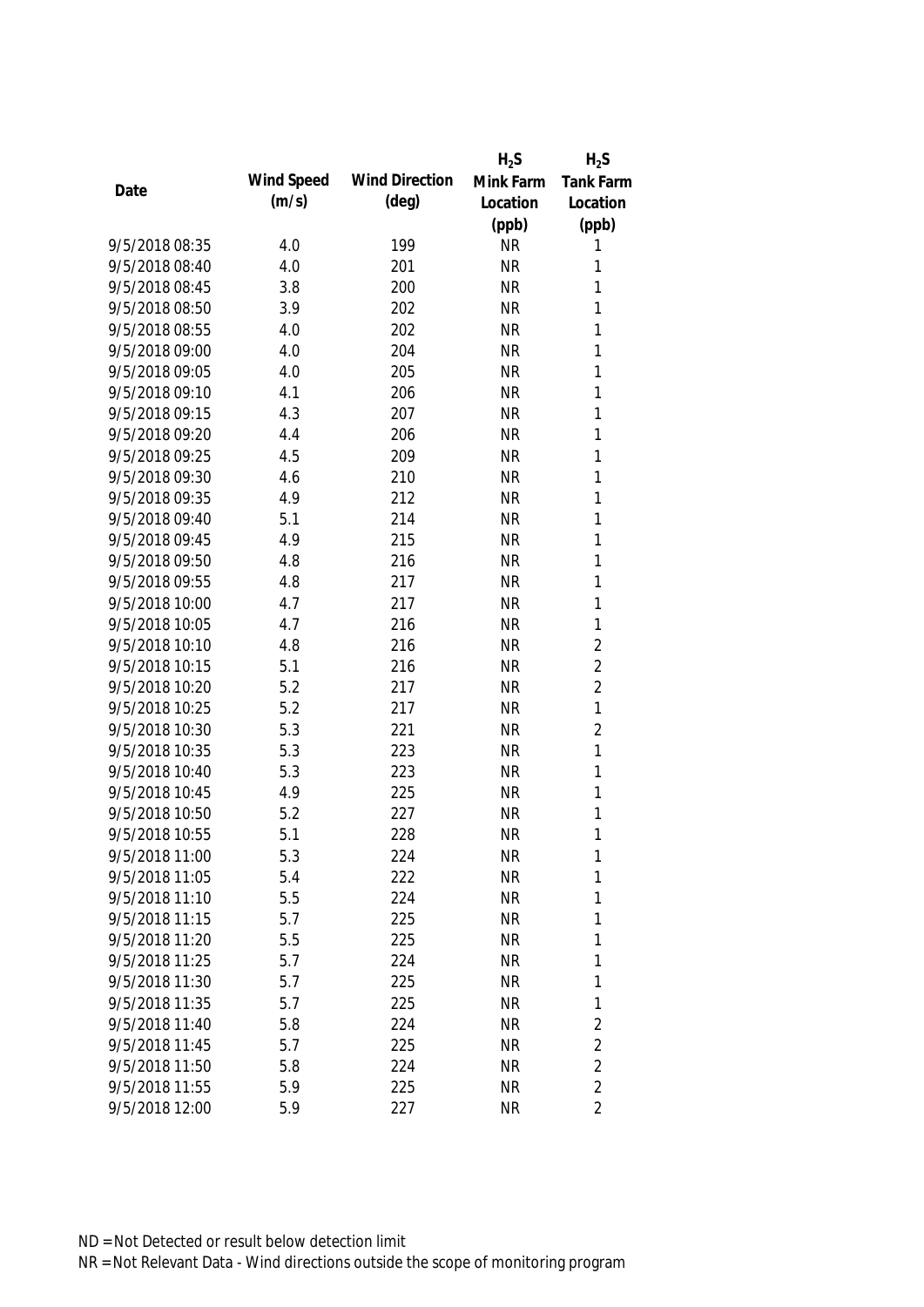| Date | Wind Speed (m/s) | Wind Direction (deg) | $H_2S$ Mink Farm Location (ppb) | $H_2S$ Tank Farm Location (ppb) |
|---|---|---|---|---|
| 9/5/2018 08:35 | 4.0 | 199 | NR | 1 |
| 9/5/2018 08:40 | 4.0 | 201 | NR | 1 |
| 9/5/2018 08:45 | 3.8 | 200 | NR | 1 |
| 9/5/2018 08:50 | 3.9 | 202 | NR | 1 |
| 9/5/2018 08:55 | 4.0 | 202 | NR | 1 |
| 9/5/2018 09:00 | 4.0 | 204 | NR | 1 |
| 9/5/2018 09:05 | 4.0 | 205 | NR | 1 |
| 9/5/2018 09:10 | 4.1 | 206 | NR | 1 |
| 9/5/2018 09:15 | 4.3 | 207 | NR | 1 |
| 9/5/2018 09:20 | 4.4 | 206 | NR | 1 |
| 9/5/2018 09:25 | 4.5 | 209 | NR | 1 |
| 9/5/2018 09:30 | 4.6 | 210 | NR | 1 |
| 9/5/2018 09:35 | 4.9 | 212 | NR | 1 |
| 9/5/2018 09:40 | 5.1 | 214 | NR | 1 |
| 9/5/2018 09:45 | 4.9 | 215 | NR | 1 |
| 9/5/2018 09:50 | 4.8 | 216 | NR | 1 |
| 9/5/2018 09:55 | 4.8 | 217 | NR | 1 |
| 9/5/2018 10:00 | 4.7 | 217 | NR | 1 |
| 9/5/2018 10:05 | 4.7 | 216 | NR | 1 |
| 9/5/2018 10:10 | 4.8 | 216 | NR | 2 |
| 9/5/2018 10:15 | 5.1 | 216 | NR | 2 |
| 9/5/2018 10:20 | 5.2 | 217 | NR | 2 |
| 9/5/2018 10:25 | 5.2 | 217 | NR | 1 |
| 9/5/2018 10:30 | 5.3 | 221 | NR | 2 |
| 9/5/2018 10:35 | 5.3 | 223 | NR | 1 |
| 9/5/2018 10:40 | 5.3 | 223 | NR | 1 |
| 9/5/2018 10:45 | 4.9 | 225 | NR | 1 |
| 9/5/2018 10:50 | 5.2 | 227 | NR | 1 |
| 9/5/2018 10:55 | 5.1 | 228 | NR | 1 |
| 9/5/2018 11:00 | 5.3 | 224 | NR | 1 |
| 9/5/2018 11:05 | 5.4 | 222 | NR | 1 |
| 9/5/2018 11:10 | 5.5 | 224 | NR | 1 |
| 9/5/2018 11:15 | 5.7 | 225 | NR | 1 |
| 9/5/2018 11:20 | 5.5 | 225 | NR | 1 |
| 9/5/2018 11:25 | 5.7 | 224 | NR | 1 |
| 9/5/2018 11:30 | 5.7 | 225 | NR | 1 |
| 9/5/2018 11:35 | 5.7 | 225 | NR | 1 |
| 9/5/2018 11:40 | 5.8 | 224 | NR | 2 |
| 9/5/2018 11:45 | 5.7 | 225 | NR | 2 |
| 9/5/2018 11:50 | 5.8 | 224 | NR | 2 |
| 9/5/2018 11:55 | 5.9 | 225 | NR | 2 |
| 9/5/2018 12:00 | 5.9 | 227 | NR | 2 |

ND = Not Detected or result below detection limit

NR = Not Relevant Data - Wind directions outside the scope of monitoring program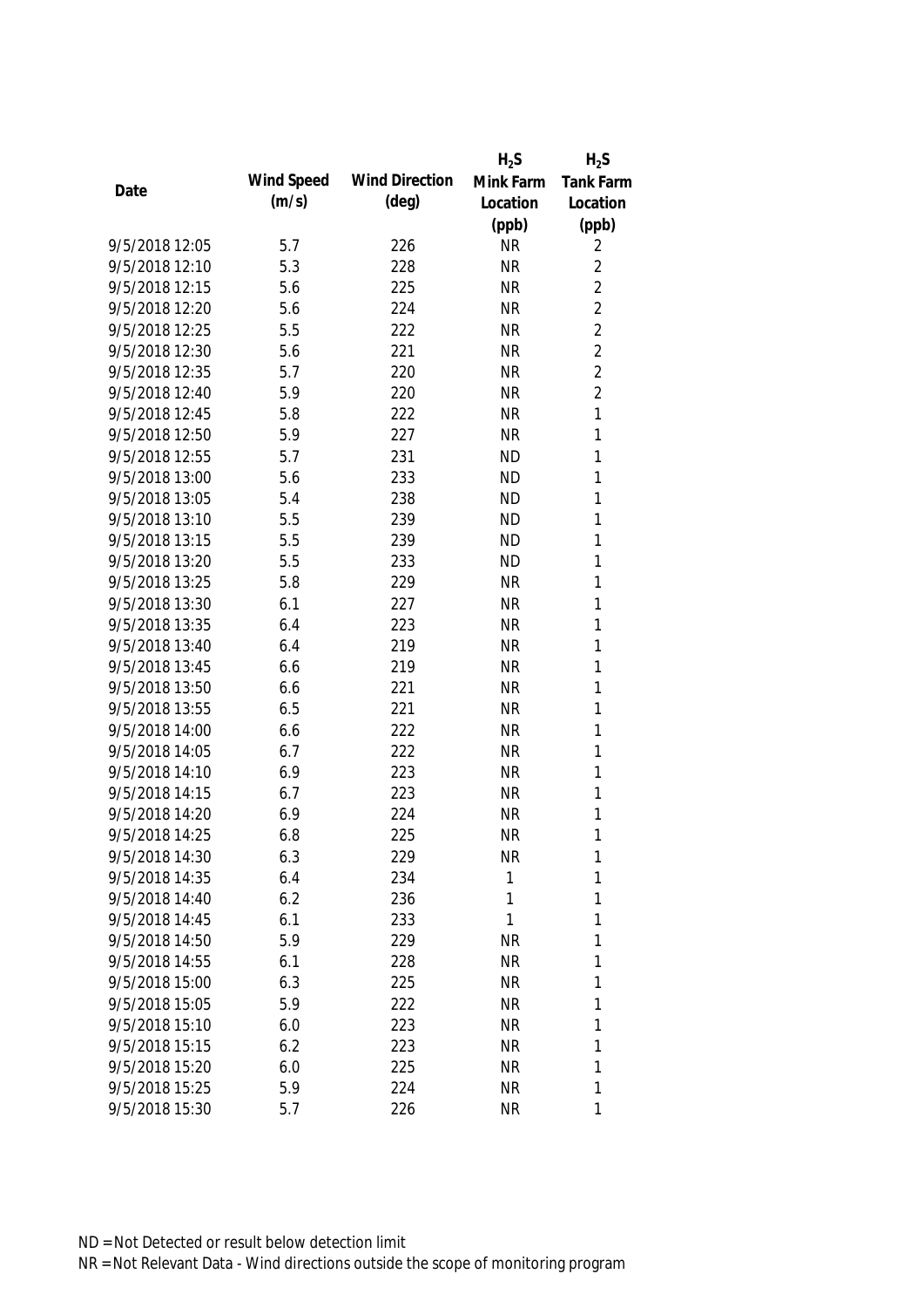| Date | Wind Speed (m/s) | Wind Direction (deg) | $H_2S$ Mink Farm Location (ppb) | $H_2S$ Tank Farm Location (ppb) |
|---|---|---|---|---|
| 9/5/2018 12:05 | 5.7 | 226 | NR | 2 |
| 9/5/2018 12:10 | 5.3 | 228 | NR | 2 |
| 9/5/2018 12:15 | 5.6 | 225 | NR | 2 |
| 9/5/2018 12:20 | 5.6 | 224 | NR | 2 |
| 9/5/2018 12:25 | 5.5 | 222 | NR | 2 |
| 9/5/2018 12:30 | 5.6 | 221 | NR | 2 |
| 9/5/2018 12:35 | 5.7 | 220 | NR | 2 |
| 9/5/2018 12:40 | 5.9 | 220 | NR | 2 |
| 9/5/2018 12:45 | 5.8 | 222 | NR | 1 |
| 9/5/2018 12:50 | 5.9 | 227 | NR | 1 |
| 9/5/2018 12:55 | 5.7 | 231 | ND | 1 |
| 9/5/2018 13:00 | 5.6 | 233 | ND | 1 |
| 9/5/2018 13:05 | 5.4 | 238 | ND | 1 |
| 9/5/2018 13:10 | 5.5 | 239 | ND | 1 |
| 9/5/2018 13:15 | 5.5 | 239 | ND | 1 |
| 9/5/2018 13:20 | 5.5 | 233 | ND | 1 |
| 9/5/2018 13:25 | 5.8 | 229 | NR | 1 |
| 9/5/2018 13:30 | 6.1 | 227 | NR | 1 |
| 9/5/2018 13:35 | 6.4 | 223 | NR | 1 |
| 9/5/2018 13:40 | 6.4 | 219 | NR | 1 |
| 9/5/2018 13:45 | 6.6 | 219 | NR | 1 |
| 9/5/2018 13:50 | 6.6 | 221 | NR | 1 |
| 9/5/2018 13:55 | 6.5 | 221 | NR | 1 |
| 9/5/2018 14:00 | 6.6 | 222 | NR | 1 |
| 9/5/2018 14:05 | 6.7 | 222 | NR | 1 |
| 9/5/2018 14:10 | 6.9 | 223 | NR | 1 |
| 9/5/2018 14:15 | 6.7 | 223 | NR | 1 |
| 9/5/2018 14:20 | 6.9 | 224 | NR | 1 |
| 9/5/2018 14:25 | 6.8 | 225 | NR | 1 |
| 9/5/2018 14:30 | 6.3 | 229 | NR | 1 |
| 9/5/2018 14:35 | 6.4 | 234 | 1 | 1 |
| 9/5/2018 14:40 | 6.2 | 236 | 1 | 1 |
| 9/5/2018 14:45 | 6.1 | 233 | 1 | 1 |
| 9/5/2018 14:50 | 5.9 | 229 | NR | 1 |
| 9/5/2018 14:55 | 6.1 | 228 | NR | 1 |
| 9/5/2018 15:00 | 6.3 | 225 | NR | 1 |
| 9/5/2018 15:05 | 5.9 | 222 | NR | 1 |
| 9/5/2018 15:10 | 6.0 | 223 | NR | 1 |
| 9/5/2018 15:15 | 6.2 | 223 | NR | 1 |
| 9/5/2018 15:20 | 6.0 | 225 | NR | 1 |
| 9/5/2018 15:25 | 5.9 | 224 | NR | 1 |
| 9/5/2018 15:30 | 5.7 | 226 | NR | 1 |

ND = Not Detected or result below detection limit

NR = Not Relevant Data - Wind directions outside the scope of monitoring program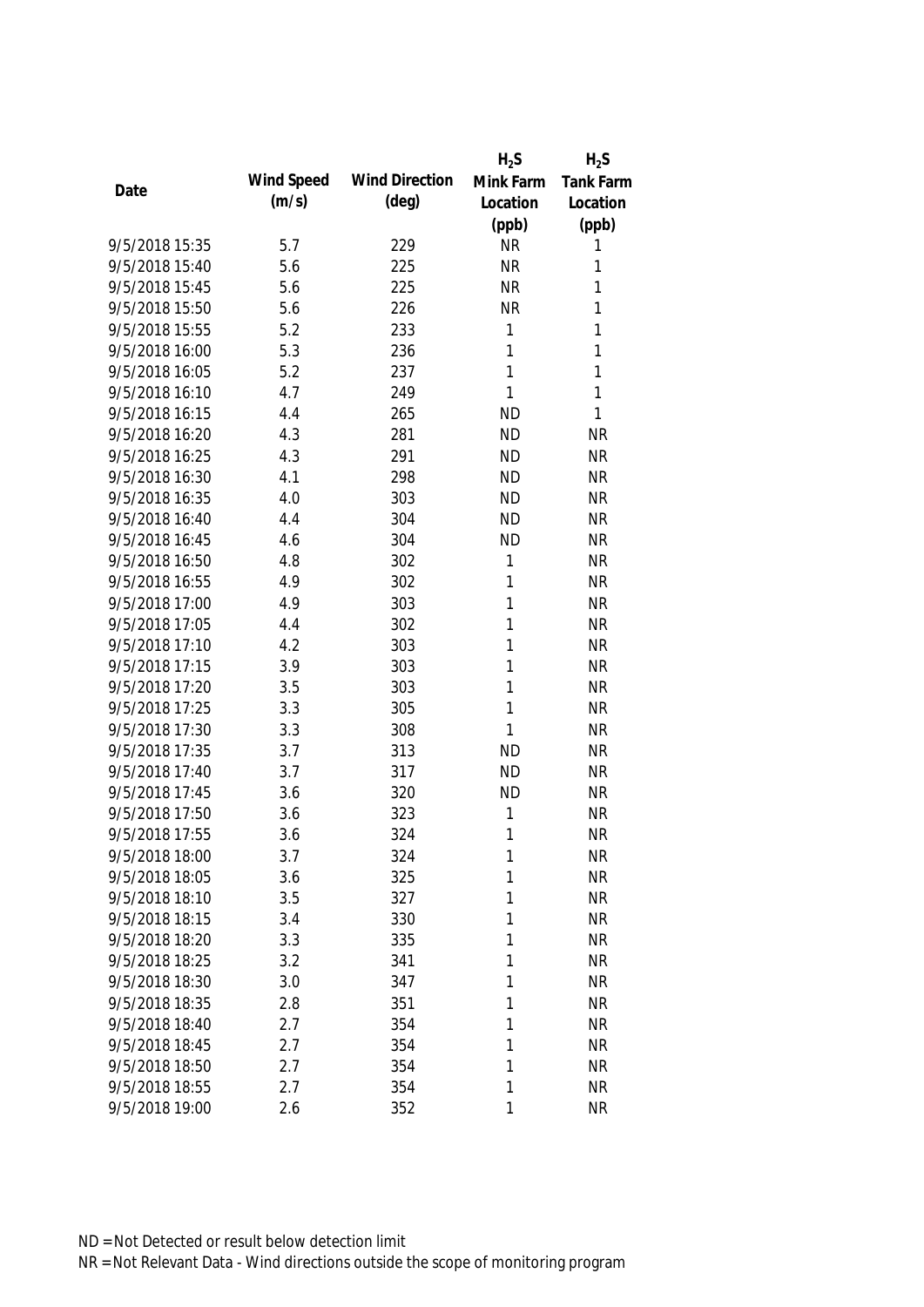| Date | Wind Speed (m/s) | Wind Direction (deg) | $H_2S$ Mink Farm Location (ppb) | $H_2S$ Tank Farm Location (ppb) |
|---|---|---|---|---|
| 9/5/2018 15:35 | 5.7 | 229 | NR | 1 |
| 9/5/2018 15:40 | 5.6 | 225 | NR | 1 |
| 9/5/2018 15:45 | 5.6 | 225 | NR | 1 |
| 9/5/2018 15:50 | 5.6 | 226 | NR | 1 |
| 9/5/2018 15:55 | 5.2 | 233 | 1 | 1 |
| 9/5/2018 16:00 | 5.3 | 236 | 1 | 1 |
| 9/5/2018 16:05 | 5.2 | 237 | 1 | 1 |
| 9/5/2018 16:10 | 4.7 | 249 | 1 | 1 |
| 9/5/2018 16:15 | 4.4 | 265 | ND | 1 |
| 9/5/2018 16:20 | 4.3 | 281 | ND | NR |
| 9/5/2018 16:25 | 4.3 | 291 | ND | NR |
| 9/5/2018 16:30 | 4.1 | 298 | ND | NR |
| 9/5/2018 16:35 | 4.0 | 303 | ND | NR |
| 9/5/2018 16:40 | 4.4 | 304 | ND | NR |
| 9/5/2018 16:45 | 4.6 | 304 | ND | NR |
| 9/5/2018 16:50 | 4.8 | 302 | 1 | NR |
| 9/5/2018 16:55 | 4.9 | 302 | 1 | NR |
| 9/5/2018 17:00 | 4.9 | 303 | 1 | NR |
| 9/5/2018 17:05 | 4.4 | 302 | 1 | NR |
| 9/5/2018 17:10 | 4.2 | 303 | 1 | NR |
| 9/5/2018 17:15 | 3.9 | 303 | 1 | NR |
| 9/5/2018 17:20 | 3.5 | 303 | 1 | NR |
| 9/5/2018 17:25 | 3.3 | 305 | 1 | NR |
| 9/5/2018 17:30 | 3.3 | 308 | 1 | NR |
| 9/5/2018 17:35 | 3.7 | 313 | ND | NR |
| 9/5/2018 17:40 | 3.7 | 317 | ND | NR |
| 9/5/2018 17:45 | 3.6 | 320 | ND | NR |
| 9/5/2018 17:50 | 3.6 | 323 | 1 | NR |
| 9/5/2018 17:55 | 3.6 | 324 | 1 | NR |
| 9/5/2018 18:00 | 3.7 | 324 | 1 | NR |
| 9/5/2018 18:05 | 3.6 | 325 | 1 | NR |
| 9/5/2018 18:10 | 3.5 | 327 | 1 | NR |
| 9/5/2018 18:15 | 3.4 | 330 | 1 | NR |
| 9/5/2018 18:20 | 3.3 | 335 | 1 | NR |
| 9/5/2018 18:25 | 3.2 | 341 | 1 | NR |
| 9/5/2018 18:30 | 3.0 | 347 | 1 | NR |
| 9/5/2018 18:35 | 2.8 | 351 | 1 | NR |
| 9/5/2018 18:40 | 2.7 | 354 | 1 | NR |
| 9/5/2018 18:45 | 2.7 | 354 | 1 | NR |
| 9/5/2018 18:50 | 2.7 | 354 | 1 | NR |
| 9/5/2018 18:55 | 2.7 | 354 | 1 | NR |
| 9/5/2018 19:00 | 2.6 | 352 | 1 | NR |

ND = Not Detected or result below detection limit
NR = Not Relevant Data - Wind directions outside the scope of monitoring program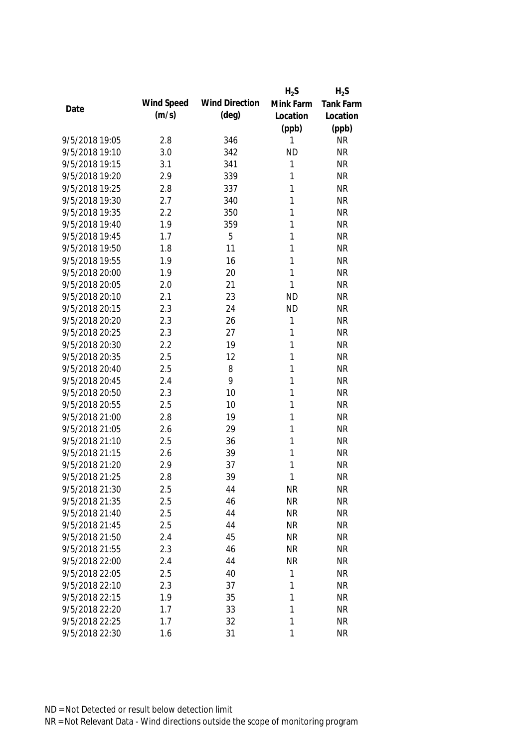| Date | Wind Speed (m/s) | Wind Direction (deg) | $H_2S$ Mink Farm Location (ppb) | $H_2S$ Tank Farm Location (ppb) |
|---|---|---|---|---|
| 9/5/2018 19:05 | 2.8 | 346 | 1 | NR |
| 9/5/2018 19:10 | 3.0 | 342 | ND | NR |
| 9/5/2018 19:15 | 3.1 | 341 | 1 | NR |
| 9/5/2018 19:20 | 2.9 | 339 | 1 | NR |
| 9/5/2018 19:25 | 2.8 | 337 | 1 | NR |
| 9/5/2018 19:30 | 2.7 | 340 | 1 | NR |
| 9/5/2018 19:35 | 2.2 | 350 | 1 | NR |
| 9/5/2018 19:40 | 1.9 | 359 | 1 | NR |
| 9/5/2018 19:45 | 1.7 | 5 | 1 | NR |
| 9/5/2018 19:50 | 1.8 | 11 | 1 | NR |
| 9/5/2018 19:55 | 1.9 | 16 | 1 | NR |
| 9/5/2018 20:00 | 1.9 | 20 | 1 | NR |
| 9/5/2018 20:05 | 2.0 | 21 | 1 | NR |
| 9/5/2018 20:10 | 2.1 | 23 | ND | NR |
| 9/5/2018 20:15 | 2.3 | 24 | ND | NR |
| 9/5/2018 20:20 | 2.3 | 26 | 1 | NR |
| 9/5/2018 20:25 | 2.3 | 27 | 1 | NR |
| 9/5/2018 20:30 | 2.2 | 19 | 1 | NR |
| 9/5/2018 20:35 | 2.5 | 12 | 1 | NR |
| 9/5/2018 20:40 | 2.5 | 8 | 1 | NR |
| 9/5/2018 20:45 | 2.4 | 9 | 1 | NR |
| 9/5/2018 20:50 | 2.3 | 10 | 1 | NR |
| 9/5/2018 20:55 | 2.5 | 10 | 1 | NR |
| 9/5/2018 21:00 | 2.8 | 19 | 1 | NR |
| 9/5/2018 21:05 | 2.6 | 29 | 1 | NR |
| 9/5/2018 21:10 | 2.5 | 36 | 1 | NR |
| 9/5/2018 21:15 | 2.6 | 39 | 1 | NR |
| 9/5/2018 21:20 | 2.9 | 37 | 1 | NR |
| 9/5/2018 21:25 | 2.8 | 39 | 1 | NR |
| 9/5/2018 21:30 | 2.5 | 44 | NR | NR |
| 9/5/2018 21:35 | 2.5 | 46 | NR | NR |
| 9/5/2018 21:40 | 2.5 | 44 | NR | NR |
| 9/5/2018 21:45 | 2.5 | 44 | NR | NR |
| 9/5/2018 21:50 | 2.4 | 45 | NR | NR |
| 9/5/2018 21:55 | 2.3 | 46 | NR | NR |
| 9/5/2018 22:00 | 2.4 | 44 | NR | NR |
| 9/5/2018 22:05 | 2.5 | 40 | 1 | NR |
| 9/5/2018 22:10 | 2.3 | 37 | 1 | NR |
| 9/5/2018 22:15 | 1.9 | 35 | 1 | NR |
| 9/5/2018 22:20 | 1.7 | 33 | 1 | NR |
| 9/5/2018 22:25 | 1.7 | 32 | 1 | NR |
| 9/5/2018 22:30 | 1.6 | 31 | 1 | NR |

ND = Not Detected or result below detection limit

NR = Not Relevant Data - Wind directions outside the scope of monitoring program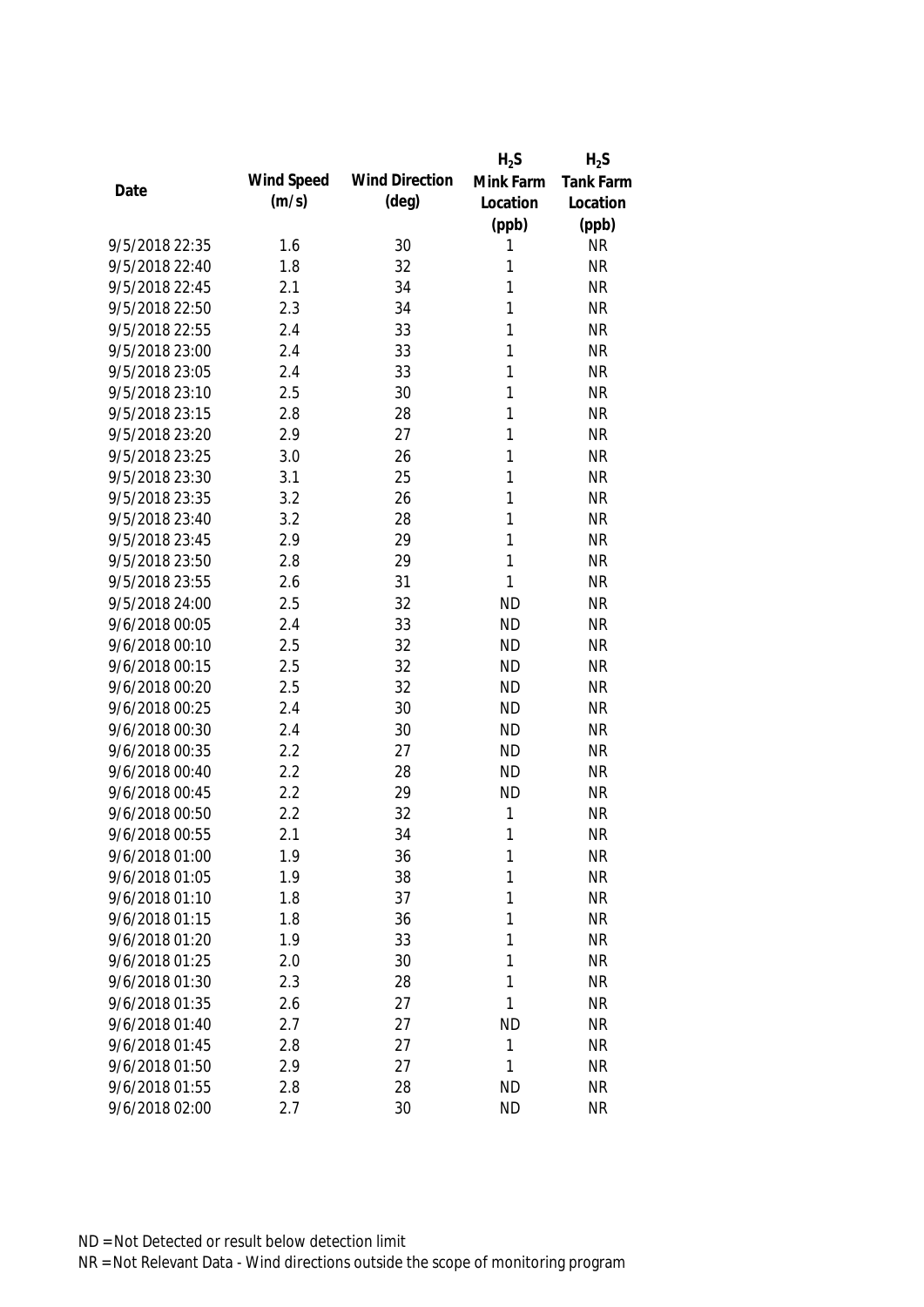| Date | Wind Speed (m/s) | Wind Direction (deg) | $H_2S$ Mink Farm Location (ppb) | $H_2S$ Tank Farm Location (ppb) |
|---|---|---|---|---|
| 9/5/2018 22:35 | 1.6 | 30 | 1 | NR |
| 9/5/2018 22:40 | 1.8 | 32 | 1 | NR |
| 9/5/2018 22:45 | 2.1 | 34 | 1 | NR |
| 9/5/2018 22:50 | 2.3 | 34 | 1 | NR |
| 9/5/2018 22:55 | 2.4 | 33 | 1 | NR |
| 9/5/2018 23:00 | 2.4 | 33 | 1 | NR |
| 9/5/2018 23:05 | 2.4 | 33 | 1 | NR |
| 9/5/2018 23:10 | 2.5 | 30 | 1 | NR |
| 9/5/2018 23:15 | 2.8 | 28 | 1 | NR |
| 9/5/2018 23:20 | 2.9 | 27 | 1 | NR |
| 9/5/2018 23:25 | 3.0 | 26 | 1 | NR |
| 9/5/2018 23:30 | 3.1 | 25 | 1 | NR |
| 9/5/2018 23:35 | 3.2 | 26 | 1 | NR |
| 9/5/2018 23:40 | 3.2 | 28 | 1 | NR |
| 9/5/2018 23:45 | 2.9 | 29 | 1 | NR |
| 9/5/2018 23:50 | 2.8 | 29 | 1 | NR |
| 9/5/2018 23:55 | 2.6 | 31 | 1 | NR |
| 9/5/2018 24:00 | 2.5 | 32 | ND | NR |
| 9/6/2018 00:05 | 2.4 | 33 | ND | NR |
| 9/6/2018 00:10 | 2.5 | 32 | ND | NR |
| 9/6/2018 00:15 | 2.5 | 32 | ND | NR |
| 9/6/2018 00:20 | 2.5 | 32 | ND | NR |
| 9/6/2018 00:25 | 2.4 | 30 | ND | NR |
| 9/6/2018 00:30 | 2.4 | 30 | ND | NR |
| 9/6/2018 00:35 | 2.2 | 27 | ND | NR |
| 9/6/2018 00:40 | 2.2 | 28 | ND | NR |
| 9/6/2018 00:45 | 2.2 | 29 | ND | NR |
| 9/6/2018 00:50 | 2.2 | 32 | 1 | NR |
| 9/6/2018 00:55 | 2.1 | 34 | 1 | NR |
| 9/6/2018 01:00 | 1.9 | 36 | 1 | NR |
| 9/6/2018 01:05 | 1.9 | 38 | 1 | NR |
| 9/6/2018 01:10 | 1.8 | 37 | 1 | NR |
| 9/6/2018 01:15 | 1.8 | 36 | 1 | NR |
| 9/6/2018 01:20 | 1.9 | 33 | 1 | NR |
| 9/6/2018 01:25 | 2.0 | 30 | 1 | NR |
| 9/6/2018 01:30 | 2.3 | 28 | 1 | NR |
| 9/6/2018 01:35 | 2.6 | 27 | 1 | NR |
| 9/6/2018 01:40 | 2.7 | 27 | ND | NR |
| 9/6/2018 01:45 | 2.8 | 27 | 1 | NR |
| 9/6/2018 01:50 | 2.9 | 27 | 1 | NR |
| 9/6/2018 01:55 | 2.8 | 28 | ND | NR |
| 9/6/2018 02:00 | 2.7 | 30 | ND | NR |

ND = Not Detected or result below detection limit

NR = Not Relevant Data - Wind directions outside the scope of monitoring program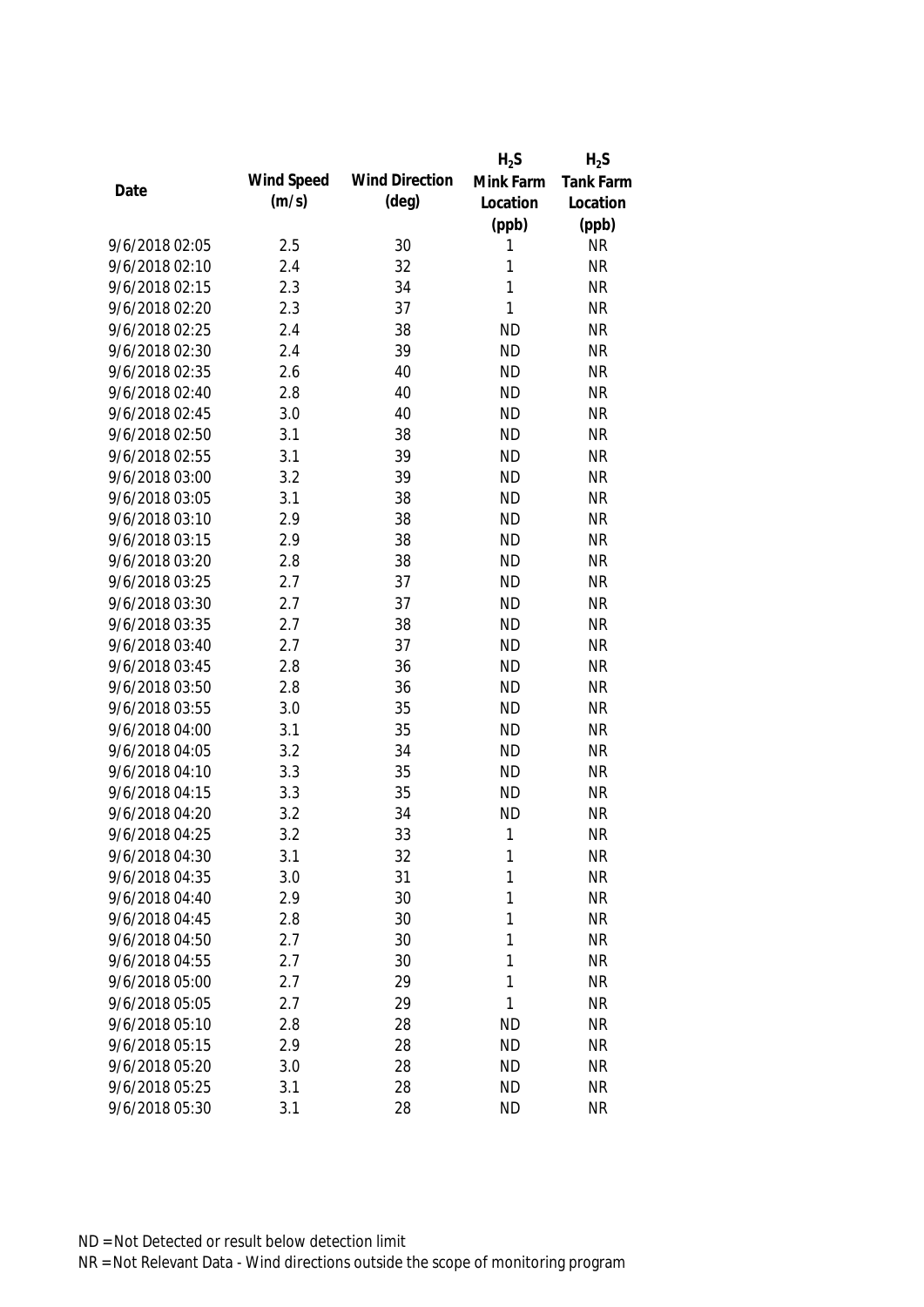| Date | Wind Speed (m/s) | Wind Direction (deg) | $H_2S$ Mink Farm Location (ppb) | $H_2S$ Tank Farm Location (ppb) |
|---|---|---|---|---|
| 9/6/2018 02:05 | 2.5 | 30 | 1 | NR |
| 9/6/2018 02:10 | 2.4 | 32 | 1 | NR |
| 9/6/2018 02:15 | 2.3 | 34 | 1 | NR |
| 9/6/2018 02:20 | 2.3 | 37 | 1 | NR |
| 9/6/2018 02:25 | 2.4 | 38 | ND | NR |
| 9/6/2018 02:30 | 2.4 | 39 | ND | NR |
| 9/6/2018 02:35 | 2.6 | 40 | ND | NR |
| 9/6/2018 02:40 | 2.8 | 40 | ND | NR |
| 9/6/2018 02:45 | 3.0 | 40 | ND | NR |
| 9/6/2018 02:50 | 3.1 | 38 | ND | NR |
| 9/6/2018 02:55 | 3.1 | 39 | ND | NR |
| 9/6/2018 03:00 | 3.2 | 39 | ND | NR |
| 9/6/2018 03:05 | 3.1 | 38 | ND | NR |
| 9/6/2018 03:10 | 2.9 | 38 | ND | NR |
| 9/6/2018 03:15 | 2.9 | 38 | ND | NR |
| 9/6/2018 03:20 | 2.8 | 38 | ND | NR |
| 9/6/2018 03:25 | 2.7 | 37 | ND | NR |
| 9/6/2018 03:30 | 2.7 | 37 | ND | NR |
| 9/6/2018 03:35 | 2.7 | 38 | ND | NR |
| 9/6/2018 03:40 | 2.7 | 37 | ND | NR |
| 9/6/2018 03:45 | 2.8 | 36 | ND | NR |
| 9/6/2018 03:50 | 2.8 | 36 | ND | NR |
| 9/6/2018 03:55 | 3.0 | 35 | ND | NR |
| 9/6/2018 04:00 | 3.1 | 35 | ND | NR |
| 9/6/2018 04:05 | 3.2 | 34 | ND | NR |
| 9/6/2018 04:10 | 3.3 | 35 | ND | NR |
| 9/6/2018 04:15 | 3.3 | 35 | ND | NR |
| 9/6/2018 04:20 | 3.2 | 34 | ND | NR |
| 9/6/2018 04:25 | 3.2 | 33 | 1 | NR |
| 9/6/2018 04:30 | 3.1 | 32 | 1 | NR |
| 9/6/2018 04:35 | 3.0 | 31 | 1 | NR |
| 9/6/2018 04:40 | 2.9 | 30 | 1 | NR |
| 9/6/2018 04:45 | 2.8 | 30 | 1 | NR |
| 9/6/2018 04:50 | 2.7 | 30 | 1 | NR |
| 9/6/2018 04:55 | 2.7 | 30 | 1 | NR |
| 9/6/2018 05:00 | 2.7 | 29 | 1 | NR |
| 9/6/2018 05:05 | 2.7 | 29 | 1 | NR |
| 9/6/2018 05:10 | 2.8 | 28 | ND | NR |
| 9/6/2018 05:15 | 2.9 | 28 | ND | NR |
| 9/6/2018 05:20 | 3.0 | 28 | ND | NR |
| 9/6/2018 05:25 | 3.1 | 28 | ND | NR |
| 9/6/2018 05:30 | 3.1 | 28 | ND | NR |

ND = Not Detected or result below detection limit

NR = Not Relevant Data - Wind directions outside the scope of monitoring program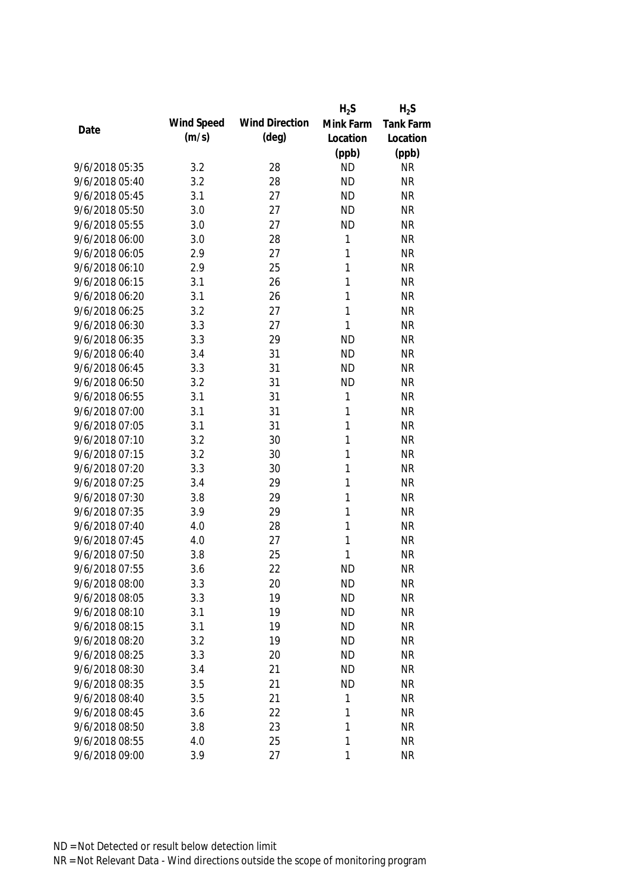| Date | Wind Speed (m/s) | Wind Direction (deg) | $H_2S$ Mink Farm Location (ppb) | $H_2S$ Tank Farm Location (ppb) |
|---|---|---|---|---|
| 9/6/2018 05:35 | 3.2 | 28 | ND | NR |
| 9/6/2018 05:40 | 3.2 | 28 | ND | NR |
| 9/6/2018 05:45 | 3.1 | 27 | ND | NR |
| 9/6/2018 05:50 | 3.0 | 27 | ND | NR |
| 9/6/2018 05:55 | 3.0 | 27 | ND | NR |
| 9/6/2018 06:00 | 3.0 | 28 | 1 | NR |
| 9/6/2018 06:05 | 2.9 | 27 | 1 | NR |
| 9/6/2018 06:10 | 2.9 | 25 | 1 | NR |
| 9/6/2018 06:15 | 3.1 | 26 | 1 | NR |
| 9/6/2018 06:20 | 3.1 | 26 | 1 | NR |
| 9/6/2018 06:25 | 3.2 | 27 | 1 | NR |
| 9/6/2018 06:30 | 3.3 | 27 | 1 | NR |
| 9/6/2018 06:35 | 3.3 | 29 | ND | NR |
| 9/6/2018 06:40 | 3.4 | 31 | ND | NR |
| 9/6/2018 06:45 | 3.3 | 31 | ND | NR |
| 9/6/2018 06:50 | 3.2 | 31 | ND | NR |
| 9/6/2018 06:55 | 3.1 | 31 | 1 | NR |
| 9/6/2018 07:00 | 3.1 | 31 | 1 | NR |
| 9/6/2018 07:05 | 3.1 | 31 | 1 | NR |
| 9/6/2018 07:10 | 3.2 | 30 | 1 | NR |
| 9/6/2018 07:15 | 3.2 | 30 | 1 | NR |
| 9/6/2018 07:20 | 3.3 | 30 | 1 | NR |
| 9/6/2018 07:25 | 3.4 | 29 | 1 | NR |
| 9/6/2018 07:30 | 3.8 | 29 | 1 | NR |
| 9/6/2018 07:35 | 3.9 | 29 | 1 | NR |
| 9/6/2018 07:40 | 4.0 | 28 | 1 | NR |
| 9/6/2018 07:45 | 4.0 | 27 | 1 | NR |
| 9/6/2018 07:50 | 3.8 | 25 | 1 | NR |
| 9/6/2018 07:55 | 3.6 | 22 | ND | NR |
| 9/6/2018 08:00 | 3.3 | 20 | ND | NR |
| 9/6/2018 08:05 | 3.3 | 19 | ND | NR |
| 9/6/2018 08:10 | 3.1 | 19 | ND | NR |
| 9/6/2018 08:15 | 3.1 | 19 | ND | NR |
| 9/6/2018 08:20 | 3.2 | 19 | ND | NR |
| 9/6/2018 08:25 | 3.3 | 20 | ND | NR |
| 9/6/2018 08:30 | 3.4 | 21 | ND | NR |
| 9/6/2018 08:35 | 3.5 | 21 | ND | NR |
| 9/6/2018 08:40 | 3.5 | 21 | 1 | NR |
| 9/6/2018 08:45 | 3.6 | 22 | 1 | NR |
| 9/6/2018 08:50 | 3.8 | 23 | 1 | NR |
| 9/6/2018 08:55 | 4.0 | 25 | 1 | NR |
| 9/6/2018 09:00 | 3.9 | 27 | 1 | NR |

ND = Not Detected or result below detection limit

NR = Not Relevant Data - Wind directions outside the scope of monitoring program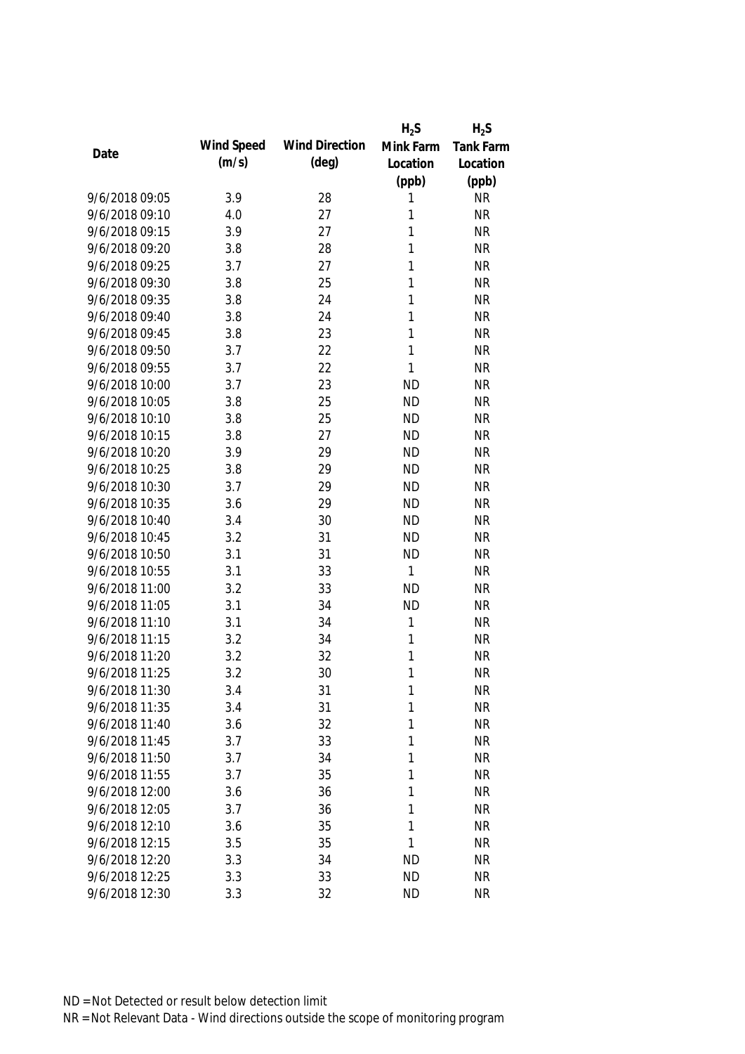| Date | Wind Speed (m/s) | Wind Direction (deg) | $H_2S$ Mink Farm Location (ppb) | $H_2S$ Tank Farm Location (ppb) |
|---|---|---|---|---|
| 9/6/2018 09:05 | 3.9 | 28 | 1 | NR |
| 9/6/2018 09:10 | 4.0 | 27 | 1 | NR |
| 9/6/2018 09:15 | 3.9 | 27 | 1 | NR |
| 9/6/2018 09:20 | 3.8 | 28 | 1 | NR |
| 9/6/2018 09:25 | 3.7 | 27 | 1 | NR |
| 9/6/2018 09:30 | 3.8 | 25 | 1 | NR |
| 9/6/2018 09:35 | 3.8 | 24 | 1 | NR |
| 9/6/2018 09:40 | 3.8 | 24 | 1 | NR |
| 9/6/2018 09:45 | 3.8 | 23 | 1 | NR |
| 9/6/2018 09:50 | 3.7 | 22 | 1 | NR |
| 9/6/2018 09:55 | 3.7 | 22 | 1 | NR |
| 9/6/2018 10:00 | 3.7 | 23 | ND | NR |
| 9/6/2018 10:05 | 3.8 | 25 | ND | NR |
| 9/6/2018 10:10 | 3.8 | 25 | ND | NR |
| 9/6/2018 10:15 | 3.8 | 27 | ND | NR |
| 9/6/2018 10:20 | 3.9 | 29 | ND | NR |
| 9/6/2018 10:25 | 3.8 | 29 | ND | NR |
| 9/6/2018 10:30 | 3.7 | 29 | ND | NR |
| 9/6/2018 10:35 | 3.6 | 29 | ND | NR |
| 9/6/2018 10:40 | 3.4 | 30 | ND | NR |
| 9/6/2018 10:45 | 3.2 | 31 | ND | NR |
| 9/6/2018 10:50 | 3.1 | 31 | ND | NR |
| 9/6/2018 10:55 | 3.1 | 33 | 1 | NR |
| 9/6/2018 11:00 | 3.2 | 33 | ND | NR |
| 9/6/2018 11:05 | 3.1 | 34 | ND | NR |
| 9/6/2018 11:10 | 3.1 | 34 | 1 | NR |
| 9/6/2018 11:15 | 3.2 | 34 | 1 | NR |
| 9/6/2018 11:20 | 3.2 | 32 | 1 | NR |
| 9/6/2018 11:25 | 3.2 | 30 | 1 | NR |
| 9/6/2018 11:30 | 3.4 | 31 | 1 | NR |
| 9/6/2018 11:35 | 3.4 | 31 | 1 | NR |
| 9/6/2018 11:40 | 3.6 | 32 | 1 | NR |
| 9/6/2018 11:45 | 3.7 | 33 | 1 | NR |
| 9/6/2018 11:50 | 3.7 | 34 | 1 | NR |
| 9/6/2018 11:55 | 3.7 | 35 | 1 | NR |
| 9/6/2018 12:00 | 3.6 | 36 | 1 | NR |
| 9/6/2018 12:05 | 3.7 | 36 | 1 | NR |
| 9/6/2018 12:10 | 3.6 | 35 | 1 | NR |
| 9/6/2018 12:15 | 3.5 | 35 | 1 | NR |
| 9/6/2018 12:20 | 3.3 | 34 | ND | NR |
| 9/6/2018 12:25 | 3.3 | 33 | ND | NR |
| 9/6/2018 12:30 | 3.3 | 32 | ND | NR |

ND = Not Detected or result below detection limit

NR = Not Relevant Data - Wind directions outside the scope of monitoring program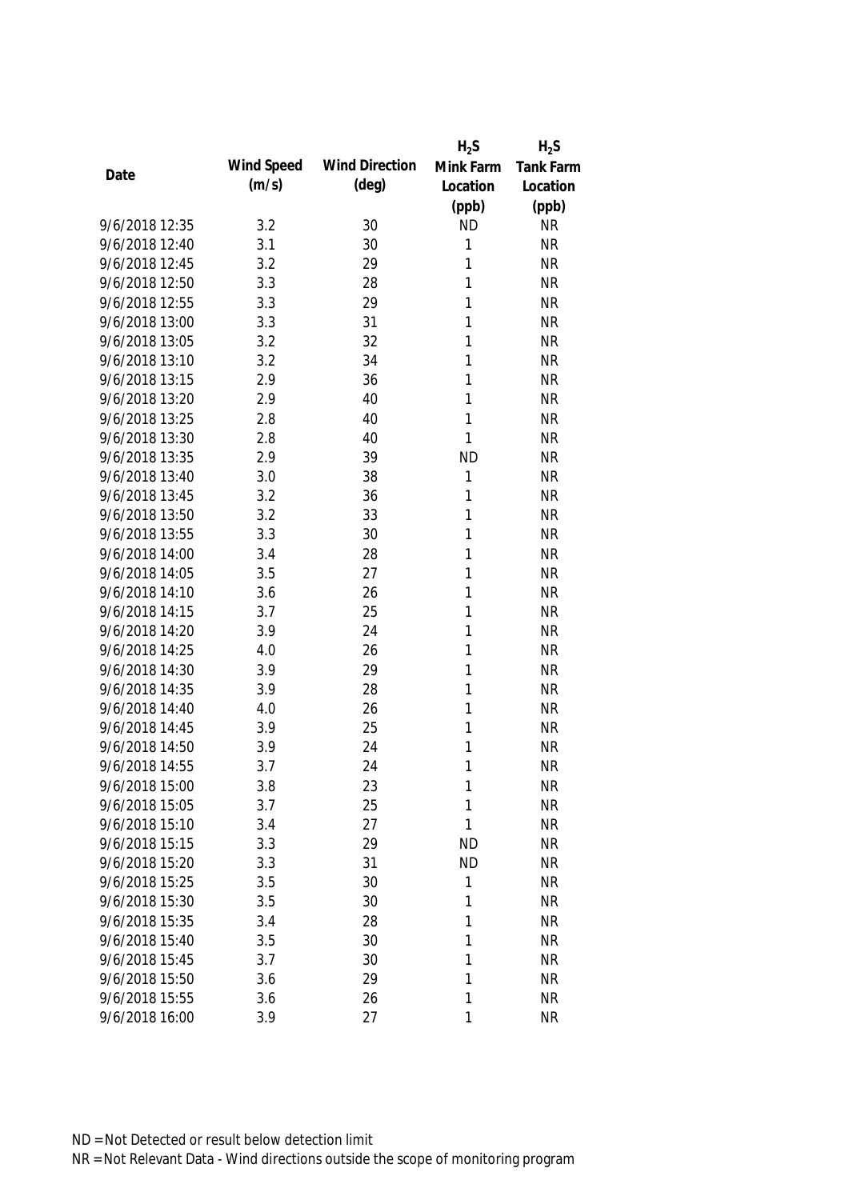| Date | Wind Speed (m/s) | Wind Direction (deg) | $H_2S$ Mink Farm Location (ppb) | $H_2S$ Tank Farm Location (ppb) |
|---|---|---|---|---|
| 9/6/2018 12:35 | 3.2 | 30 | ND | NR |
| 9/6/2018 12:40 | 3.1 | 30 | 1 | NR |
| 9/6/2018 12:45 | 3.2 | 29 | 1 | NR |
| 9/6/2018 12:50 | 3.3 | 28 | 1 | NR |
| 9/6/2018 12:55 | 3.3 | 29 | 1 | NR |
| 9/6/2018 13:00 | 3.3 | 31 | 1 | NR |
| 9/6/2018 13:05 | 3.2 | 32 | 1 | NR |
| 9/6/2018 13:10 | 3.2 | 34 | 1 | NR |
| 9/6/2018 13:15 | 2.9 | 36 | 1 | NR |
| 9/6/2018 13:20 | 2.9 | 40 | 1 | NR |
| 9/6/2018 13:25 | 2.8 | 40 | 1 | NR |
| 9/6/2018 13:30 | 2.8 | 40 | 1 | NR |
| 9/6/2018 13:35 | 2.9 | 39 | ND | NR |
| 9/6/2018 13:40 | 3.0 | 38 | 1 | NR |
| 9/6/2018 13:45 | 3.2 | 36 | 1 | NR |
| 9/6/2018 13:50 | 3.2 | 33 | 1 | NR |
| 9/6/2018 13:55 | 3.3 | 30 | 1 | NR |
| 9/6/2018 14:00 | 3.4 | 28 | 1 | NR |
| 9/6/2018 14:05 | 3.5 | 27 | 1 | NR |
| 9/6/2018 14:10 | 3.6 | 26 | 1 | NR |
| 9/6/2018 14:15 | 3.7 | 25 | 1 | NR |
| 9/6/2018 14:20 | 3.9 | 24 | 1 | NR |
| 9/6/2018 14:25 | 4.0 | 26 | 1 | NR |
| 9/6/2018 14:30 | 3.9 | 29 | 1 | NR |
| 9/6/2018 14:35 | 3.9 | 28 | 1 | NR |
| 9/6/2018 14:40 | 4.0 | 26 | 1 | NR |
| 9/6/2018 14:45 | 3.9 | 25 | 1 | NR |
| 9/6/2018 14:50 | 3.9 | 24 | 1 | NR |
| 9/6/2018 14:55 | 3.7 | 24 | 1 | NR |
| 9/6/2018 15:00 | 3.8 | 23 | 1 | NR |
| 9/6/2018 15:05 | 3.7 | 25 | 1 | NR |
| 9/6/2018 15:10 | 3.4 | 27 | 1 | NR |
| 9/6/2018 15:15 | 3.3 | 29 | ND | NR |
| 9/6/2018 15:20 | 3.3 | 31 | ND | NR |
| 9/6/2018 15:25 | 3.5 | 30 | 1 | NR |
| 9/6/2018 15:30 | 3.5 | 30 | 1 | NR |
| 9/6/2018 15:35 | 3.4 | 28 | 1 | NR |
| 9/6/2018 15:40 | 3.5 | 30 | 1 | NR |
| 9/6/2018 15:45 | 3.7 | 30 | 1 | NR |
| 9/6/2018 15:50 | 3.6 | 29 | 1 | NR |
| 9/6/2018 15:55 | 3.6 | 26 | 1 | NR |
| 9/6/2018 16:00 | 3.9 | 27 | 1 | NR |

ND = Not Detected or result below detection limit

NR = Not Relevant Data - Wind directions outside the scope of monitoring program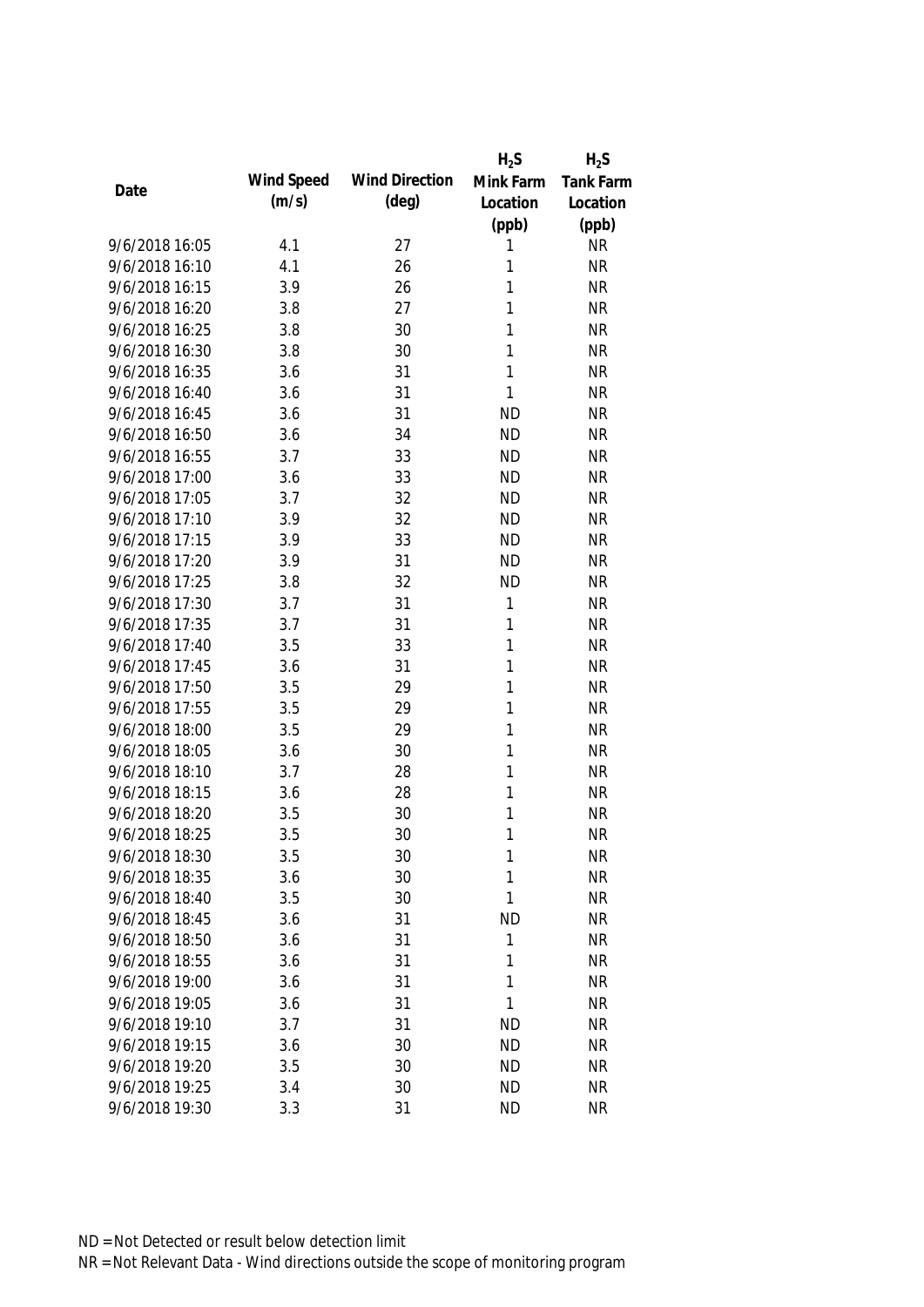| Date | Wind Speed (m/s) | Wind Direction (deg) | $H_2S$ Mink Farm Location (ppb) | $H_2S$ Tank Farm Location (ppb) |
|---|---|---|---|---|
| 9/6/2018 16:05 | 4.1 | 27 | 1 | NR |
| 9/6/2018 16:10 | 4.1 | 26 | 1 | NR |
| 9/6/2018 16:15 | 3.9 | 26 | 1 | NR |
| 9/6/2018 16:20 | 3.8 | 27 | 1 | NR |
| 9/6/2018 16:25 | 3.8 | 30 | 1 | NR |
| 9/6/2018 16:30 | 3.8 | 30 | 1 | NR |
| 9/6/2018 16:35 | 3.6 | 31 | 1 | NR |
| 9/6/2018 16:40 | 3.6 | 31 | 1 | NR |
| 9/6/2018 16:45 | 3.6 | 31 | ND | NR |
| 9/6/2018 16:50 | 3.6 | 34 | ND | NR |
| 9/6/2018 16:55 | 3.7 | 33 | ND | NR |
| 9/6/2018 17:00 | 3.6 | 33 | ND | NR |
| 9/6/2018 17:05 | 3.7 | 32 | ND | NR |
| 9/6/2018 17:10 | 3.9 | 32 | ND | NR |
| 9/6/2018 17:15 | 3.9 | 33 | ND | NR |
| 9/6/2018 17:20 | 3.9 | 31 | ND | NR |
| 9/6/2018 17:25 | 3.8 | 32 | ND | NR |
| 9/6/2018 17:30 | 3.7 | 31 | 1 | NR |
| 9/6/2018 17:35 | 3.7 | 31 | 1 | NR |
| 9/6/2018 17:40 | 3.5 | 33 | 1 | NR |
| 9/6/2018 17:45 | 3.6 | 31 | 1 | NR |
| 9/6/2018 17:50 | 3.5 | 29 | 1 | NR |
| 9/6/2018 17:55 | 3.5 | 29 | 1 | NR |
| 9/6/2018 18:00 | 3.5 | 29 | 1 | NR |
| 9/6/2018 18:05 | 3.6 | 30 | 1 | NR |
| 9/6/2018 18:10 | 3.7 | 28 | 1 | NR |
| 9/6/2018 18:15 | 3.6 | 28 | 1 | NR |
| 9/6/2018 18:20 | 3.5 | 30 | 1 | NR |
| 9/6/2018 18:25 | 3.5 | 30 | 1 | NR |
| 9/6/2018 18:30 | 3.5 | 30 | 1 | NR |
| 9/6/2018 18:35 | 3.6 | 30 | 1 | NR |
| 9/6/2018 18:40 | 3.5 | 30 | 1 | NR |
| 9/6/2018 18:45 | 3.6 | 31 | ND | NR |
| 9/6/2018 18:50 | 3.6 | 31 | 1 | NR |
| 9/6/2018 18:55 | 3.6 | 31 | 1 | NR |
| 9/6/2018 19:00 | 3.6 | 31 | 1 | NR |
| 9/6/2018 19:05 | 3.6 | 31 | 1 | NR |
| 9/6/2018 19:10 | 3.7 | 31 | ND | NR |
| 9/6/2018 19:15 | 3.6 | 30 | ND | NR |
| 9/6/2018 19:20 | 3.5 | 30 | ND | NR |
| 9/6/2018 19:25 | 3.4 | 30 | ND | NR |
| 9/6/2018 19:30 | 3.3 | 31 | ND | NR |

ND = Not Detected or result below detection limit

NR = Not Relevant Data - Wind directions outside the scope of monitoring program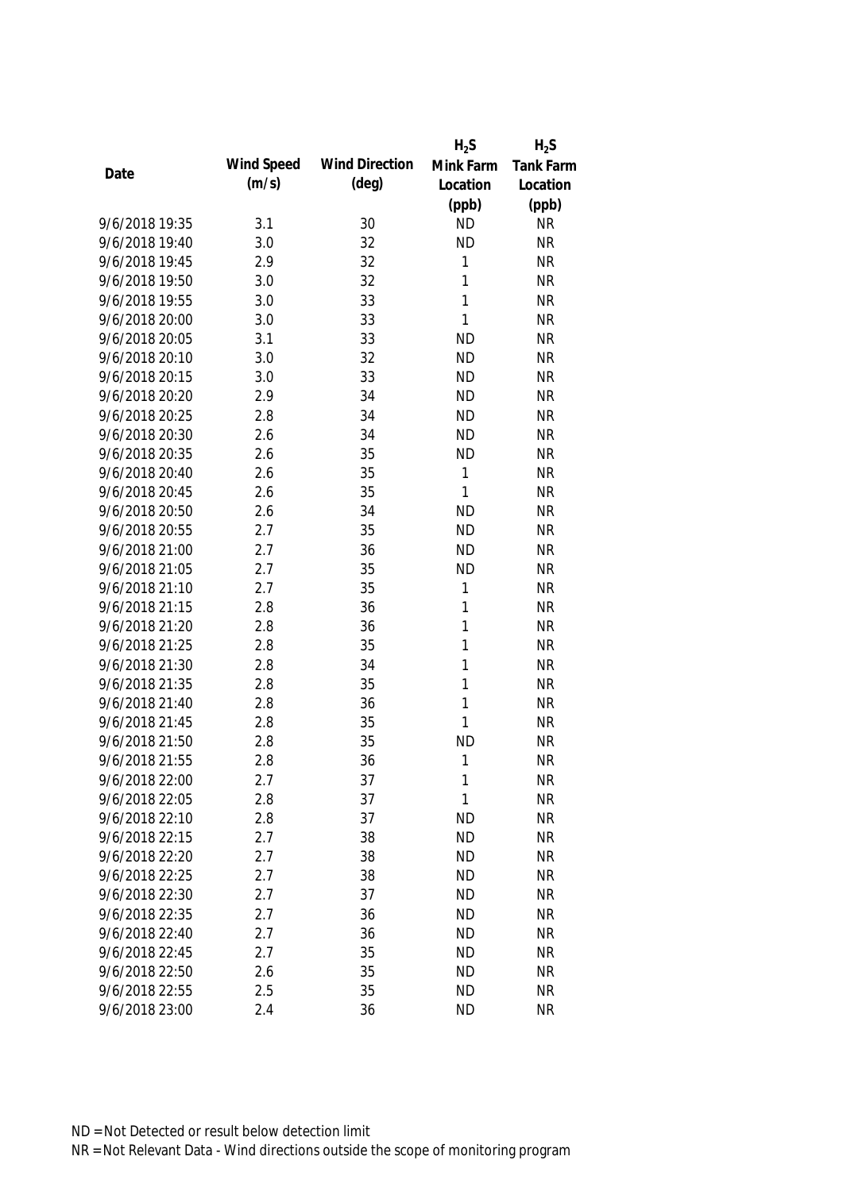| Date | Wind Speed (m/s) | Wind Direction (deg) | $H_2S$ Mink Farm Location (ppb) | $H_2S$ Tank Farm Location (ppb) |
|---|---|---|---|---|
| 9/6/2018 19:35 | 3.1 | 30 | ND | NR |
| 9/6/2018 19:40 | 3.0 | 32 | ND | NR |
| 9/6/2018 19:45 | 2.9 | 32 | 1 | NR |
| 9/6/2018 19:50 | 3.0 | 32 | 1 | NR |
| 9/6/2018 19:55 | 3.0 | 33 | 1 | NR |
| 9/6/2018 20:00 | 3.0 | 33 | 1 | NR |
| 9/6/2018 20:05 | 3.1 | 33 | ND | NR |
| 9/6/2018 20:10 | 3.0 | 32 | ND | NR |
| 9/6/2018 20:15 | 3.0 | 33 | ND | NR |
| 9/6/2018 20:20 | 2.9 | 34 | ND | NR |
| 9/6/2018 20:25 | 2.8 | 34 | ND | NR |
| 9/6/2018 20:30 | 2.6 | 34 | ND | NR |
| 9/6/2018 20:35 | 2.6 | 35 | ND | NR |
| 9/6/2018 20:40 | 2.6 | 35 | 1 | NR |
| 9/6/2018 20:45 | 2.6 | 35 | 1 | NR |
| 9/6/2018 20:50 | 2.6 | 34 | ND | NR |
| 9/6/2018 20:55 | 2.7 | 35 | ND | NR |
| 9/6/2018 21:00 | 2.7 | 36 | ND | NR |
| 9/6/2018 21:05 | 2.7 | 35 | ND | NR |
| 9/6/2018 21:10 | 2.7 | 35 | 1 | NR |
| 9/6/2018 21:15 | 2.8 | 36 | 1 | NR |
| 9/6/2018 21:20 | 2.8 | 36 | 1 | NR |
| 9/6/2018 21:25 | 2.8 | 35 | 1 | NR |
| 9/6/2018 21:30 | 2.8 | 34 | 1 | NR |
| 9/6/2018 21:35 | 2.8 | 35 | 1 | NR |
| 9/6/2018 21:40 | 2.8 | 36 | 1 | NR |
| 9/6/2018 21:45 | 2.8 | 35 | 1 | NR |
| 9/6/2018 21:50 | 2.8 | 35 | ND | NR |
| 9/6/2018 21:55 | 2.8 | 36 | 1 | NR |
| 9/6/2018 22:00 | 2.7 | 37 | 1 | NR |
| 9/6/2018 22:05 | 2.8 | 37 | 1 | NR |
| 9/6/2018 22:10 | 2.8 | 37 | ND | NR |
| 9/6/2018 22:15 | 2.7 | 38 | ND | NR |
| 9/6/2018 22:20 | 2.7 | 38 | ND | NR |
| 9/6/2018 22:25 | 2.7 | 38 | ND | NR |
| 9/6/2018 22:30 | 2.7 | 37 | ND | NR |
| 9/6/2018 22:35 | 2.7 | 36 | ND | NR |
| 9/6/2018 22:40 | 2.7 | 36 | ND | NR |
| 9/6/2018 22:45 | 2.7 | 35 | ND | NR |
| 9/6/2018 22:50 | 2.6 | 35 | ND | NR |
| 9/6/2018 22:55 | 2.5 | 35 | ND | NR |
| 9/6/2018 23:00 | 2.4 | 36 | ND | NR |

ND = Not Detected or result below detection limit

NR = Not Relevant Data - Wind directions outside the scope of monitoring program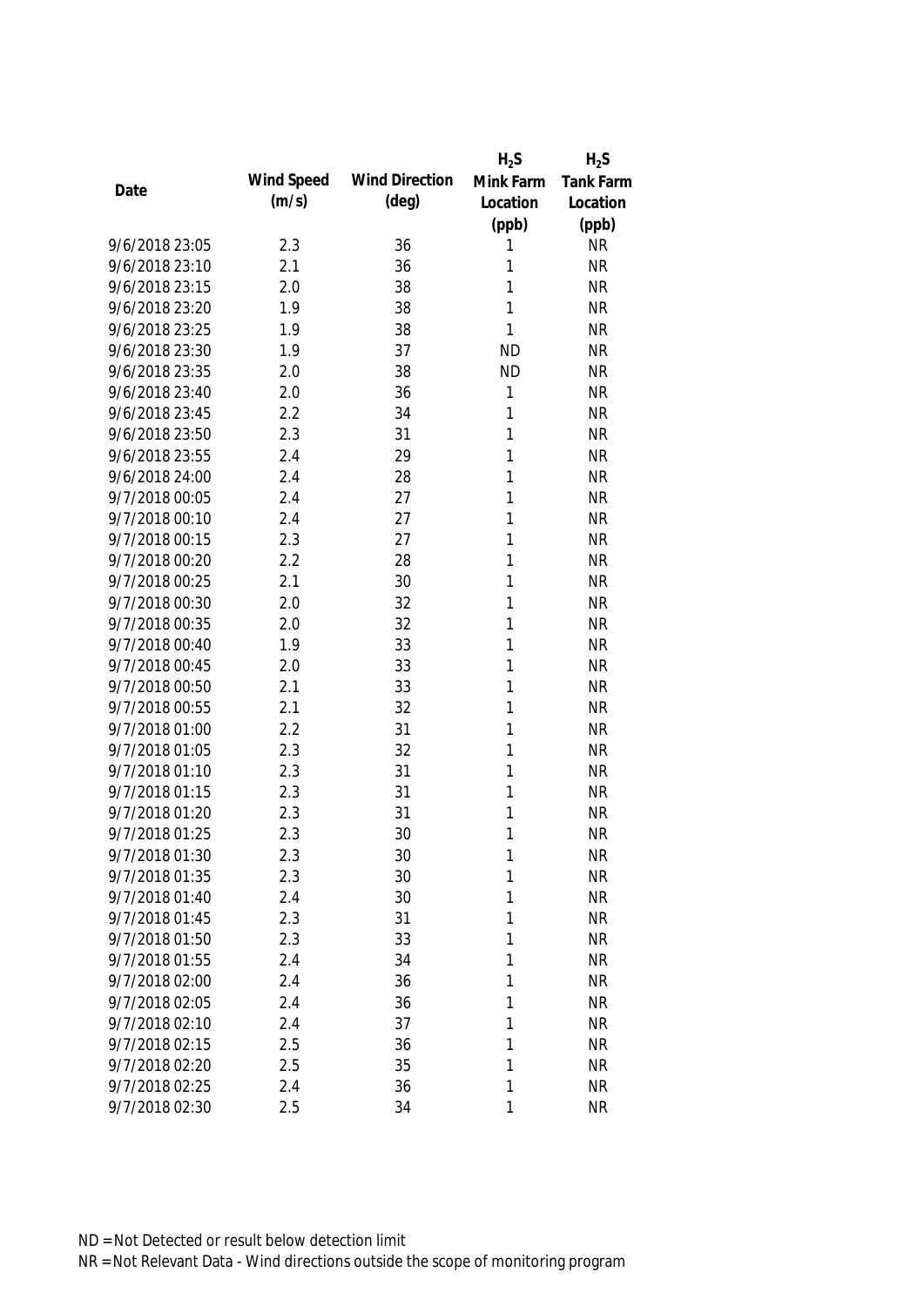| Date | Wind Speed (m/s) | Wind Direction (deg) | $H_2S$ Mink Farm Location (ppb) | $H_2S$ Tank Farm Location (ppb) |
|---|---|---|---|---|
| 9/6/2018 23:05 | 2.3 | 36 | 1 | NR |
| 9/6/2018 23:10 | 2.1 | 36 | 1 | NR |
| 9/6/2018 23:15 | 2.0 | 38 | 1 | NR |
| 9/6/2018 23:20 | 1.9 | 38 | 1 | NR |
| 9/6/2018 23:25 | 1.9 | 38 | 1 | NR |
| 9/6/2018 23:30 | 1.9 | 37 | ND | NR |
| 9/6/2018 23:35 | 2.0 | 38 | ND | NR |
| 9/6/2018 23:40 | 2.0 | 36 | 1 | NR |
| 9/6/2018 23:45 | 2.2 | 34 | 1 | NR |
| 9/6/2018 23:50 | 2.3 | 31 | 1 | NR |
| 9/6/2018 23:55 | 2.4 | 29 | 1 | NR |
| 9/6/2018 24:00 | 2.4 | 28 | 1 | NR |
| 9/7/2018 00:05 | 2.4 | 27 | 1 | NR |
| 9/7/2018 00:10 | 2.4 | 27 | 1 | NR |
| 9/7/2018 00:15 | 2.3 | 27 | 1 | NR |
| 9/7/2018 00:20 | 2.2 | 28 | 1 | NR |
| 9/7/2018 00:25 | 2.1 | 30 | 1 | NR |
| 9/7/2018 00:30 | 2.0 | 32 | 1 | NR |
| 9/7/2018 00:35 | 2.0 | 32 | 1 | NR |
| 9/7/2018 00:40 | 1.9 | 33 | 1 | NR |
| 9/7/2018 00:45 | 2.0 | 33 | 1 | NR |
| 9/7/2018 00:50 | 2.1 | 33 | 1 | NR |
| 9/7/2018 00:55 | 2.1 | 32 | 1 | NR |
| 9/7/2018 01:00 | 2.2 | 31 | 1 | NR |
| 9/7/2018 01:05 | 2.3 | 32 | 1 | NR |
| 9/7/2018 01:10 | 2.3 | 31 | 1 | NR |
| 9/7/2018 01:15 | 2.3 | 31 | 1 | NR |
| 9/7/2018 01:20 | 2.3 | 31 | 1 | NR |
| 9/7/2018 01:25 | 2.3 | 30 | 1 | NR |
| 9/7/2018 01:30 | 2.3 | 30 | 1 | NR |
| 9/7/2018 01:35 | 2.3 | 30 | 1 | NR |
| 9/7/2018 01:40 | 2.4 | 30 | 1 | NR |
| 9/7/2018 01:45 | 2.3 | 31 | 1 | NR |
| 9/7/2018 01:50 | 2.3 | 33 | 1 | NR |
| 9/7/2018 01:55 | 2.4 | 34 | 1 | NR |
| 9/7/2018 02:00 | 2.4 | 36 | 1 | NR |
| 9/7/2018 02:05 | 2.4 | 36 | 1 | NR |
| 9/7/2018 02:10 | 2.4 | 37 | 1 | NR |
| 9/7/2018 02:15 | 2.5 | 36 | 1 | NR |
| 9/7/2018 02:20 | 2.5 | 35 | 1 | NR |
| 9/7/2018 02:25 | 2.4 | 36 | 1 | NR |
| 9/7/2018 02:30 | 2.5 | 34 | 1 | NR |

ND = Not Detected or result below detection limit

NR = Not Relevant Data - Wind directions outside the scope of monitoring program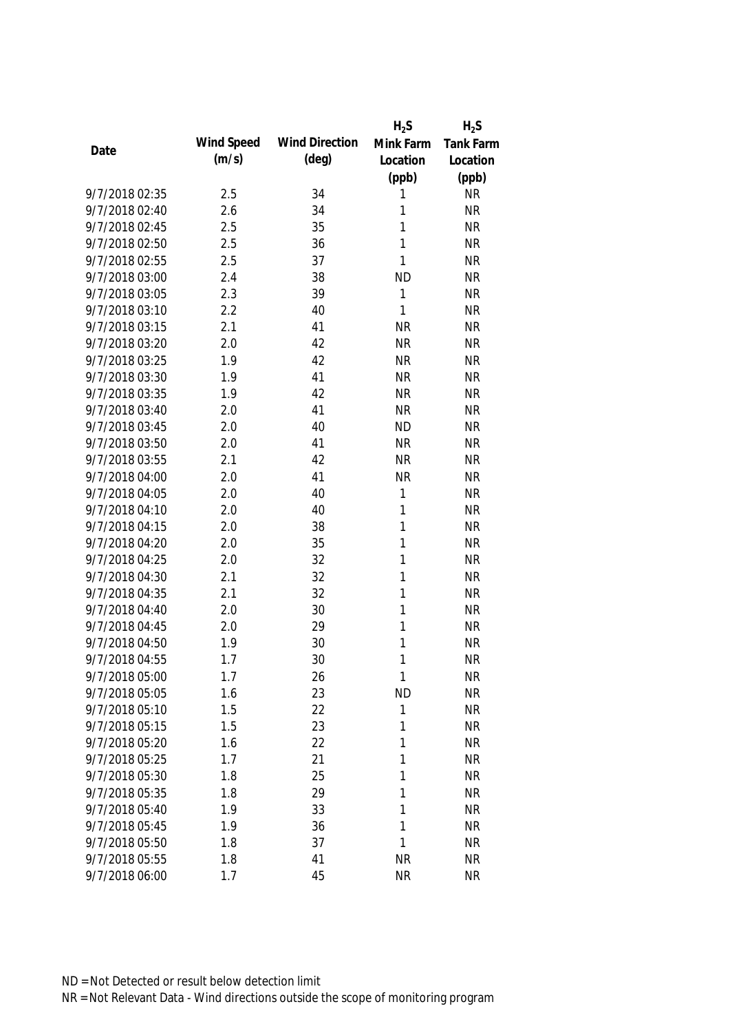| Date | Wind Speed (m/s) | Wind Direction (deg) | $H_2S$ Mink Farm Location (ppb) | $H_2S$ Tank Farm Location (ppb) |
|---|---|---|---|---|
| 9/7/2018 02:35 | 2.5 | 34 | 1 | NR |
| 9/7/2018 02:40 | 2.6 | 34 | 1 | NR |
| 9/7/2018 02:45 | 2.5 | 35 | 1 | NR |
| 9/7/2018 02:50 | 2.5 | 36 | 1 | NR |
| 9/7/2018 02:55 | 2.5 | 37 | 1 | NR |
| 9/7/2018 03:00 | 2.4 | 38 | ND | NR |
| 9/7/2018 03:05 | 2.3 | 39 | 1 | NR |
| 9/7/2018 03:10 | 2.2 | 40 | 1 | NR |
| 9/7/2018 03:15 | 2.1 | 41 | NR | NR |
| 9/7/2018 03:20 | 2.0 | 42 | NR | NR |
| 9/7/2018 03:25 | 1.9 | 42 | NR | NR |
| 9/7/2018 03:30 | 1.9 | 41 | NR | NR |
| 9/7/2018 03:35 | 1.9 | 42 | NR | NR |
| 9/7/2018 03:40 | 2.0 | 41 | NR | NR |
| 9/7/2018 03:45 | 2.0 | 40 | ND | NR |
| 9/7/2018 03:50 | 2.0 | 41 | NR | NR |
| 9/7/2018 03:55 | 2.1 | 42 | NR | NR |
| 9/7/2018 04:00 | 2.0 | 41 | NR | NR |
| 9/7/2018 04:05 | 2.0 | 40 | 1 | NR |
| 9/7/2018 04:10 | 2.0 | 40 | 1 | NR |
| 9/7/2018 04:15 | 2.0 | 38 | 1 | NR |
| 9/7/2018 04:20 | 2.0 | 35 | 1 | NR |
| 9/7/2018 04:25 | 2.0 | 32 | 1 | NR |
| 9/7/2018 04:30 | 2.1 | 32 | 1 | NR |
| 9/7/2018 04:35 | 2.1 | 32 | 1 | NR |
| 9/7/2018 04:40 | 2.0 | 30 | 1 | NR |
| 9/7/2018 04:45 | 2.0 | 29 | 1 | NR |
| 9/7/2018 04:50 | 1.9 | 30 | 1 | NR |
| 9/7/2018 04:55 | 1.7 | 30 | 1 | NR |
| 9/7/2018 05:00 | 1.7 | 26 | 1 | NR |
| 9/7/2018 05:05 | 1.6 | 23 | ND | NR |
| 9/7/2018 05:10 | 1.5 | 22 | 1 | NR |
| 9/7/2018 05:15 | 1.5 | 23 | 1 | NR |
| 9/7/2018 05:20 | 1.6 | 22 | 1 | NR |
| 9/7/2018 05:25 | 1.7 | 21 | 1 | NR |
| 9/7/2018 05:30 | 1.8 | 25 | 1 | NR |
| 9/7/2018 05:35 | 1.8 | 29 | 1 | NR |
| 9/7/2018 05:40 | 1.9 | 33 | 1 | NR |
| 9/7/2018 05:45 | 1.9 | 36 | 1 | NR |
| 9/7/2018 05:50 | 1.8 | 37 | 1 | NR |
| 9/7/2018 05:55 | 1.8 | 41 | NR | NR |
| 9/7/2018 06:00 | 1.7 | 45 | NR | NR |

ND = Not Detected or result below detection limit

NR = Not Relevant Data - Wind directions outside the scope of monitoring program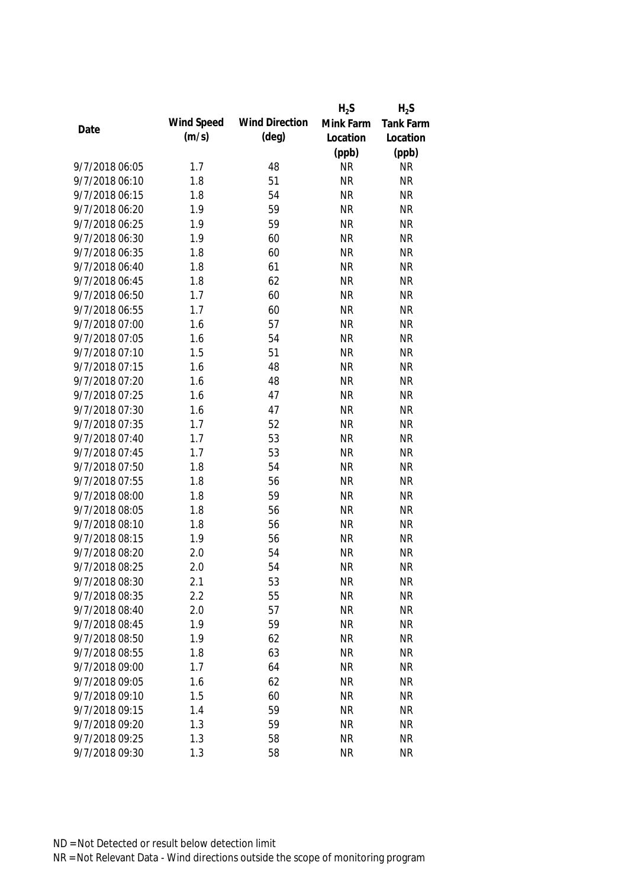| Date | Wind Speed (m/s) | Wind Direction (deg) | $H_2S$ Mink Farm Location (ppb) | $H_2S$ Tank Farm Location (ppb) |
|---|---|---|---|---|
| 9/7/2018 06:05 | 1.7 | 48 | NR | NR |
| 9/7/2018 06:10 | 1.8 | 51 | NR | NR |
| 9/7/2018 06:15 | 1.8 | 54 | NR | NR |
| 9/7/2018 06:20 | 1.9 | 59 | NR | NR |
| 9/7/2018 06:25 | 1.9 | 59 | NR | NR |
| 9/7/2018 06:30 | 1.9 | 60 | NR | NR |
| 9/7/2018 06:35 | 1.8 | 60 | NR | NR |
| 9/7/2018 06:40 | 1.8 | 61 | NR | NR |
| 9/7/2018 06:45 | 1.8 | 62 | NR | NR |
| 9/7/2018 06:50 | 1.7 | 60 | NR | NR |
| 9/7/2018 06:55 | 1.7 | 60 | NR | NR |
| 9/7/2018 07:00 | 1.6 | 57 | NR | NR |
| 9/7/2018 07:05 | 1.6 | 54 | NR | NR |
| 9/7/2018 07:10 | 1.5 | 51 | NR | NR |
| 9/7/2018 07:15 | 1.6 | 48 | NR | NR |
| 9/7/2018 07:20 | 1.6 | 48 | NR | NR |
| 9/7/2018 07:25 | 1.6 | 47 | NR | NR |
| 9/7/2018 07:30 | 1.6 | 47 | NR | NR |
| 9/7/2018 07:35 | 1.7 | 52 | NR | NR |
| 9/7/2018 07:40 | 1.7 | 53 | NR | NR |
| 9/7/2018 07:45 | 1.7 | 53 | NR | NR |
| 9/7/2018 07:50 | 1.8 | 54 | NR | NR |
| 9/7/2018 07:55 | 1.8 | 56 | NR | NR |
| 9/7/2018 08:00 | 1.8 | 59 | NR | NR |
| 9/7/2018 08:05 | 1.8 | 56 | NR | NR |
| 9/7/2018 08:10 | 1.8 | 56 | NR | NR |
| 9/7/2018 08:15 | 1.9 | 56 | NR | NR |
| 9/7/2018 08:20 | 2.0 | 54 | NR | NR |
| 9/7/2018 08:25 | 2.0 | 54 | NR | NR |
| 9/7/2018 08:30 | 2.1 | 53 | NR | NR |
| 9/7/2018 08:35 | 2.2 | 55 | NR | NR |
| 9/7/2018 08:40 | 2.0 | 57 | NR | NR |
| 9/7/2018 08:45 | 1.9 | 59 | NR | NR |
| 9/7/2018 08:50 | 1.9 | 62 | NR | NR |
| 9/7/2018 08:55 | 1.8 | 63 | NR | NR |
| 9/7/2018 09:00 | 1.7 | 64 | NR | NR |
| 9/7/2018 09:05 | 1.6 | 62 | NR | NR |
| 9/7/2018 09:10 | 1.5 | 60 | NR | NR |
| 9/7/2018 09:15 | 1.4 | 59 | NR | NR |
| 9/7/2018 09:20 | 1.3 | 59 | NR | NR |
| 9/7/2018 09:25 | 1.3 | 58 | NR | NR |
| 9/7/2018 09:30 | 1.3 | 58 | NR | NR |

ND = Not Detected or result below detection limit

NR = Not Relevant Data - Wind directions outside the scope of monitoring program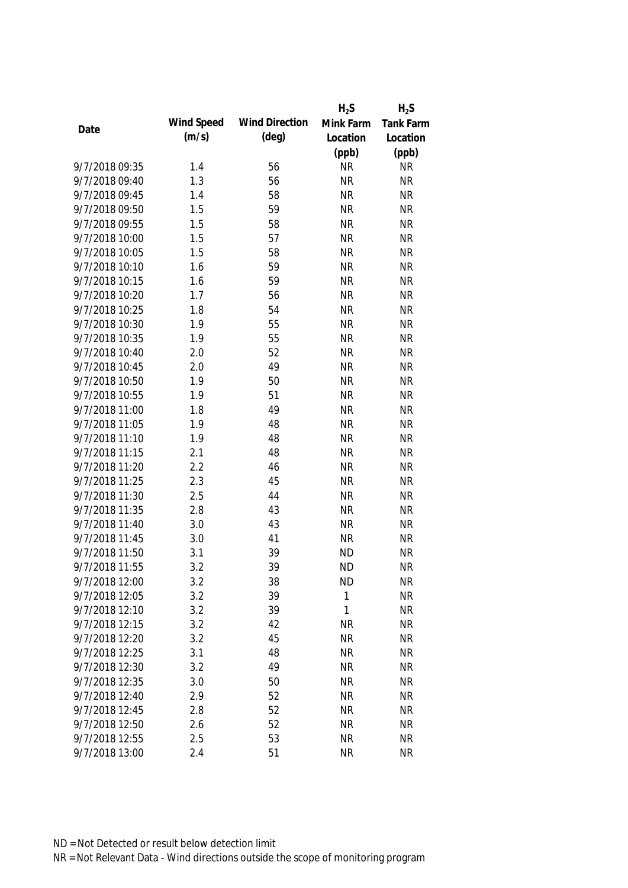| Date | Wind Speed (m/s) | Wind Direction (deg) | $H_2S$ Mink Farm Location (ppb) | $H_2S$ Tank Farm Location (ppb) |
|---|---|---|---|---|
| 9/7/2018 09:35 | 1.4 | 56 | NR | NR |
| 9/7/2018 09:40 | 1.3 | 56 | NR | NR |
| 9/7/2018 09:45 | 1.4 | 58 | NR | NR |
| 9/7/2018 09:50 | 1.5 | 59 | NR | NR |
| 9/7/2018 09:55 | 1.5 | 58 | NR | NR |
| 9/7/2018 10:00 | 1.5 | 57 | NR | NR |
| 9/7/2018 10:05 | 1.5 | 58 | NR | NR |
| 9/7/2018 10:10 | 1.6 | 59 | NR | NR |
| 9/7/2018 10:15 | 1.6 | 59 | NR | NR |
| 9/7/2018 10:20 | 1.7 | 56 | NR | NR |
| 9/7/2018 10:25 | 1.8 | 54 | NR | NR |
| 9/7/2018 10:30 | 1.9 | 55 | NR | NR |
| 9/7/2018 10:35 | 1.9 | 55 | NR | NR |
| 9/7/2018 10:40 | 2.0 | 52 | NR | NR |
| 9/7/2018 10:45 | 2.0 | 49 | NR | NR |
| 9/7/2018 10:50 | 1.9 | 50 | NR | NR |
| 9/7/2018 10:55 | 1.9 | 51 | NR | NR |
| 9/7/2018 11:00 | 1.8 | 49 | NR | NR |
| 9/7/2018 11:05 | 1.9 | 48 | NR | NR |
| 9/7/2018 11:10 | 1.9 | 48 | NR | NR |
| 9/7/2018 11:15 | 2.1 | 48 | NR | NR |
| 9/7/2018 11:20 | 2.2 | 46 | NR | NR |
| 9/7/2018 11:25 | 2.3 | 45 | NR | NR |
| 9/7/2018 11:30 | 2.5 | 44 | NR | NR |
| 9/7/2018 11:35 | 2.8 | 43 | NR | NR |
| 9/7/2018 11:40 | 3.0 | 43 | NR | NR |
| 9/7/2018 11:45 | 3.0 | 41 | NR | NR |
| 9/7/2018 11:50 | 3.1 | 39 | ND | NR |
| 9/7/2018 11:55 | 3.2 | 39 | ND | NR |
| 9/7/2018 12:00 | 3.2 | 38 | ND | NR |
| 9/7/2018 12:05 | 3.2 | 39 | 1 | NR |
| 9/7/2018 12:10 | 3.2 | 39 | 1 | NR |
| 9/7/2018 12:15 | 3.2 | 42 | NR | NR |
| 9/7/2018 12:20 | 3.2 | 45 | NR | NR |
| 9/7/2018 12:25 | 3.1 | 48 | NR | NR |
| 9/7/2018 12:30 | 3.2 | 49 | NR | NR |
| 9/7/2018 12:35 | 3.0 | 50 | NR | NR |
| 9/7/2018 12:40 | 2.9 | 52 | NR | NR |
| 9/7/2018 12:45 | 2.8 | 52 | NR | NR |
| 9/7/2018 12:50 | 2.6 | 52 | NR | NR |
| 9/7/2018 12:55 | 2.5 | 53 | NR | NR |
| 9/7/2018 13:00 | 2.4 | 51 | NR | NR |

ND = Not Detected or result below detection limit

NR = Not Relevant Data - Wind directions outside the scope of monitoring program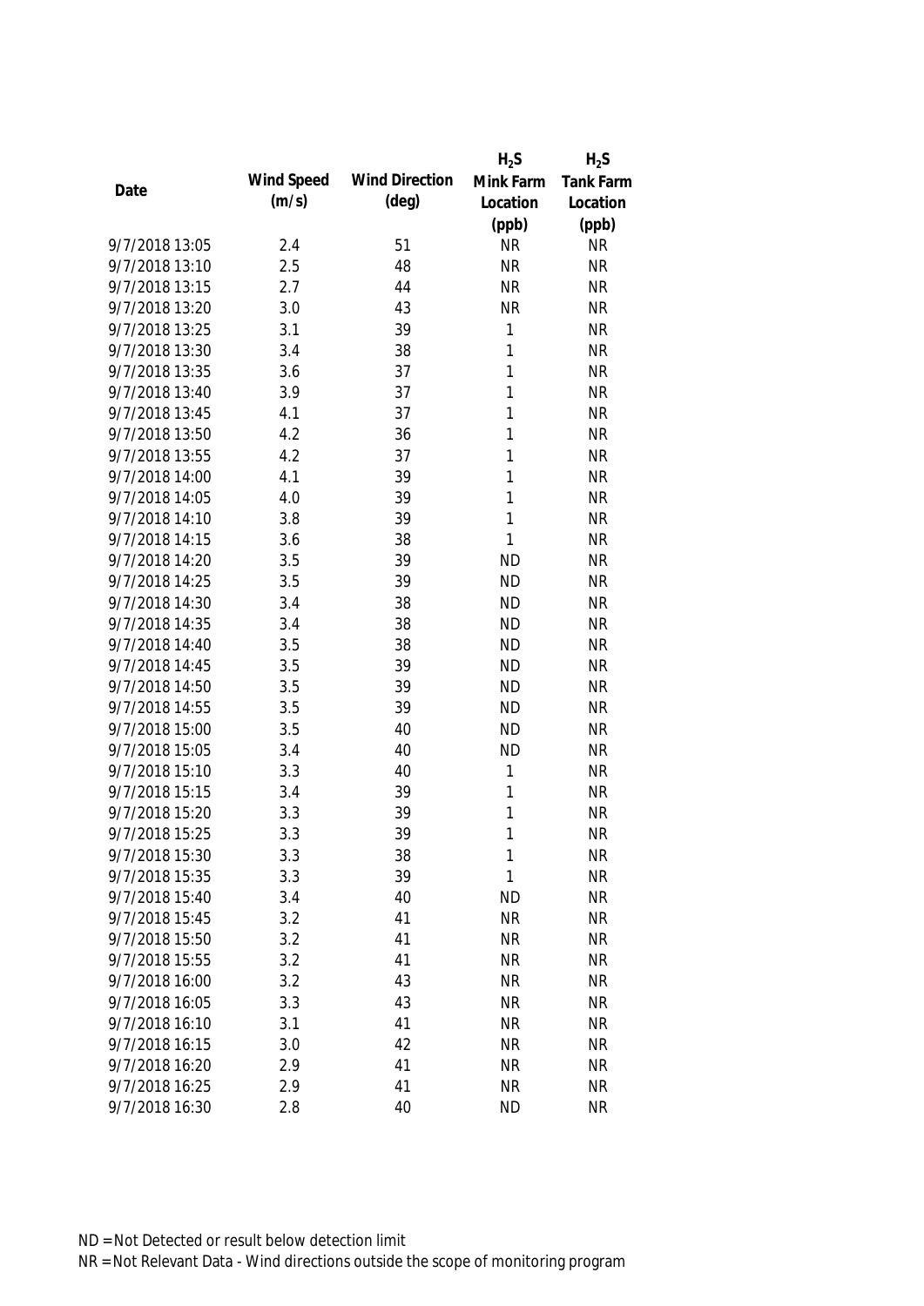| Date | Wind Speed (m/s) | Wind Direction (deg) | $H_2S$ Mink Farm Location (ppb) | $H_2S$ Tank Farm Location (ppb) |
|---|---|---|---|---|
| 9/7/2018 13:05 | 2.4 | 51 | NR | NR |
| 9/7/2018 13:10 | 2.5 | 48 | NR | NR |
| 9/7/2018 13:15 | 2.7 | 44 | NR | NR |
| 9/7/2018 13:20 | 3.0 | 43 | NR | NR |
| 9/7/2018 13:25 | 3.1 | 39 | 1 | NR |
| 9/7/2018 13:30 | 3.4 | 38 | 1 | NR |
| 9/7/2018 13:35 | 3.6 | 37 | 1 | NR |
| 9/7/2018 13:40 | 3.9 | 37 | 1 | NR |
| 9/7/2018 13:45 | 4.1 | 37 | 1 | NR |
| 9/7/2018 13:50 | 4.2 | 36 | 1 | NR |
| 9/7/2018 13:55 | 4.2 | 37 | 1 | NR |
| 9/7/2018 14:00 | 4.1 | 39 | 1 | NR |
| 9/7/2018 14:05 | 4.0 | 39 | 1 | NR |
| 9/7/2018 14:10 | 3.8 | 39 | 1 | NR |
| 9/7/2018 14:15 | 3.6 | 38 | 1 | NR |
| 9/7/2018 14:20 | 3.5 | 39 | ND | NR |
| 9/7/2018 14:25 | 3.5 | 39 | ND | NR |
| 9/7/2018 14:30 | 3.4 | 38 | ND | NR |
| 9/7/2018 14:35 | 3.4 | 38 | ND | NR |
| 9/7/2018 14:40 | 3.5 | 38 | ND | NR |
| 9/7/2018 14:45 | 3.5 | 39 | ND | NR |
| 9/7/2018 14:50 | 3.5 | 39 | ND | NR |
| 9/7/2018 14:55 | 3.5 | 39 | ND | NR |
| 9/7/2018 15:00 | 3.5 | 40 | ND | NR |
| 9/7/2018 15:05 | 3.4 | 40 | ND | NR |
| 9/7/2018 15:10 | 3.3 | 40 | 1 | NR |
| 9/7/2018 15:15 | 3.4 | 39 | 1 | NR |
| 9/7/2018 15:20 | 3.3 | 39 | 1 | NR |
| 9/7/2018 15:25 | 3.3 | 39 | 1 | NR |
| 9/7/2018 15:30 | 3.3 | 38 | 1 | NR |
| 9/7/2018 15:35 | 3.3 | 39 | 1 | NR |
| 9/7/2018 15:40 | 3.4 | 40 | ND | NR |
| 9/7/2018 15:45 | 3.2 | 41 | NR | NR |
| 9/7/2018 15:50 | 3.2 | 41 | NR | NR |
| 9/7/2018 15:55 | 3.2 | 41 | NR | NR |
| 9/7/2018 16:00 | 3.2 | 43 | NR | NR |
| 9/7/2018 16:05 | 3.3 | 43 | NR | NR |
| 9/7/2018 16:10 | 3.1 | 41 | NR | NR |
| 9/7/2018 16:15 | 3.0 | 42 | NR | NR |
| 9/7/2018 16:20 | 2.9 | 41 | NR | NR |
| 9/7/2018 16:25 | 2.9 | 41 | NR | NR |
| 9/7/2018 16:30 | 2.8 | 40 | ND | NR |

ND = Not Detected or result below detection limit

NR = Not Relevant Data - Wind directions outside the scope of monitoring program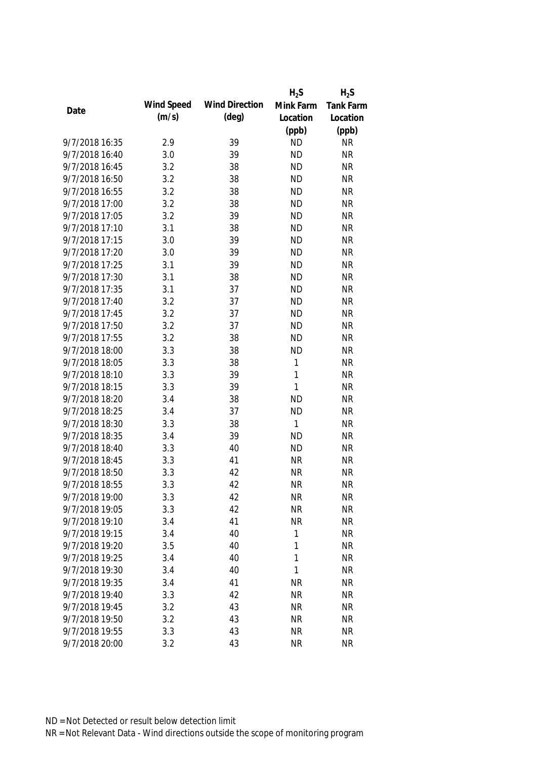| Date | Wind Speed (m/s) | Wind Direction (deg) | $H_2S$ Mink Farm Location (ppb) | $H_2S$ Tank Farm Location (ppb) |
|---|---|---|---|---|
| 9/7/2018 16:35 | 2.9 | 39 | ND | NR |
| 9/7/2018 16:40 | 3.0 | 39 | ND | NR |
| 9/7/2018 16:45 | 3.2 | 38 | ND | NR |
| 9/7/2018 16:50 | 3.2 | 38 | ND | NR |
| 9/7/2018 16:55 | 3.2 | 38 | ND | NR |
| 9/7/2018 17:00 | 3.2 | 38 | ND | NR |
| 9/7/2018 17:05 | 3.2 | 39 | ND | NR |
| 9/7/2018 17:10 | 3.1 | 38 | ND | NR |
| 9/7/2018 17:15 | 3.0 | 39 | ND | NR |
| 9/7/2018 17:20 | 3.0 | 39 | ND | NR |
| 9/7/2018 17:25 | 3.1 | 39 | ND | NR |
| 9/7/2018 17:30 | 3.1 | 38 | ND | NR |
| 9/7/2018 17:35 | 3.1 | 37 | ND | NR |
| 9/7/2018 17:40 | 3.2 | 37 | ND | NR |
| 9/7/2018 17:45 | 3.2 | 37 | ND | NR |
| 9/7/2018 17:50 | 3.2 | 37 | ND | NR |
| 9/7/2018 17:55 | 3.2 | 38 | ND | NR |
| 9/7/2018 18:00 | 3.3 | 38 | ND | NR |
| 9/7/2018 18:05 | 3.3 | 38 | 1 | NR |
| 9/7/2018 18:10 | 3.3 | 39 | 1 | NR |
| 9/7/2018 18:15 | 3.3 | 39 | 1 | NR |
| 9/7/2018 18:20 | 3.4 | 38 | ND | NR |
| 9/7/2018 18:25 | 3.4 | 37 | ND | NR |
| 9/7/2018 18:30 | 3.3 | 38 | 1 | NR |
| 9/7/2018 18:35 | 3.4 | 39 | ND | NR |
| 9/7/2018 18:40 | 3.3 | 40 | ND | NR |
| 9/7/2018 18:45 | 3.3 | 41 | NR | NR |
| 9/7/2018 18:50 | 3.3 | 42 | NR | NR |
| 9/7/2018 18:55 | 3.3 | 42 | NR | NR |
| 9/7/2018 19:00 | 3.3 | 42 | NR | NR |
| 9/7/2018 19:05 | 3.3 | 42 | NR | NR |
| 9/7/2018 19:10 | 3.4 | 41 | NR | NR |
| 9/7/2018 19:15 | 3.4 | 40 | 1 | NR |
| 9/7/2018 19:20 | 3.5 | 40 | 1 | NR |
| 9/7/2018 19:25 | 3.4 | 40 | 1 | NR |
| 9/7/2018 19:30 | 3.4 | 40 | 1 | NR |
| 9/7/2018 19:35 | 3.4 | 41 | NR | NR |
| 9/7/2018 19:40 | 3.3 | 42 | NR | NR |
| 9/7/2018 19:45 | 3.2 | 43 | NR | NR |
| 9/7/2018 19:50 | 3.2 | 43 | NR | NR |
| 9/7/2018 19:55 | 3.3 | 43 | NR | NR |
| 9/7/2018 20:00 | 3.2 | 43 | NR | NR |

ND = Not Detected or result below detection limit

NR = Not Relevant Data - Wind directions outside the scope of monitoring program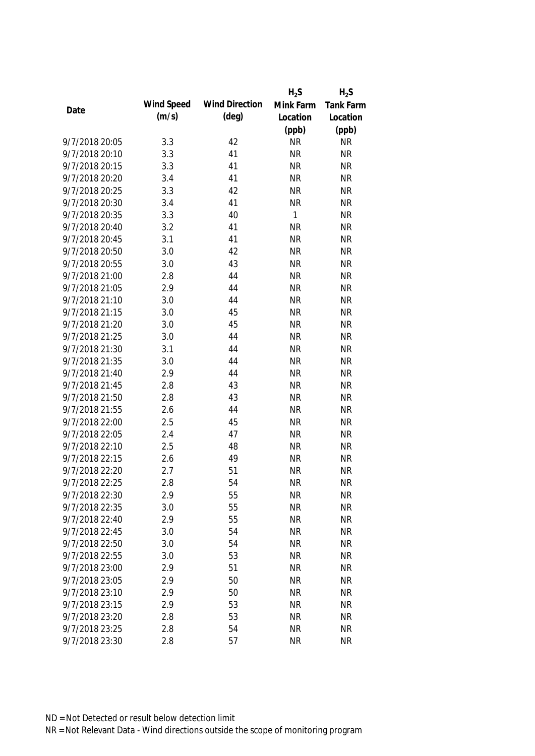| Date | Wind Speed (m/s) | Wind Direction (deg) | $H_2S$ Mink Farm Location (ppb) | $H_2S$ Tank Farm Location (ppb) |
|---|---|---|---|---|
| 9/7/2018 20:05 | 3.3 | 42 | NR | NR |
| 9/7/2018 20:10 | 3.3 | 41 | NR | NR |
| 9/7/2018 20:15 | 3.3 | 41 | NR | NR |
| 9/7/2018 20:20 | 3.4 | 41 | NR | NR |
| 9/7/2018 20:25 | 3.3 | 42 | NR | NR |
| 9/7/2018 20:30 | 3.4 | 41 | NR | NR |
| 9/7/2018 20:35 | 3.3 | 40 | 1 | NR |
| 9/7/2018 20:40 | 3.2 | 41 | NR | NR |
| 9/7/2018 20:45 | 3.1 | 41 | NR | NR |
| 9/7/2018 20:50 | 3.0 | 42 | NR | NR |
| 9/7/2018 20:55 | 3.0 | 43 | NR | NR |
| 9/7/2018 21:00 | 2.8 | 44 | NR | NR |
| 9/7/2018 21:05 | 2.9 | 44 | NR | NR |
| 9/7/2018 21:10 | 3.0 | 44 | NR | NR |
| 9/7/2018 21:15 | 3.0 | 45 | NR | NR |
| 9/7/2018 21:20 | 3.0 | 45 | NR | NR |
| 9/7/2018 21:25 | 3.0 | 44 | NR | NR |
| 9/7/2018 21:30 | 3.1 | 44 | NR | NR |
| 9/7/2018 21:35 | 3.0 | 44 | NR | NR |
| 9/7/2018 21:40 | 2.9 | 44 | NR | NR |
| 9/7/2018 21:45 | 2.8 | 43 | NR | NR |
| 9/7/2018 21:50 | 2.8 | 43 | NR | NR |
| 9/7/2018 21:55 | 2.6 | 44 | NR | NR |
| 9/7/2018 22:00 | 2.5 | 45 | NR | NR |
| 9/7/2018 22:05 | 2.4 | 47 | NR | NR |
| 9/7/2018 22:10 | 2.5 | 48 | NR | NR |
| 9/7/2018 22:15 | 2.6 | 49 | NR | NR |
| 9/7/2018 22:20 | 2.7 | 51 | NR | NR |
| 9/7/2018 22:25 | 2.8 | 54 | NR | NR |
| 9/7/2018 22:30 | 2.9 | 55 | NR | NR |
| 9/7/2018 22:35 | 3.0 | 55 | NR | NR |
| 9/7/2018 22:40 | 2.9 | 55 | NR | NR |
| 9/7/2018 22:45 | 3.0 | 54 | NR | NR |
| 9/7/2018 22:50 | 3.0 | 54 | NR | NR |
| 9/7/2018 22:55 | 3.0 | 53 | NR | NR |
| 9/7/2018 23:00 | 2.9 | 51 | NR | NR |
| 9/7/2018 23:05 | 2.9 | 50 | NR | NR |
| 9/7/2018 23:10 | 2.9 | 50 | NR | NR |
| 9/7/2018 23:15 | 2.9 | 53 | NR | NR |
| 9/7/2018 23:20 | 2.8 | 53 | NR | NR |
| 9/7/2018 23:25 | 2.8 | 54 | NR | NR |
| 9/7/2018 23:30 | 2.8 | 57 | NR | NR |

ND = Not Detected or result below detection limit

NR = Not Relevant Data - Wind directions outside the scope of monitoring program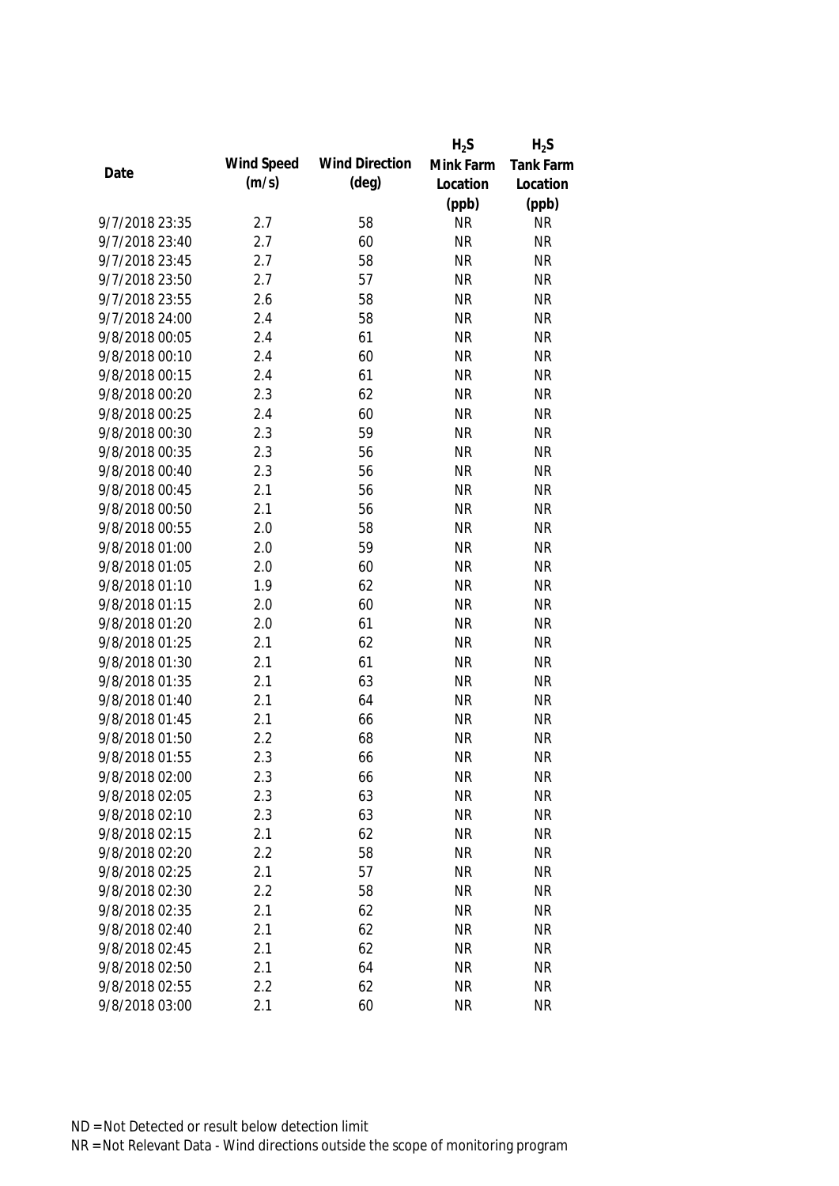| Date | Wind Speed (m/s) | Wind Direction (deg) | $H_2S$ Mink Farm Location (ppb) | $H_2S$ Tank Farm Location (ppb) |
|---|---|---|---|---|
| 9/7/2018 23:35 | 2.7 | 58 | NR | NR |
| 9/7/2018 23:40 | 2.7 | 60 | NR | NR |
| 9/7/2018 23:45 | 2.7 | 58 | NR | NR |
| 9/7/2018 23:50 | 2.7 | 57 | NR | NR |
| 9/7/2018 23:55 | 2.6 | 58 | NR | NR |
| 9/7/2018 24:00 | 2.4 | 58 | NR | NR |
| 9/8/2018 00:05 | 2.4 | 61 | NR | NR |
| 9/8/2018 00:10 | 2.4 | 60 | NR | NR |
| 9/8/2018 00:15 | 2.4 | 61 | NR | NR |
| 9/8/2018 00:20 | 2.3 | 62 | NR | NR |
| 9/8/2018 00:25 | 2.4 | 60 | NR | NR |
| 9/8/2018 00:30 | 2.3 | 59 | NR | NR |
| 9/8/2018 00:35 | 2.3 | 56 | NR | NR |
| 9/8/2018 00:40 | 2.3 | 56 | NR | NR |
| 9/8/2018 00:45 | 2.1 | 56 | NR | NR |
| 9/8/2018 00:50 | 2.1 | 56 | NR | NR |
| 9/8/2018 00:55 | 2.0 | 58 | NR | NR |
| 9/8/2018 01:00 | 2.0 | 59 | NR | NR |
| 9/8/2018 01:05 | 2.0 | 60 | NR | NR |
| 9/8/2018 01:10 | 1.9 | 62 | NR | NR |
| 9/8/2018 01:15 | 2.0 | 60 | NR | NR |
| 9/8/2018 01:20 | 2.0 | 61 | NR | NR |
| 9/8/2018 01:25 | 2.1 | 62 | NR | NR |
| 9/8/2018 01:30 | 2.1 | 61 | NR | NR |
| 9/8/2018 01:35 | 2.1 | 63 | NR | NR |
| 9/8/2018 01:40 | 2.1 | 64 | NR | NR |
| 9/8/2018 01:45 | 2.1 | 66 | NR | NR |
| 9/8/2018 01:50 | 2.2 | 68 | NR | NR |
| 9/8/2018 01:55 | 2.3 | 66 | NR | NR |
| 9/8/2018 02:00 | 2.3 | 66 | NR | NR |
| 9/8/2018 02:05 | 2.3 | 63 | NR | NR |
| 9/8/2018 02:10 | 2.3 | 63 | NR | NR |
| 9/8/2018 02:15 | 2.1 | 62 | NR | NR |
| 9/8/2018 02:20 | 2.2 | 58 | NR | NR |
| 9/8/2018 02:25 | 2.1 | 57 | NR | NR |
| 9/8/2018 02:30 | 2.2 | 58 | NR | NR |
| 9/8/2018 02:35 | 2.1 | 62 | NR | NR |
| 9/8/2018 02:40 | 2.1 | 62 | NR | NR |
| 9/8/2018 02:45 | 2.1 | 62 | NR | NR |
| 9/8/2018 02:50 | 2.1 | 64 | NR | NR |
| 9/8/2018 02:55 | 2.2 | 62 | NR | NR |
| 9/8/2018 03:00 | 2.1 | 60 | NR | NR |

ND = Not Detected or result below detection limit

NR = Not Relevant Data - Wind directions outside the scope of monitoring program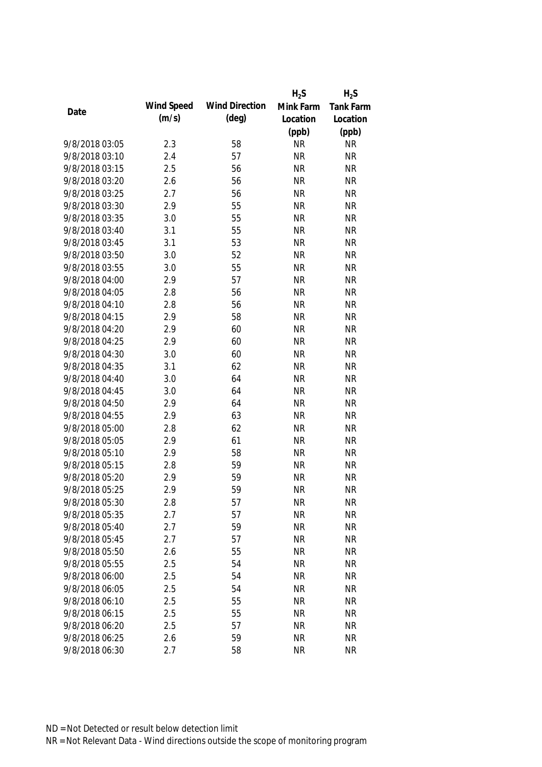| Date | Wind Speed (m/s) | Wind Direction (deg) | $H_2S$ Mink Farm Location (ppb) | $H_2S$ Tank Farm Location (ppb) |
|---|---|---|---|---|
| 9/8/2018 03:05 | 2.3 | 58 | NR | NR |
| 9/8/2018 03:10 | 2.4 | 57 | NR | NR |
| 9/8/2018 03:15 | 2.5 | 56 | NR | NR |
| 9/8/2018 03:20 | 2.6 | 56 | NR | NR |
| 9/8/2018 03:25 | 2.7 | 56 | NR | NR |
| 9/8/2018 03:30 | 2.9 | 55 | NR | NR |
| 9/8/2018 03:35 | 3.0 | 55 | NR | NR |
| 9/8/2018 03:40 | 3.1 | 55 | NR | NR |
| 9/8/2018 03:45 | 3.1 | 53 | NR | NR |
| 9/8/2018 03:50 | 3.0 | 52 | NR | NR |
| 9/8/2018 03:55 | 3.0 | 55 | NR | NR |
| 9/8/2018 04:00 | 2.9 | 57 | NR | NR |
| 9/8/2018 04:05 | 2.8 | 56 | NR | NR |
| 9/8/2018 04:10 | 2.8 | 56 | NR | NR |
| 9/8/2018 04:15 | 2.9 | 58 | NR | NR |
| 9/8/2018 04:20 | 2.9 | 60 | NR | NR |
| 9/8/2018 04:25 | 2.9 | 60 | NR | NR |
| 9/8/2018 04:30 | 3.0 | 60 | NR | NR |
| 9/8/2018 04:35 | 3.1 | 62 | NR | NR |
| 9/8/2018 04:40 | 3.0 | 64 | NR | NR |
| 9/8/2018 04:45 | 3.0 | 64 | NR | NR |
| 9/8/2018 04:50 | 2.9 | 64 | NR | NR |
| 9/8/2018 04:55 | 2.9 | 63 | NR | NR |
| 9/8/2018 05:00 | 2.8 | 62 | NR | NR |
| 9/8/2018 05:05 | 2.9 | 61 | NR | NR |
| 9/8/2018 05:10 | 2.9 | 58 | NR | NR |
| 9/8/2018 05:15 | 2.8 | 59 | NR | NR |
| 9/8/2018 05:20 | 2.9 | 59 | NR | NR |
| 9/8/2018 05:25 | 2.9 | 59 | NR | NR |
| 9/8/2018 05:30 | 2.8 | 57 | NR | NR |
| 9/8/2018 05:35 | 2.7 | 57 | NR | NR |
| 9/8/2018 05:40 | 2.7 | 59 | NR | NR |
| 9/8/2018 05:45 | 2.7 | 57 | NR | NR |
| 9/8/2018 05:50 | 2.6 | 55 | NR | NR |
| 9/8/2018 05:55 | 2.5 | 54 | NR | NR |
| 9/8/2018 06:00 | 2.5 | 54 | NR | NR |
| 9/8/2018 06:05 | 2.5 | 54 | NR | NR |
| 9/8/2018 06:10 | 2.5 | 55 | NR | NR |
| 9/8/2018 06:15 | 2.5 | 55 | NR | NR |
| 9/8/2018 06:20 | 2.5 | 57 | NR | NR |
| 9/8/2018 06:25 | 2.6 | 59 | NR | NR |
| 9/8/2018 06:30 | 2.7 | 58 | NR | NR |

ND = Not Detected or result below detection limit

NR = Not Relevant Data - Wind directions outside the scope of monitoring program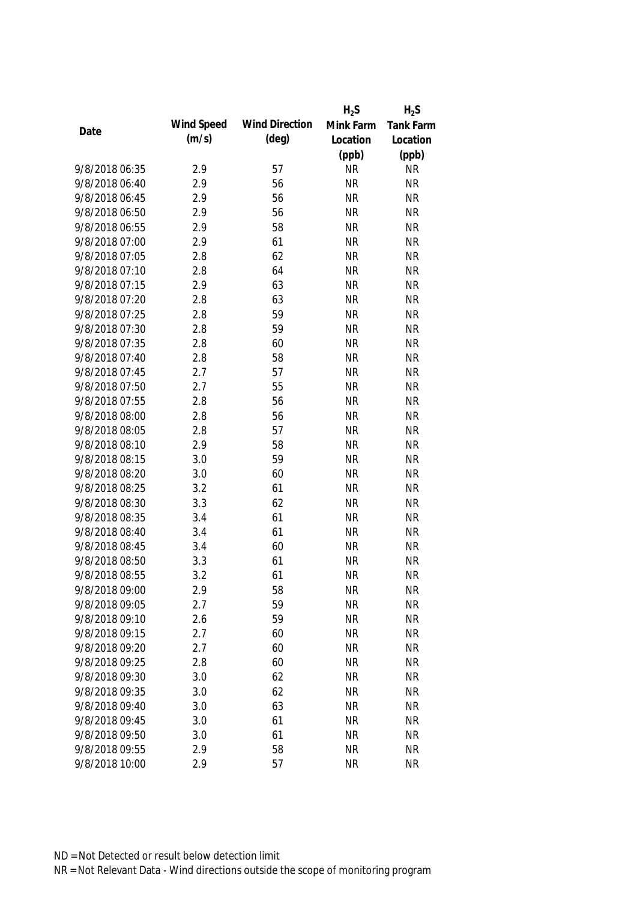| Date | Wind Speed (m/s) | Wind Direction (deg) | $H_2S$ Mink Farm Location (ppb) | $H_2S$ Tank Farm Location (ppb) |
|---|---|---|---|---|
| 9/8/2018 06:35 | 2.9 | 57 | NR | NR |
| 9/8/2018 06:40 | 2.9 | 56 | NR | NR |
| 9/8/2018 06:45 | 2.9 | 56 | NR | NR |
| 9/8/2018 06:50 | 2.9 | 56 | NR | NR |
| 9/8/2018 06:55 | 2.9 | 58 | NR | NR |
| 9/8/2018 07:00 | 2.9 | 61 | NR | NR |
| 9/8/2018 07:05 | 2.8 | 62 | NR | NR |
| 9/8/2018 07:10 | 2.8 | 64 | NR | NR |
| 9/8/2018 07:15 | 2.9 | 63 | NR | NR |
| 9/8/2018 07:20 | 2.8 | 63 | NR | NR |
| 9/8/2018 07:25 | 2.8 | 59 | NR | NR |
| 9/8/2018 07:30 | 2.8 | 59 | NR | NR |
| 9/8/2018 07:35 | 2.8 | 60 | NR | NR |
| 9/8/2018 07:40 | 2.8 | 58 | NR | NR |
| 9/8/2018 07:45 | 2.7 | 57 | NR | NR |
| 9/8/2018 07:50 | 2.7 | 55 | NR | NR |
| 9/8/2018 07:55 | 2.8 | 56 | NR | NR |
| 9/8/2018 08:00 | 2.8 | 56 | NR | NR |
| 9/8/2018 08:05 | 2.8 | 57 | NR | NR |
| 9/8/2018 08:10 | 2.9 | 58 | NR | NR |
| 9/8/2018 08:15 | 3.0 | 59 | NR | NR |
| 9/8/2018 08:20 | 3.0 | 60 | NR | NR |
| 9/8/2018 08:25 | 3.2 | 61 | NR | NR |
| 9/8/2018 08:30 | 3.3 | 62 | NR | NR |
| 9/8/2018 08:35 | 3.4 | 61 | NR | NR |
| 9/8/2018 08:40 | 3.4 | 61 | NR | NR |
| 9/8/2018 08:45 | 3.4 | 60 | NR | NR |
| 9/8/2018 08:50 | 3.3 | 61 | NR | NR |
| 9/8/2018 08:55 | 3.2 | 61 | NR | NR |
| 9/8/2018 09:00 | 2.9 | 58 | NR | NR |
| 9/8/2018 09:05 | 2.7 | 59 | NR | NR |
| 9/8/2018 09:10 | 2.6 | 59 | NR | NR |
| 9/8/2018 09:15 | 2.7 | 60 | NR | NR |
| 9/8/2018 09:20 | 2.7 | 60 | NR | NR |
| 9/8/2018 09:25 | 2.8 | 60 | NR | NR |
| 9/8/2018 09:30 | 3.0 | 62 | NR | NR |
| 9/8/2018 09:35 | 3.0 | 62 | NR | NR |
| 9/8/2018 09:40 | 3.0 | 63 | NR | NR |
| 9/8/2018 09:45 | 3.0 | 61 | NR | NR |
| 9/8/2018 09:50 | 3.0 | 61 | NR | NR |
| 9/8/2018 09:55 | 2.9 | 58 | NR | NR |
| 9/8/2018 10:00 | 2.9 | 57 | NR | NR |

ND = Not Detected or result below detection limit

NR = Not Relevant Data - Wind directions outside the scope of monitoring program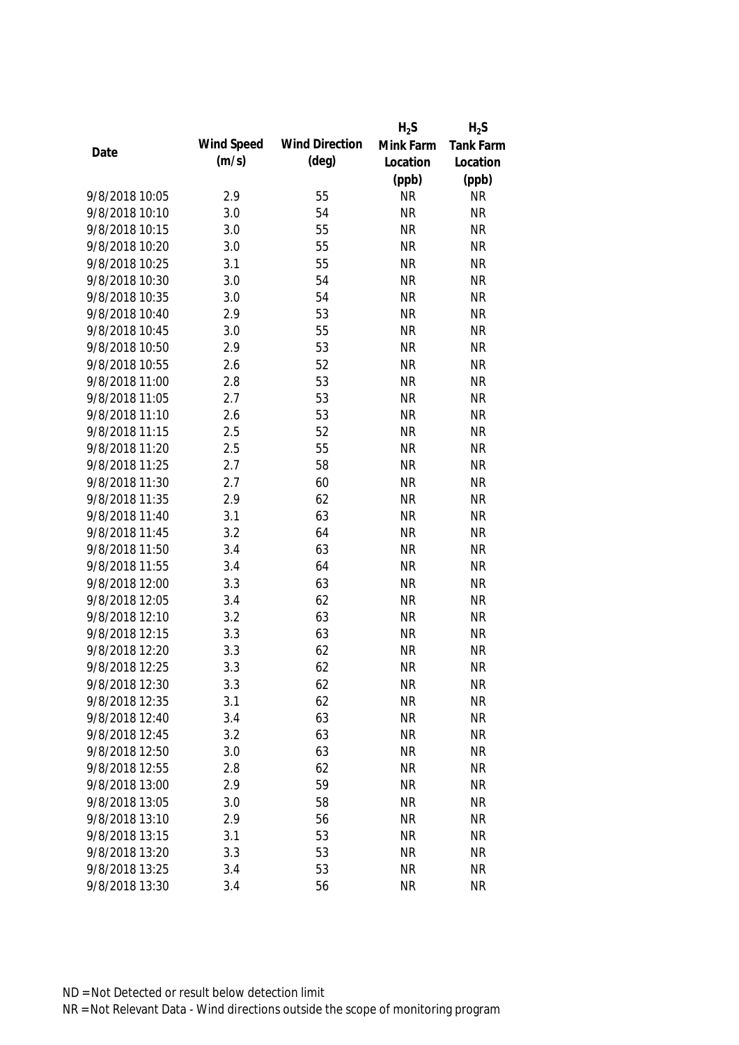| Date | Wind Speed (m/s) | Wind Direction (deg) | $H_2S$ Mink Farm Location (ppb) | $H_2S$ Tank Farm Location (ppb) |
|---|---|---|---|---|
| 9/8/2018 10:05 | 2.9 | 55 | NR | NR |
| 9/8/2018 10:10 | 3.0 | 54 | NR | NR |
| 9/8/2018 10:15 | 3.0 | 55 | NR | NR |
| 9/8/2018 10:20 | 3.0 | 55 | NR | NR |
| 9/8/2018 10:25 | 3.1 | 55 | NR | NR |
| 9/8/2018 10:30 | 3.0 | 54 | NR | NR |
| 9/8/2018 10:35 | 3.0 | 54 | NR | NR |
| 9/8/2018 10:40 | 2.9 | 53 | NR | NR |
| 9/8/2018 10:45 | 3.0 | 55 | NR | NR |
| 9/8/2018 10:50 | 2.9 | 53 | NR | NR |
| 9/8/2018 10:55 | 2.6 | 52 | NR | NR |
| 9/8/2018 11:00 | 2.8 | 53 | NR | NR |
| 9/8/2018 11:05 | 2.7 | 53 | NR | NR |
| 9/8/2018 11:10 | 2.6 | 53 | NR | NR |
| 9/8/2018 11:15 | 2.5 | 52 | NR | NR |
| 9/8/2018 11:20 | 2.5 | 55 | NR | NR |
| 9/8/2018 11:25 | 2.7 | 58 | NR | NR |
| 9/8/2018 11:30 | 2.7 | 60 | NR | NR |
| 9/8/2018 11:35 | 2.9 | 62 | NR | NR |
| 9/8/2018 11:40 | 3.1 | 63 | NR | NR |
| 9/8/2018 11:45 | 3.2 | 64 | NR | NR |
| 9/8/2018 11:50 | 3.4 | 63 | NR | NR |
| 9/8/2018 11:55 | 3.4 | 64 | NR | NR |
| 9/8/2018 12:00 | 3.3 | 63 | NR | NR |
| 9/8/2018 12:05 | 3.4 | 62 | NR | NR |
| 9/8/2018 12:10 | 3.2 | 63 | NR | NR |
| 9/8/2018 12:15 | 3.3 | 63 | NR | NR |
| 9/8/2018 12:20 | 3.3 | 62 | NR | NR |
| 9/8/2018 12:25 | 3.3 | 62 | NR | NR |
| 9/8/2018 12:30 | 3.3 | 62 | NR | NR |
| 9/8/2018 12:35 | 3.1 | 62 | NR | NR |
| 9/8/2018 12:40 | 3.4 | 63 | NR | NR |
| 9/8/2018 12:45 | 3.2 | 63 | NR | NR |
| 9/8/2018 12:50 | 3.0 | 63 | NR | NR |
| 9/8/2018 12:55 | 2.8 | 62 | NR | NR |
| 9/8/2018 13:00 | 2.9 | 59 | NR | NR |
| 9/8/2018 13:05 | 3.0 | 58 | NR | NR |
| 9/8/2018 13:10 | 2.9 | 56 | NR | NR |
| 9/8/2018 13:15 | 3.1 | 53 | NR | NR |
| 9/8/2018 13:20 | 3.3 | 53 | NR | NR |
| 9/8/2018 13:25 | 3.4 | 53 | NR | NR |
| 9/8/2018 13:30 | 3.4 | 56 | NR | NR |

ND = Not Detected or result below detection limit

NR = Not Relevant Data - Wind directions outside the scope of monitoring program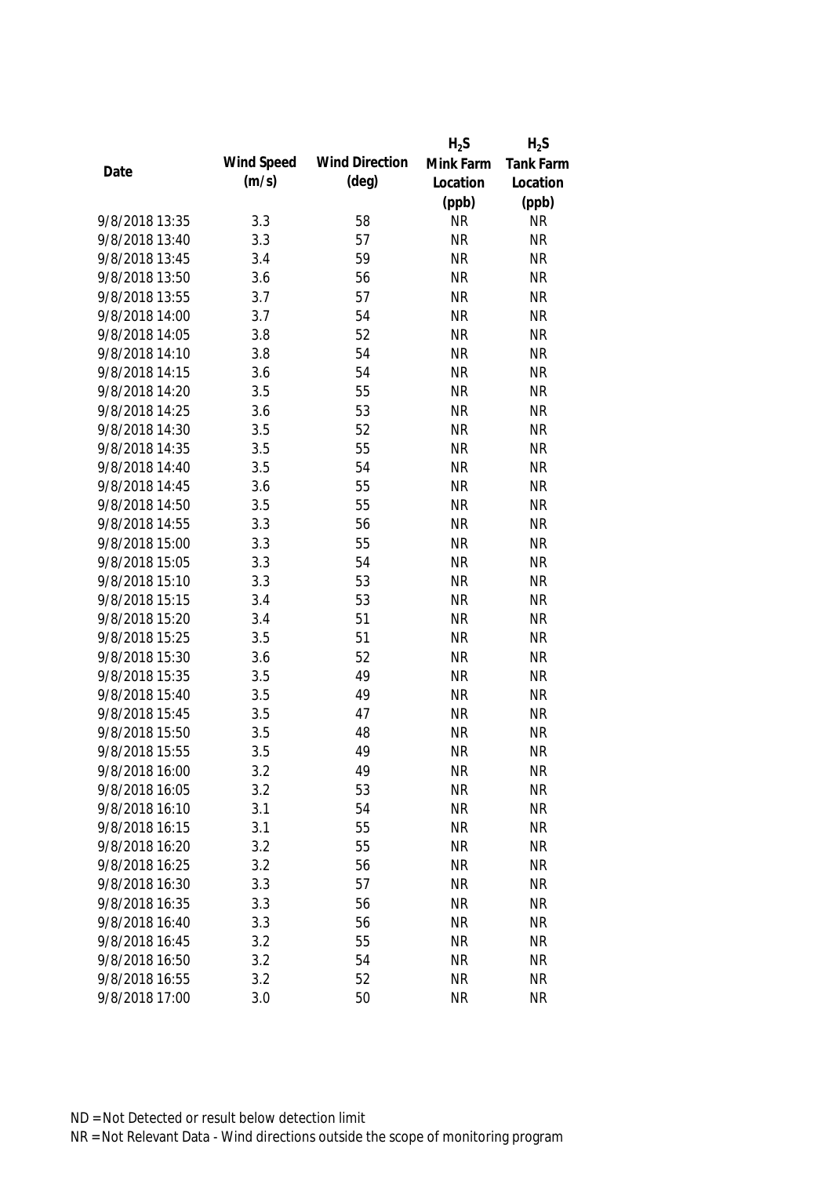| Date | Wind Speed (m/s) | Wind Direction (deg) | $H_2S$ Mink Farm Location (ppb) | $H_2S$ Tank Farm Location (ppb) |
|---|---|---|---|---|
| 9/8/2018 13:35 | 3.3 | 58 | NR | NR |
| 9/8/2018 13:40 | 3.3 | 57 | NR | NR |
| 9/8/2018 13:45 | 3.4 | 59 | NR | NR |
| 9/8/2018 13:50 | 3.6 | 56 | NR | NR |
| 9/8/2018 13:55 | 3.7 | 57 | NR | NR |
| 9/8/2018 14:00 | 3.7 | 54 | NR | NR |
| 9/8/2018 14:05 | 3.8 | 52 | NR | NR |
| 9/8/2018 14:10 | 3.8 | 54 | NR | NR |
| 9/8/2018 14:15 | 3.6 | 54 | NR | NR |
| 9/8/2018 14:20 | 3.5 | 55 | NR | NR |
| 9/8/2018 14:25 | 3.6 | 53 | NR | NR |
| 9/8/2018 14:30 | 3.5 | 52 | NR | NR |
| 9/8/2018 14:35 | 3.5 | 55 | NR | NR |
| 9/8/2018 14:40 | 3.5 | 54 | NR | NR |
| 9/8/2018 14:45 | 3.6 | 55 | NR | NR |
| 9/8/2018 14:50 | 3.5 | 55 | NR | NR |
| 9/8/2018 14:55 | 3.3 | 56 | NR | NR |
| 9/8/2018 15:00 | 3.3 | 55 | NR | NR |
| 9/8/2018 15:05 | 3.3 | 54 | NR | NR |
| 9/8/2018 15:10 | 3.3 | 53 | NR | NR |
| 9/8/2018 15:15 | 3.4 | 53 | NR | NR |
| 9/8/2018 15:20 | 3.4 | 51 | NR | NR |
| 9/8/2018 15:25 | 3.5 | 51 | NR | NR |
| 9/8/2018 15:30 | 3.6 | 52 | NR | NR |
| 9/8/2018 15:35 | 3.5 | 49 | NR | NR |
| 9/8/2018 15:40 | 3.5 | 49 | NR | NR |
| 9/8/2018 15:45 | 3.5 | 47 | NR | NR |
| 9/8/2018 15:50 | 3.5 | 48 | NR | NR |
| 9/8/2018 15:55 | 3.5 | 49 | NR | NR |
| 9/8/2018 16:00 | 3.2 | 49 | NR | NR |
| 9/8/2018 16:05 | 3.2 | 53 | NR | NR |
| 9/8/2018 16:10 | 3.1 | 54 | NR | NR |
| 9/8/2018 16:15 | 3.1 | 55 | NR | NR |
| 9/8/2018 16:20 | 3.2 | 55 | NR | NR |
| 9/8/2018 16:25 | 3.2 | 56 | NR | NR |
| 9/8/2018 16:30 | 3.3 | 57 | NR | NR |
| 9/8/2018 16:35 | 3.3 | 56 | NR | NR |
| 9/8/2018 16:40 | 3.3 | 56 | NR | NR |
| 9/8/2018 16:45 | 3.2 | 55 | NR | NR |
| 9/8/2018 16:50 | 3.2 | 54 | NR | NR |
| 9/8/2018 16:55 | 3.2 | 52 | NR | NR |
| 9/8/2018 17:00 | 3.0 | 50 | NR | NR |

ND = Not Detected or result below detection limit

NR = Not Relevant Data - Wind directions outside the scope of monitoring program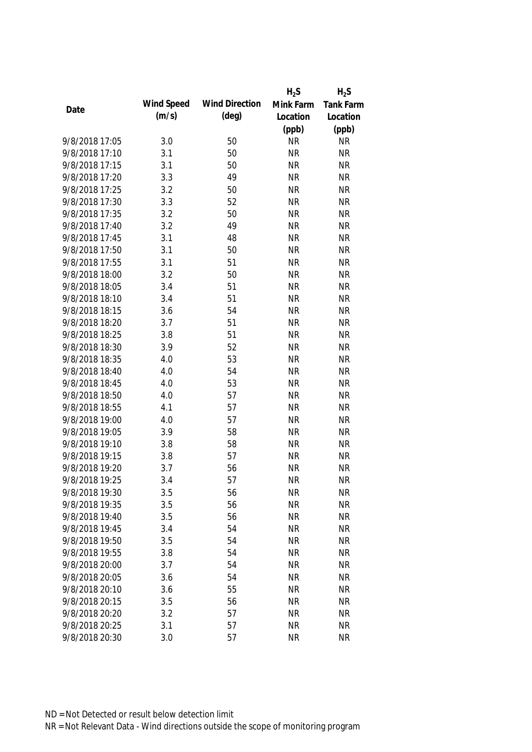| Date | Wind Speed (m/s) | Wind Direction (deg) | $H_2S$ Mink Farm Location (ppb) | $H_2S$ Tank Farm Location (ppb) |
|---|---|---|---|---|
| 9/8/2018 17:05 | 3.0 | 50 | NR | NR |
| 9/8/2018 17:10 | 3.1 | 50 | NR | NR |
| 9/8/2018 17:15 | 3.1 | 50 | NR | NR |
| 9/8/2018 17:20 | 3.3 | 49 | NR | NR |
| 9/8/2018 17:25 | 3.2 | 50 | NR | NR |
| 9/8/2018 17:30 | 3.3 | 52 | NR | NR |
| 9/8/2018 17:35 | 3.2 | 50 | NR | NR |
| 9/8/2018 17:40 | 3.2 | 49 | NR | NR |
| 9/8/2018 17:45 | 3.1 | 48 | NR | NR |
| 9/8/2018 17:50 | 3.1 | 50 | NR | NR |
| 9/8/2018 17:55 | 3.1 | 51 | NR | NR |
| 9/8/2018 18:00 | 3.2 | 50 | NR | NR |
| 9/8/2018 18:05 | 3.4 | 51 | NR | NR |
| 9/8/2018 18:10 | 3.4 | 51 | NR | NR |
| 9/8/2018 18:15 | 3.6 | 54 | NR | NR |
| 9/8/2018 18:20 | 3.7 | 51 | NR | NR |
| 9/8/2018 18:25 | 3.8 | 51 | NR | NR |
| 9/8/2018 18:30 | 3.9 | 52 | NR | NR |
| 9/8/2018 18:35 | 4.0 | 53 | NR | NR |
| 9/8/2018 18:40 | 4.0 | 54 | NR | NR |
| 9/8/2018 18:45 | 4.0 | 53 | NR | NR |
| 9/8/2018 18:50 | 4.0 | 57 | NR | NR |
| 9/8/2018 18:55 | 4.1 | 57 | NR | NR |
| 9/8/2018 19:00 | 4.0 | 57 | NR | NR |
| 9/8/2018 19:05 | 3.9 | 58 | NR | NR |
| 9/8/2018 19:10 | 3.8 | 58 | NR | NR |
| 9/8/2018 19:15 | 3.8 | 57 | NR | NR |
| 9/8/2018 19:20 | 3.7 | 56 | NR | NR |
| 9/8/2018 19:25 | 3.4 | 57 | NR | NR |
| 9/8/2018 19:30 | 3.5 | 56 | NR | NR |
| 9/8/2018 19:35 | 3.5 | 56 | NR | NR |
| 9/8/2018 19:40 | 3.5 | 56 | NR | NR |
| 9/8/2018 19:45 | 3.4 | 54 | NR | NR |
| 9/8/2018 19:50 | 3.5 | 54 | NR | NR |
| 9/8/2018 19:55 | 3.8 | 54 | NR | NR |
| 9/8/2018 20:00 | 3.7 | 54 | NR | NR |
| 9/8/2018 20:05 | 3.6 | 54 | NR | NR |
| 9/8/2018 20:10 | 3.6 | 55 | NR | NR |
| 9/8/2018 20:15 | 3.5 | 56 | NR | NR |
| 9/8/2018 20:20 | 3.2 | 57 | NR | NR |
| 9/8/2018 20:25 | 3.1 | 57 | NR | NR |
| 9/8/2018 20:30 | 3.0 | 57 | NR | NR |

ND = Not Detected or result below detection limit
NR = Not Relevant Data - Wind directions outside the scope of monitoring program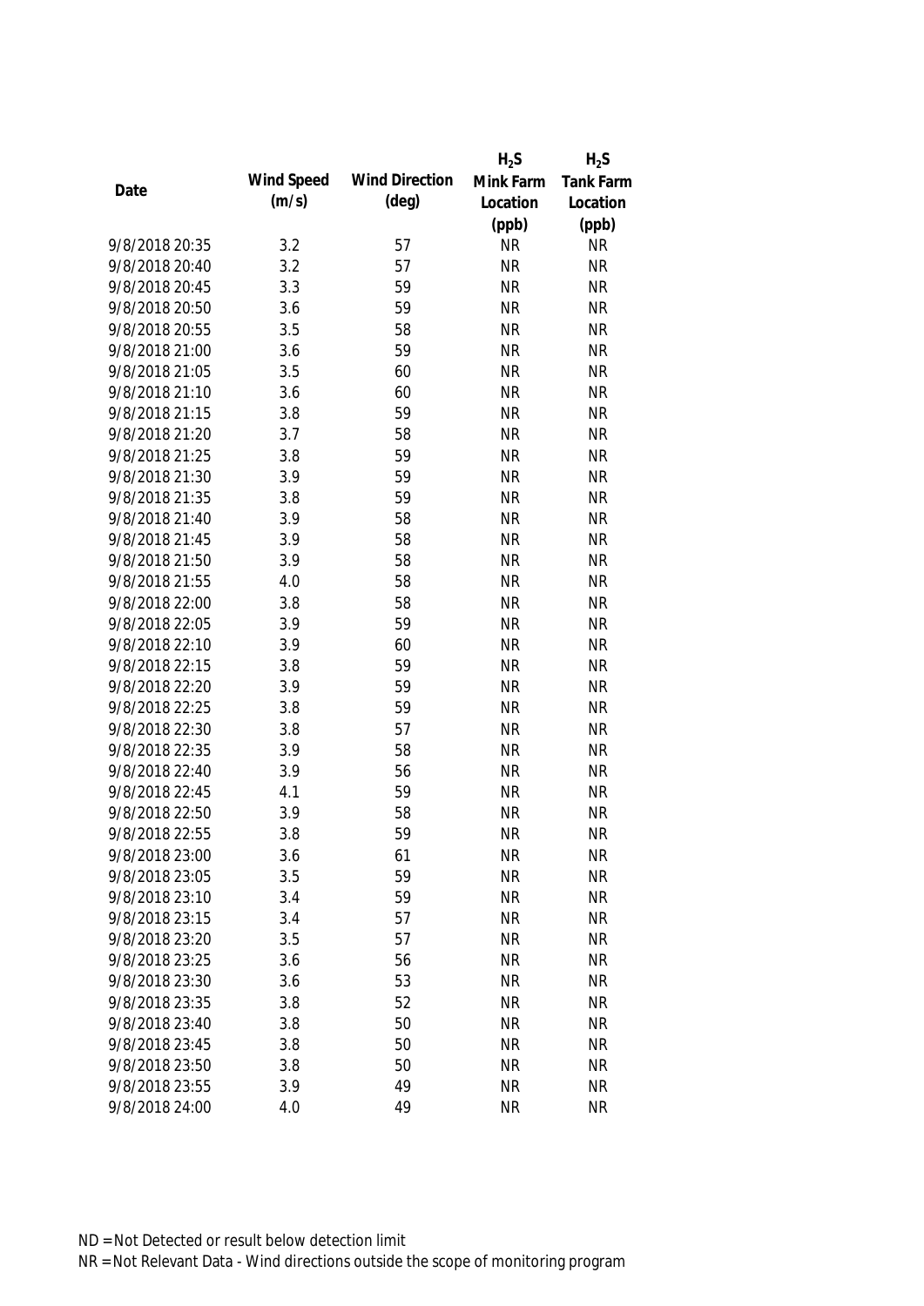| Date | Wind Speed (m/s) | Wind Direction (deg) | $H_2S$ Mink Farm Location (ppb) | $H_2S$ Tank Farm Location (ppb) |
|---|---|---|---|---|
| 9/8/2018 20:35 | 3.2 | 57 | NR | NR |
| 9/8/2018 20:40 | 3.2 | 57 | NR | NR |
| 9/8/2018 20:45 | 3.3 | 59 | NR | NR |
| 9/8/2018 20:50 | 3.6 | 59 | NR | NR |
| 9/8/2018 20:55 | 3.5 | 58 | NR | NR |
| 9/8/2018 21:00 | 3.6 | 59 | NR | NR |
| 9/8/2018 21:05 | 3.5 | 60 | NR | NR |
| 9/8/2018 21:10 | 3.6 | 60 | NR | NR |
| 9/8/2018 21:15 | 3.8 | 59 | NR | NR |
| 9/8/2018 21:20 | 3.7 | 58 | NR | NR |
| 9/8/2018 21:25 | 3.8 | 59 | NR | NR |
| 9/8/2018 21:30 | 3.9 | 59 | NR | NR |
| 9/8/2018 21:35 | 3.8 | 59 | NR | NR |
| 9/8/2018 21:40 | 3.9 | 58 | NR | NR |
| 9/8/2018 21:45 | 3.9 | 58 | NR | NR |
| 9/8/2018 21:50 | 3.9 | 58 | NR | NR |
| 9/8/2018 21:55 | 4.0 | 58 | NR | NR |
| 9/8/2018 22:00 | 3.8 | 58 | NR | NR |
| 9/8/2018 22:05 | 3.9 | 59 | NR | NR |
| 9/8/2018 22:10 | 3.9 | 60 | NR | NR |
| 9/8/2018 22:15 | 3.8 | 59 | NR | NR |
| 9/8/2018 22:20 | 3.9 | 59 | NR | NR |
| 9/8/2018 22:25 | 3.8 | 59 | NR | NR |
| 9/8/2018 22:30 | 3.8 | 57 | NR | NR |
| 9/8/2018 22:35 | 3.9 | 58 | NR | NR |
| 9/8/2018 22:40 | 3.9 | 56 | NR | NR |
| 9/8/2018 22:45 | 4.1 | 59 | NR | NR |
| 9/8/2018 22:50 | 3.9 | 58 | NR | NR |
| 9/8/2018 22:55 | 3.8 | 59 | NR | NR |
| 9/8/2018 23:00 | 3.6 | 61 | NR | NR |
| 9/8/2018 23:05 | 3.5 | 59 | NR | NR |
| 9/8/2018 23:10 | 3.4 | 59 | NR | NR |
| 9/8/2018 23:15 | 3.4 | 57 | NR | NR |
| 9/8/2018 23:20 | 3.5 | 57 | NR | NR |
| 9/8/2018 23:25 | 3.6 | 56 | NR | NR |
| 9/8/2018 23:30 | 3.6 | 53 | NR | NR |
| 9/8/2018 23:35 | 3.8 | 52 | NR | NR |
| 9/8/2018 23:40 | 3.8 | 50 | NR | NR |
| 9/8/2018 23:45 | 3.8 | 50 | NR | NR |
| 9/8/2018 23:50 | 3.8 | 50 | NR | NR |
| 9/8/2018 23:55 | 3.9 | 49 | NR | NR |
| 9/8/2018 24:00 | 4.0 | 49 | NR | NR |

ND = Not Detected or result below detection limit

NR = Not Relevant Data - Wind directions outside the scope of monitoring program